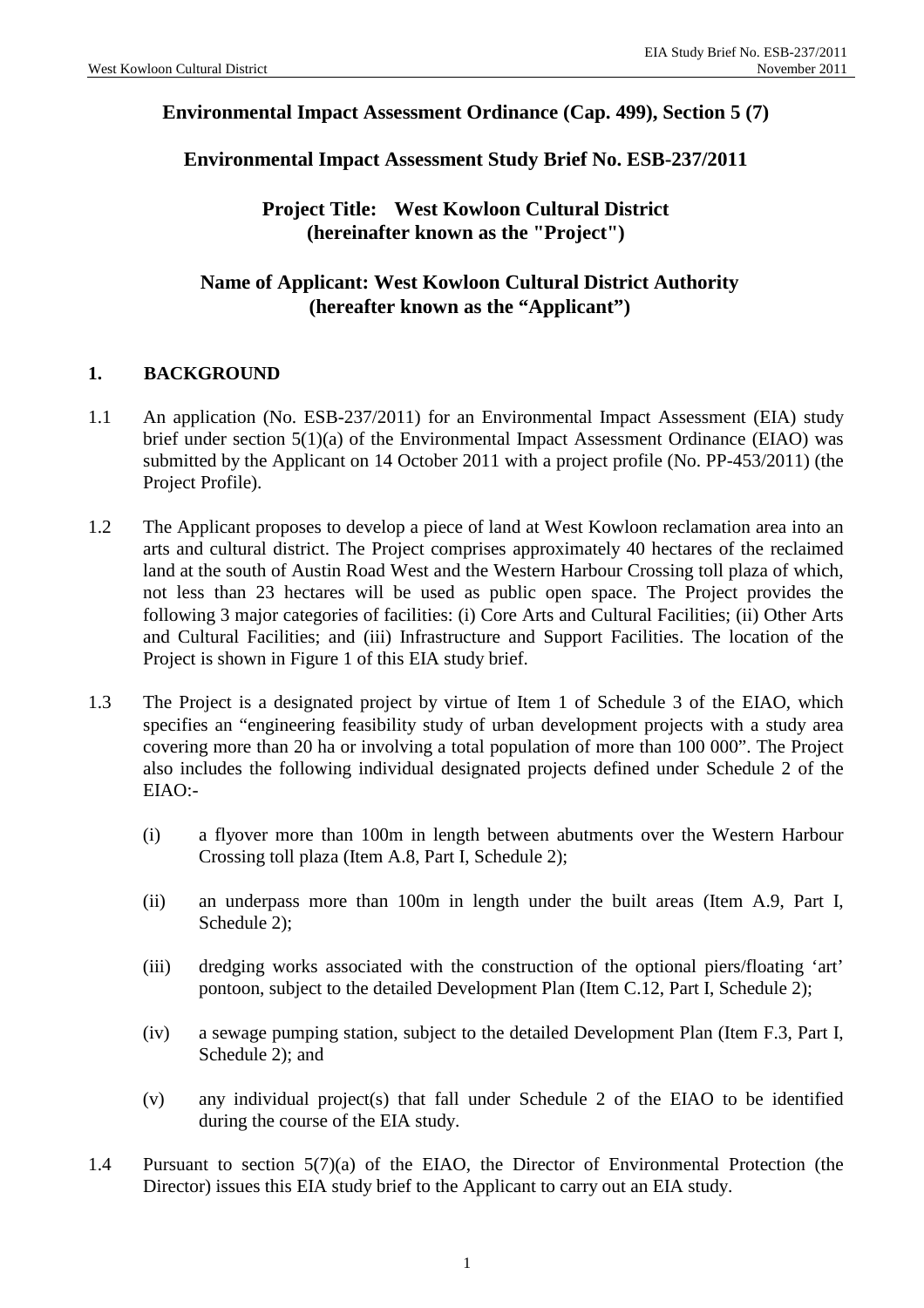**Environmental Impact Assessment Ordinance (Cap. 499), Section 5 (7)**

**Environmental Impact Assessment Study Brief No. ESB-237/2011**

**Project Title: West Kowloon Cultural District**
**(hereinafter known as the "Project")**

**Name of Applicant: West Kowloon Cultural District Authority**
**(hereafter known as the "Applicant")**

## 1. BACKGROUND

1.1 An application (No. ESB-237/2011) for an Environmental Impact Assessment (EIA) study brief under section 5(1)(a) of the Environmental Impact Assessment Ordinance (EIAO) was submitted by the Applicant on 14 October 2011 with a project profile (No. PP-453/2011) (the Project Profile).

1.2 The Applicant proposes to develop a piece of land at West Kowloon reclamation area into an arts and cultural district. The Project comprises approximately 40 hectares of the reclaimed land at the south of Austin Road West and the Western Harbour Crossing toll plaza of which, not less than 23 hectares will be used as public open space. The Project provides the following 3 major categories of facilities: (i) Core Arts and Cultural Facilities; (ii) Other Arts and Cultural Facilities; and (iii) Infrastructure and Support Facilities. The location of the Project is shown in Figure 1 of this EIA study brief.

1.3 The Project is a designated project by virtue of Item 1 of Schedule 3 of the EIAO, which specifies an "engineering feasibility study of urban development projects with a study area covering more than 20 ha or involving a total population of more than 100 000". The Project also includes the following individual designated projects defined under Schedule 2 of the EIAO:-

(i) a flyover more than 100m in length between abutments over the Western Harbour Crossing toll plaza (Item A.8, Part I, Schedule 2);

(ii) an underpass more than 100m in length under the built areas (Item A.9, Part I, Schedule 2);

(iii) dredging works associated with the construction of the optional piers/floating 'art' pontoon, subject to the detailed Development Plan (Item C.12, Part I, Schedule 2);

(iv) a sewage pumping station, subject to the detailed Development Plan (Item F.3, Part I, Schedule 2); and

(v) any individual project(s) that fall under Schedule 2 of the EIAO to be identified during the course of the EIA study.

1.4 Pursuant to section 5(7)(a) of the EIAO, the Director of Environmental Protection (the Director) issues this EIA study brief to the Applicant to carry out an EIA study.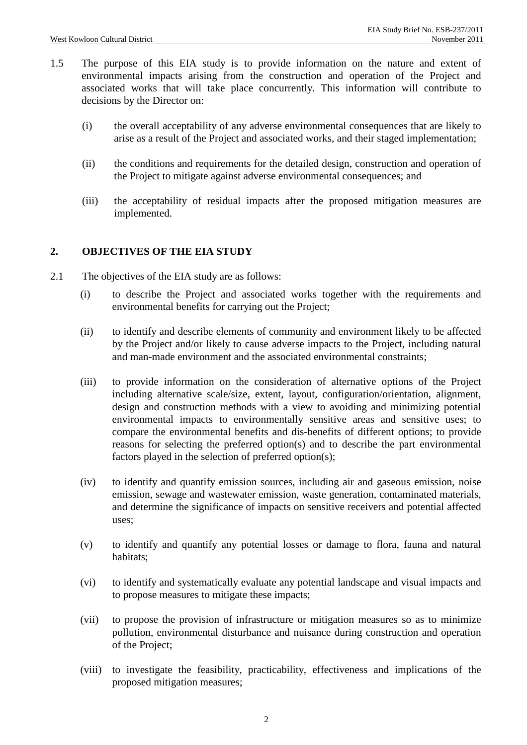1.5 The purpose of this EIA study is to provide information on the nature and extent of environmental impacts arising from the construction and operation of the Project and associated works that will take place concurrently. This information will contribute to decisions by the Director on:

(i) the overall acceptability of any adverse environmental consequences that are likely to arise as a result of the Project and associated works, and their staged implementation;

(ii) the conditions and requirements for the detailed design, construction and operation of the Project to mitigate against adverse environmental consequences; and

(iii) the acceptability of residual impacts after the proposed mitigation measures are implemented.

## 2. OBJECTIVES OF THE EIA STUDY

2.1 The objectives of the EIA study are as follows:

(i) to describe the Project and associated works together with the requirements and environmental benefits for carrying out the Project;

(ii) to identify and describe elements of community and environment likely to be affected by the Project and/or likely to cause adverse impacts to the Project, including natural and man-made environment and the associated environmental constraints;

(iii) to provide information on the consideration of alternative options of the Project including alternative scale/size, extent, layout, configuration/orientation, alignment, design and construction methods with a view to avoiding and minimizing potential environmental impacts to environmentally sensitive areas and sensitive uses; to compare the environmental benefits and dis-benefits of different options; to provide reasons for selecting the preferred option(s) and to describe the part environmental factors played in the selection of preferred option(s);

(iv) to identify and quantify emission sources, including air and gaseous emission, noise emission, sewage and wastewater emission, waste generation, contaminated materials, and determine the significance of impacts on sensitive receivers and potential affected uses;

(v) to identify and quantify any potential losses or damage to flora, fauna and natural habitats;

(vi) to identify and systematically evaluate any potential landscape and visual impacts and to propose measures to mitigate these impacts;

(vii) to propose the provision of infrastructure or mitigation measures so as to minimize pollution, environmental disturbance and nuisance during construction and operation of the Project;

(viii) to investigate the feasibility, practicability, effectiveness and implications of the proposed mitigation measures;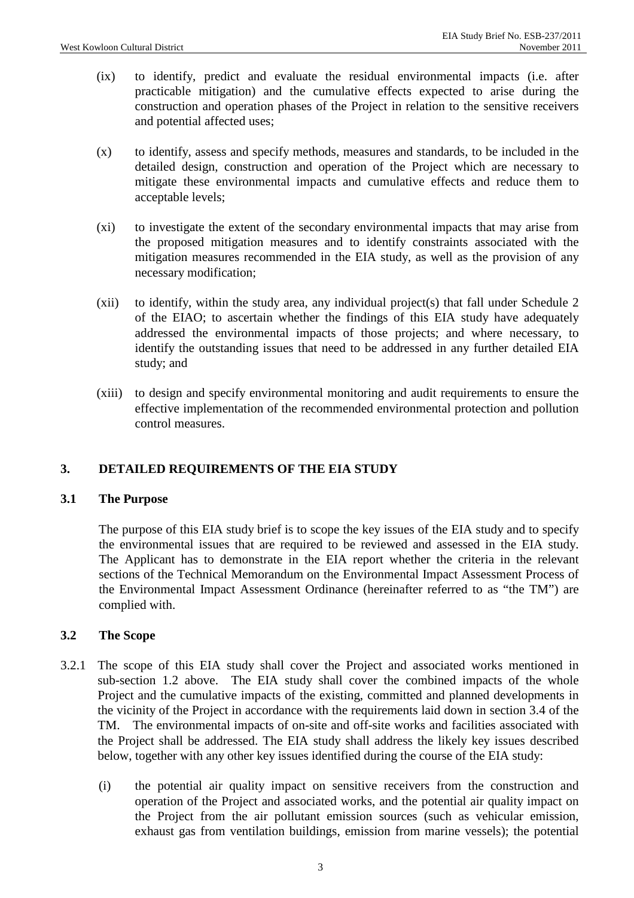(ix) to identify, predict and evaluate the residual environmental impacts (i.e. after practicable mitigation) and the cumulative effects expected to arise during the construction and operation phases of the Project in relation to the sensitive receivers and potential affected uses;

(x) to identify, assess and specify methods, measures and standards, to be included in the detailed design, construction and operation of the Project which are necessary to mitigate these environmental impacts and cumulative effects and reduce them to acceptable levels;

(xi) to investigate the extent of the secondary environmental impacts that may arise from the proposed mitigation measures and to identify constraints associated with the mitigation measures recommended in the EIA study, as well as the provision of any necessary modification;

(xii) to identify, within the study area, any individual project(s) that fall under Schedule 2 of the EIAO; to ascertain whether the findings of this EIA study have adequately addressed the environmental impacts of those projects; and where necessary, to identify the outstanding issues that need to be addressed in any further detailed EIA study; and

(xiii) to design and specify environmental monitoring and audit requirements to ensure the effective implementation of the recommended environmental protection and pollution control measures.

## 3. DETAILED REQUIREMENTS OF THE EIA STUDY

### 3.1 The Purpose

The purpose of this EIA study brief is to scope the key issues of the EIA study and to specify the environmental issues that are required to be reviewed and assessed in the EIA study. The Applicant has to demonstrate in the EIA report whether the criteria in the relevant sections of the Technical Memorandum on the Environmental Impact Assessment Process of the Environmental Impact Assessment Ordinance (hereinafter referred to as "the TM") are complied with.

### 3.2 The Scope

3.2.1 The scope of this EIA study shall cover the Project and associated works mentioned in sub-section 1.2 above. The EIA study shall cover the combined impacts of the whole Project and the cumulative impacts of the existing, committed and planned developments in the vicinity of the Project in accordance with the requirements laid down in section 3.4 of the TM. The environmental impacts of on-site and off-site works and facilities associated with the Project shall be addressed. The EIA study shall address the likely key issues described below, together with any other key issues identified during the course of the EIA study:

(i) the potential air quality impact on sensitive receivers from the construction and operation of the Project and associated works, and the potential air quality impact on the Project from the air pollutant emission sources (such as vehicular emission, exhaust gas from ventilation buildings, emission from marine vessels); the potential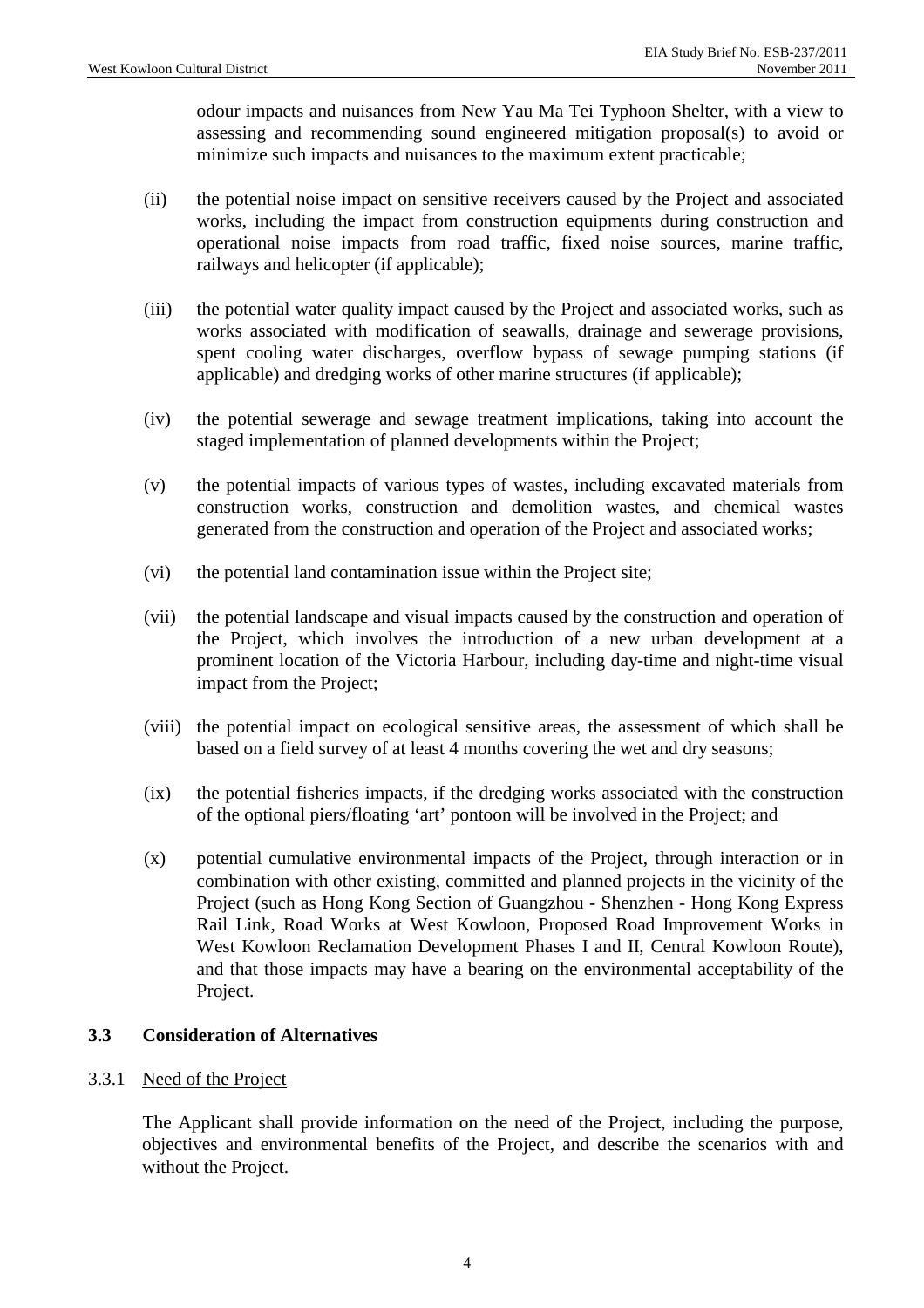odour impacts and nuisances from New Yau Ma Tei Typhoon Shelter, with a view to assessing and recommending sound engineered mitigation proposal(s) to avoid or minimize such impacts and nuisances to the maximum extent practicable;

(ii) the potential noise impact on sensitive receivers caused by the Project and associated works, including the impact from construction equipments during construction and operational noise impacts from road traffic, fixed noise sources, marine traffic, railways and helicopter (if applicable);

(iii) the potential water quality impact caused by the Project and associated works, such as works associated with modification of seawalls, drainage and sewerage provisions, spent cooling water discharges, overflow bypass of sewage pumping stations (if applicable) and dredging works of other marine structures (if applicable);

(iv) the potential sewerage and sewage treatment implications, taking into account the staged implementation of planned developments within the Project;

(v) the potential impacts of various types of wastes, including excavated materials from construction works, construction and demolition wastes, and chemical wastes generated from the construction and operation of the Project and associated works;

(vi) the potential land contamination issue within the Project site;

(vii) the potential landscape and visual impacts caused by the construction and operation of the Project, which involves the introduction of a new urban development at a prominent location of the Victoria Harbour, including day-time and night-time visual impact from the Project;

(viii) the potential impact on ecological sensitive areas, the assessment of which shall be based on a field survey of at least 4 months covering the wet and dry seasons;

(ix) the potential fisheries impacts, if the dredging works associated with the construction of the optional piers/floating 'art' pontoon will be involved in the Project; and

(x) potential cumulative environmental impacts of the Project, through interaction or in combination with other existing, committed and planned projects in the vicinity of the Project (such as Hong Kong Section of Guangzhou - Shenzhen - Hong Kong Express Rail Link, Road Works at West Kowloon, Proposed Road Improvement Works in West Kowloon Reclamation Development Phases I and II, Central Kowloon Route), and that those impacts may have a bearing on the environmental acceptability of the Project.

### 3.3 Consideration of Alternatives

3.3.1 Need of the Project

The Applicant shall provide information on the need of the Project, including the purpose, objectives and environmental benefits of the Project, and describe the scenarios with and without the Project.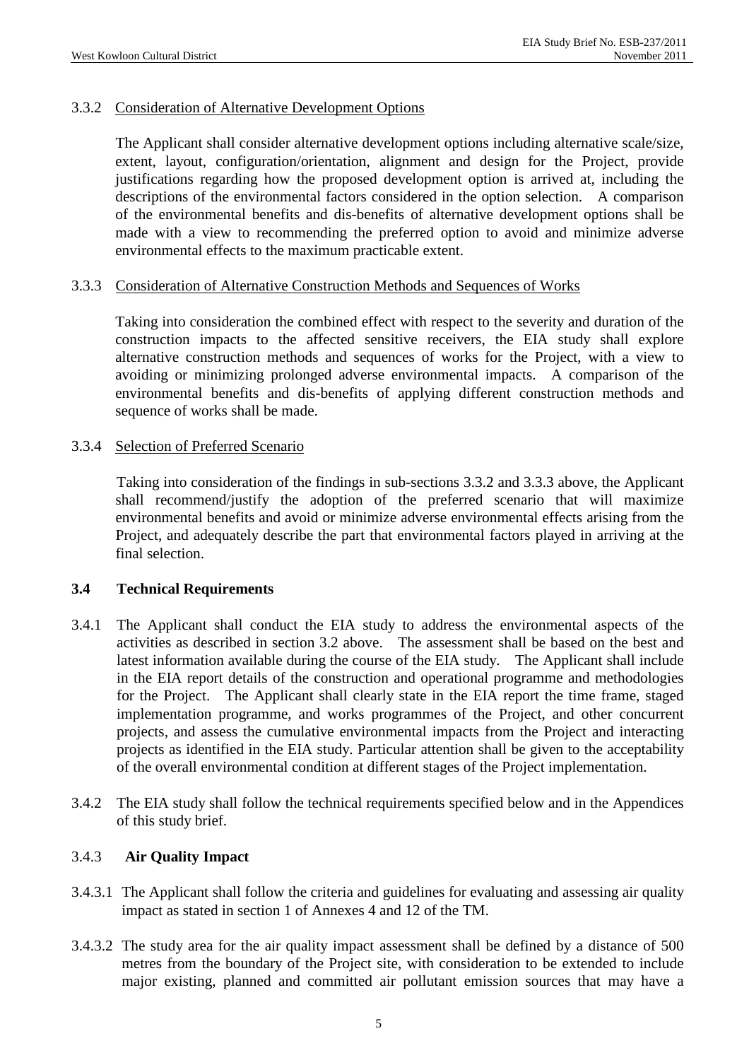3.3.2 Consideration of Alternative Development Options

The Applicant shall consider alternative development options including alternative scale/size, extent, layout, configuration/orientation, alignment and design for the Project, provide justifications regarding how the proposed development option is arrived at, including the descriptions of the environmental factors considered in the option selection. A comparison of the environmental benefits and dis-benefits of alternative development options shall be made with a view to recommending the preferred option to avoid and minimize adverse environmental effects to the maximum practicable extent.

3.3.3 Consideration of Alternative Construction Methods and Sequences of Works

Taking into consideration the combined effect with respect to the severity and duration of the construction impacts to the affected sensitive receivers, the EIA study shall explore alternative construction methods and sequences of works for the Project, with a view to avoiding or minimizing prolonged adverse environmental impacts. A comparison of the environmental benefits and dis-benefits of applying different construction methods and sequence of works shall be made.

3.3.4 Selection of Preferred Scenario

Taking into consideration of the findings in sub-sections 3.3.2 and 3.3.3 above, the Applicant shall recommend/justify the adoption of the preferred scenario that will maximize environmental benefits and avoid or minimize adverse environmental effects arising from the Project, and adequately describe the part that environmental factors played in arriving at the final selection.

### 3.4 Technical Requirements

3.4.1 The Applicant shall conduct the EIA study to address the environmental aspects of the activities as described in section 3.2 above. The assessment shall be based on the best and latest information available during the course of the EIA study. The Applicant shall include in the EIA report details of the construction and operational programme and methodologies for the Project. The Applicant shall clearly state in the EIA report the time frame, staged implementation programme, and works programmes of the Project, and other concurrent projects, and assess the cumulative environmental impacts from the Project and interacting projects as identified in the EIA study. Particular attention shall be given to the acceptability of the overall environmental condition at different stages of the Project implementation.

3.4.2 The EIA study shall follow the technical requirements specified below and in the Appendices of this study brief.

3.4.3 **Air Quality Impact**

3.4.3.1 The Applicant shall follow the criteria and guidelines for evaluating and assessing air quality impact as stated in section 1 of Annexes 4 and 12 of the TM.

3.4.3.2 The study area for the air quality impact assessment shall be defined by a distance of 500 metres from the boundary of the Project site, with consideration to be extended to include major existing, planned and committed air pollutant emission sources that may have a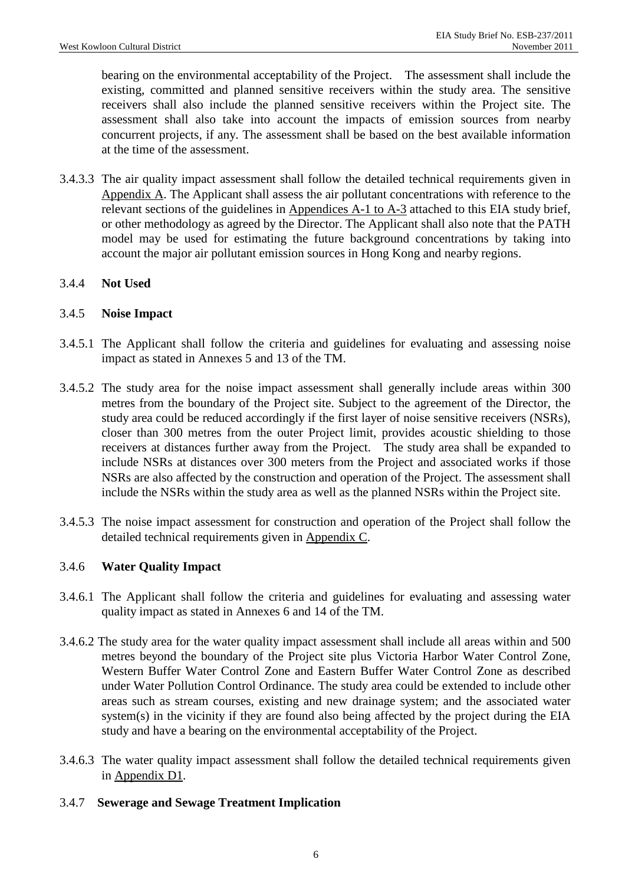bearing on the environmental acceptability of the Project. The assessment shall include the existing, committed and planned sensitive receivers within the study area. The sensitive receivers shall also include the planned sensitive receivers within the Project site. The assessment shall also take into account the impacts of emission sources from nearby concurrent projects, if any. The assessment shall be based on the best available information at the time of the assessment.

3.4.3.3 The air quality impact assessment shall follow the detailed technical requirements given in Appendix A. The Applicant shall assess the air pollutant concentrations with reference to the relevant sections of the guidelines in Appendices A-1 to A-3 attached to this EIA study brief, or other methodology as agreed by the Director. The Applicant shall also note that the PATH model may be used for estimating the future background concentrations by taking into account the major air pollutant emission sources in Hong Kong and nearby regions.

### 3.4.4 Not Used

### 3.4.5 Noise Impact

3.4.5.1 The Applicant shall follow the criteria and guidelines for evaluating and assessing noise impact as stated in Annexes 5 and 13 of the TM.

3.4.5.2 The study area for the noise impact assessment shall generally include areas within 300 metres from the boundary of the Project site. Subject to the agreement of the Director, the study area could be reduced accordingly if the first layer of noise sensitive receivers (NSRs), closer than 300 metres from the outer Project limit, provides acoustic shielding to those receivers at distances further away from the Project. The study area shall be expanded to include NSRs at distances over 300 meters from the Project and associated works if those NSRs are also affected by the construction and operation of the Project. The assessment shall include the NSRs within the study area as well as the planned NSRs within the Project site.

3.4.5.3 The noise impact assessment for construction and operation of the Project shall follow the detailed technical requirements given in Appendix C.

### 3.4.6 Water Quality Impact

3.4.6.1 The Applicant shall follow the criteria and guidelines for evaluating and assessing water quality impact as stated in Annexes 6 and 14 of the TM.

3.4.6.2 The study area for the water quality impact assessment shall include all areas within and 500 metres beyond the boundary of the Project site plus Victoria Harbor Water Control Zone, Western Buffer Water Control Zone and Eastern Buffer Water Control Zone as described under Water Pollution Control Ordinance. The study area could be extended to include other areas such as stream courses, existing and new drainage system; and the associated water system(s) in the vicinity if they are found also being affected by the project during the EIA study and have a bearing on the environmental acceptability of the Project.

3.4.6.3 The water quality impact assessment shall follow the detailed technical requirements given in Appendix D1.

### 3.4.7 Sewerage and Sewage Treatment Implication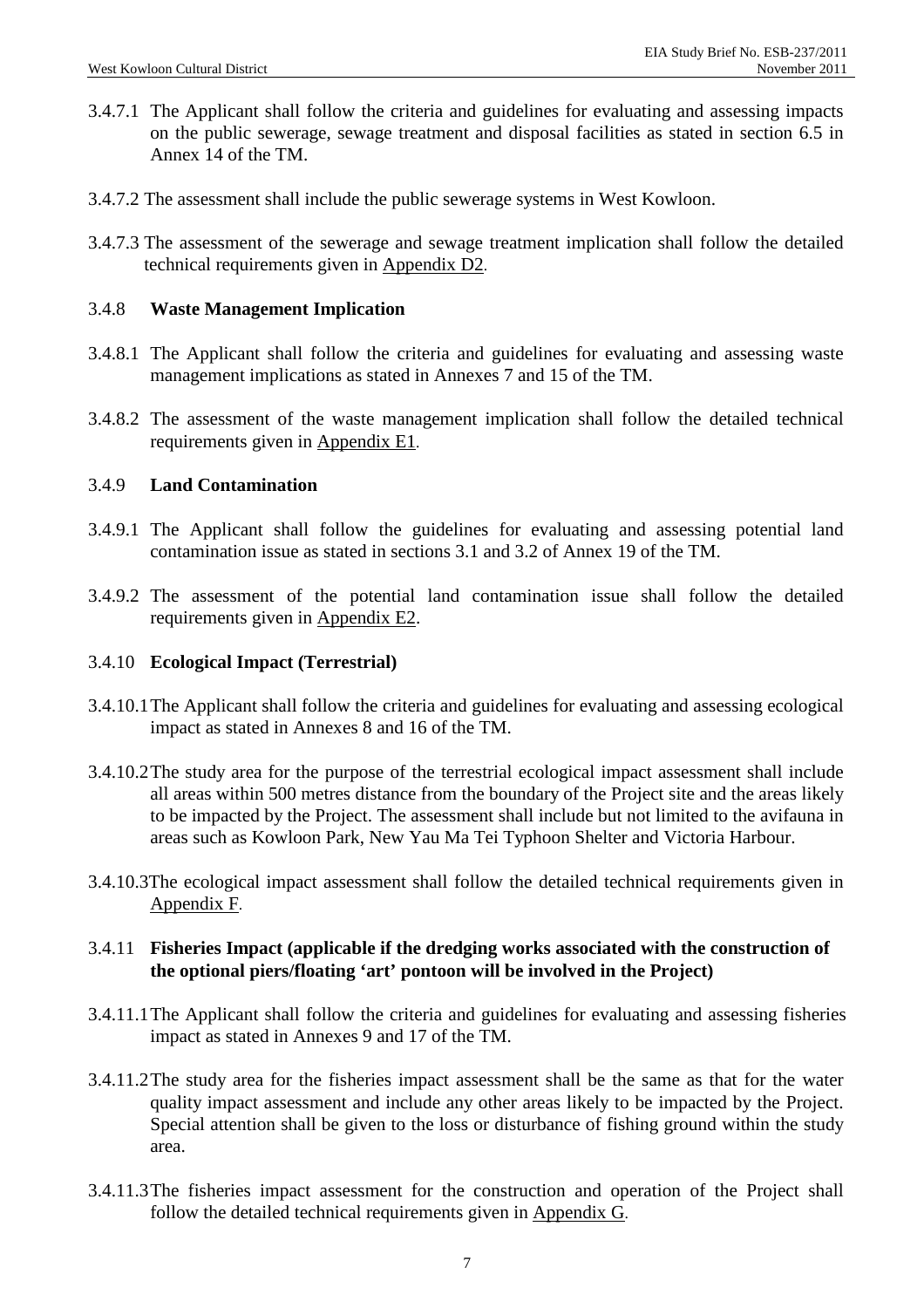3.4.7.1 The Applicant shall follow the criteria and guidelines for evaluating and assessing impacts on the public sewerage, sewage treatment and disposal facilities as stated in section 6.5 in Annex 14 of the TM.

3.4.7.2 The assessment shall include the public sewerage systems in West Kowloon.

3.4.7.3 The assessment of the sewerage and sewage treatment implication shall follow the detailed technical requirements given in Appendix D2.

### 3.4.8 Waste Management Implication

3.4.8.1 The Applicant shall follow the criteria and guidelines for evaluating and assessing waste management implications as stated in Annexes 7 and 15 of the TM.

3.4.8.2 The assessment of the waste management implication shall follow the detailed technical requirements given in Appendix E1.

### 3.4.9 Land Contamination

3.4.9.1 The Applicant shall follow the guidelines for evaluating and assessing potential land contamination issue as stated in sections 3.1 and 3.2 of Annex 19 of the TM.

3.4.9.2 The assessment of the potential land contamination issue shall follow the detailed requirements given in Appendix E2.

### 3.4.10 Ecological Impact (Terrestrial)

3.4.10.1 The Applicant shall follow the criteria and guidelines for evaluating and assessing ecological impact as stated in Annexes 8 and 16 of the TM.

3.4.10.2 The study area for the purpose of the terrestrial ecological impact assessment shall include all areas within 500 metres distance from the boundary of the Project site and the areas likely to be impacted by the Project. The assessment shall include but not limited to the avifauna in areas such as Kowloon Park, New Yau Ma Tei Typhoon Shelter and Victoria Harbour.

3.4.10.3 The ecological impact assessment shall follow the detailed technical requirements given in Appendix F.

### 3.4.11 Fisheries Impact (applicable if the dredging works associated with the construction of the optional piers/floating 'art' pontoon will be involved in the Project)

3.4.11.1 The Applicant shall follow the criteria and guidelines for evaluating and assessing fisheries impact as stated in Annexes 9 and 17 of the TM.

3.4.11.2 The study area for the fisheries impact assessment shall be the same as that for the water quality impact assessment and include any other areas likely to be impacted by the Project. Special attention shall be given to the loss or disturbance of fishing ground within the study area.

3.4.11.3 The fisheries impact assessment for the construction and operation of the Project shall follow the detailed technical requirements given in Appendix G.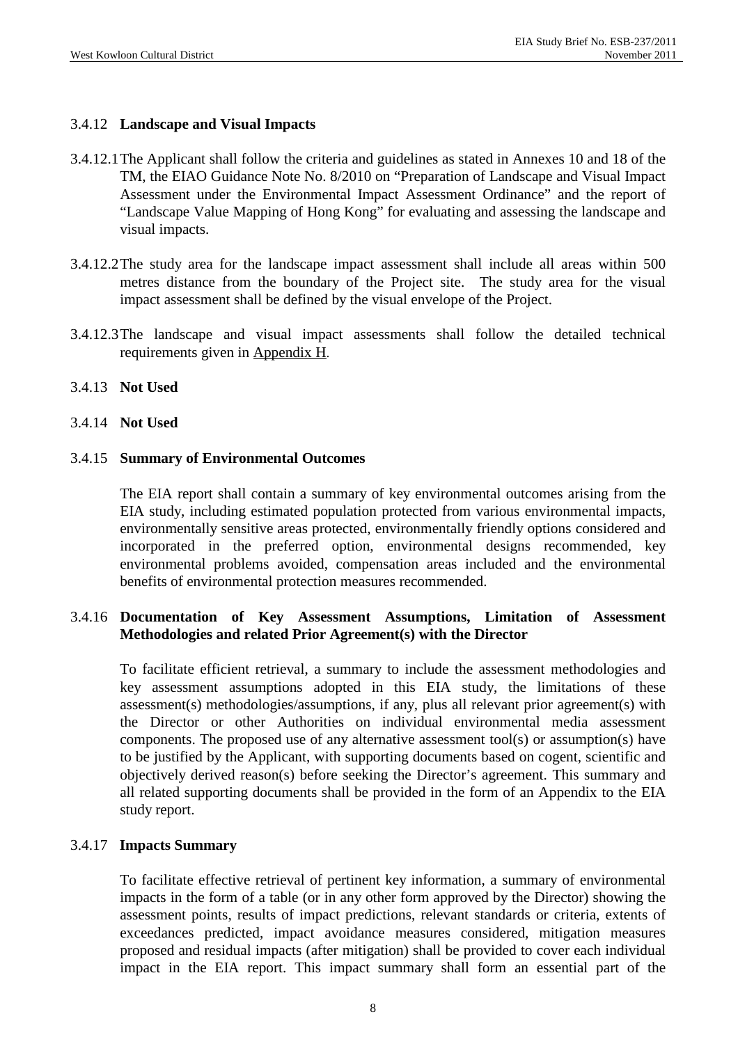### 3.4.12 Landscape and Visual Impacts

3.4.12.1 The Applicant shall follow the criteria and guidelines as stated in Annexes 10 and 18 of the TM, the EIAO Guidance Note No. 8/2010 on "Preparation of Landscape and Visual Impact Assessment under the Environmental Impact Assessment Ordinance" and the report of "Landscape Value Mapping of Hong Kong" for evaluating and assessing the landscape and visual impacts.

3.4.12.2 The study area for the landscape impact assessment shall include all areas within 500 metres distance from the boundary of the Project site. The study area for the visual impact assessment shall be defined by the visual envelope of the Project.

3.4.12.3 The landscape and visual impact assessments shall follow the detailed technical requirements given in Appendix H.

### 3.4.13 Not Used

### 3.4.14 Not Used

### 3.4.15 Summary of Environmental Outcomes

The EIA report shall contain a summary of key environmental outcomes arising from the EIA study, including estimated population protected from various environmental impacts, environmentally sensitive areas protected, environmentally friendly options considered and incorporated in the preferred option, environmental designs recommended, key environmental problems avoided, compensation areas included and the environmental benefits of environmental protection measures recommended.

### 3.4.16 Documentation of Key Assessment Assumptions, Limitation of Assessment Methodologies and related Prior Agreement(s) with the Director

To facilitate efficient retrieval, a summary to include the assessment methodologies and key assessment assumptions adopted in this EIA study, the limitations of these assessment(s) methodologies/assumptions, if any, plus all relevant prior agreement(s) with the Director or other Authorities on individual environmental media assessment components. The proposed use of any alternative assessment tool(s) or assumption(s) have to be justified by the Applicant, with supporting documents based on cogent, scientific and objectively derived reason(s) before seeking the Director's agreement. This summary and all related supporting documents shall be provided in the form of an Appendix to the EIA study report.

### 3.4.17 Impacts Summary

To facilitate effective retrieval of pertinent key information, a summary of environmental impacts in the form of a table (or in any other form approved by the Director) showing the assessment points, results of impact predictions, relevant standards or criteria, extents of exceedances predicted, impact avoidance measures considered, mitigation measures proposed and residual impacts (after mitigation) shall be provided to cover each individual impact in the EIA report. This impact summary shall form an essential part of the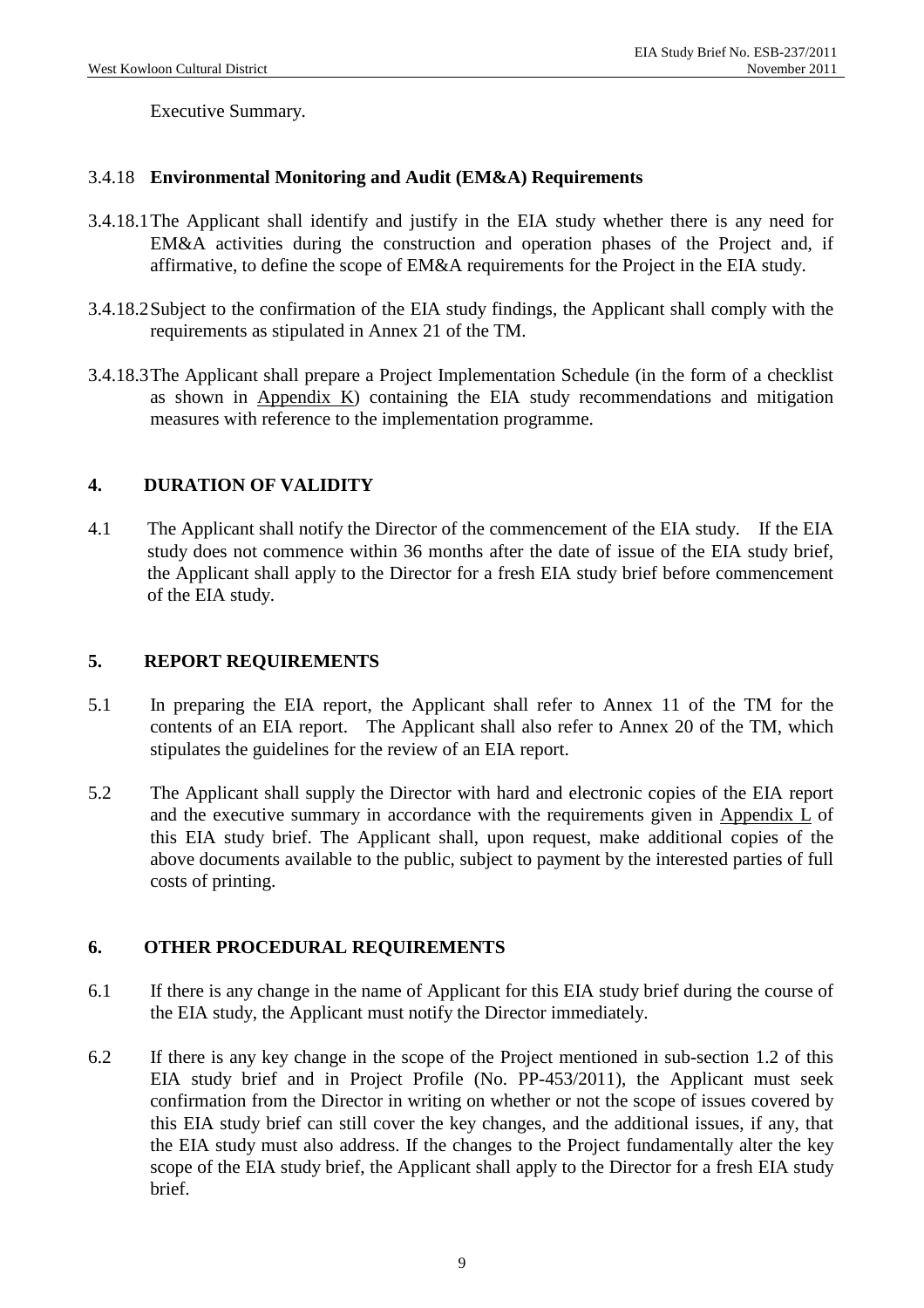Executive Summary.

### 3.4.18 Environmental Monitoring and Audit (EM&A) Requirements

3.4.18.1 The Applicant shall identify and justify in the EIA study whether there is any need for EM&A activities during the construction and operation phases of the Project and, if affirmative, to define the scope of EM&A requirements for the Project in the EIA study.

3.4.18.2 Subject to the confirmation of the EIA study findings, the Applicant shall comply with the requirements as stipulated in Annex 21 of the TM.

3.4.18.3 The Applicant shall prepare a Project Implementation Schedule (in the form of a checklist as shown in Appendix K) containing the EIA study recommendations and mitigation measures with reference to the implementation programme.

## 4. DURATION OF VALIDITY

4.1 The Applicant shall notify the Director of the commencement of the EIA study. If the EIA study does not commence within 36 months after the date of issue of the EIA study brief, the Applicant shall apply to the Director for a fresh EIA study brief before commencement of the EIA study.

## 5. REPORT REQUIREMENTS

5.1 In preparing the EIA report, the Applicant shall refer to Annex 11 of the TM for the contents of an EIA report. The Applicant shall also refer to Annex 20 of the TM, which stipulates the guidelines for the review of an EIA report.

5.2 The Applicant shall supply the Director with hard and electronic copies of the EIA report and the executive summary in accordance with the requirements given in Appendix L of this EIA study brief. The Applicant shall, upon request, make additional copies of the above documents available to the public, subject to payment by the interested parties of full costs of printing.

## 6. OTHER PROCEDURAL REQUIREMENTS

6.1 If there is any change in the name of Applicant for this EIA study brief during the course of the EIA study, the Applicant must notify the Director immediately.

6.2 If there is any key change in the scope of the Project mentioned in sub-section 1.2 of this EIA study brief and in Project Profile (No. PP-453/2011), the Applicant must seek confirmation from the Director in writing on whether or not the scope of issues covered by this EIA study brief can still cover the key changes, and the additional issues, if any, that the EIA study must also address. If the changes to the Project fundamentally alter the key scope of the EIA study brief, the Applicant shall apply to the Director for a fresh EIA study brief.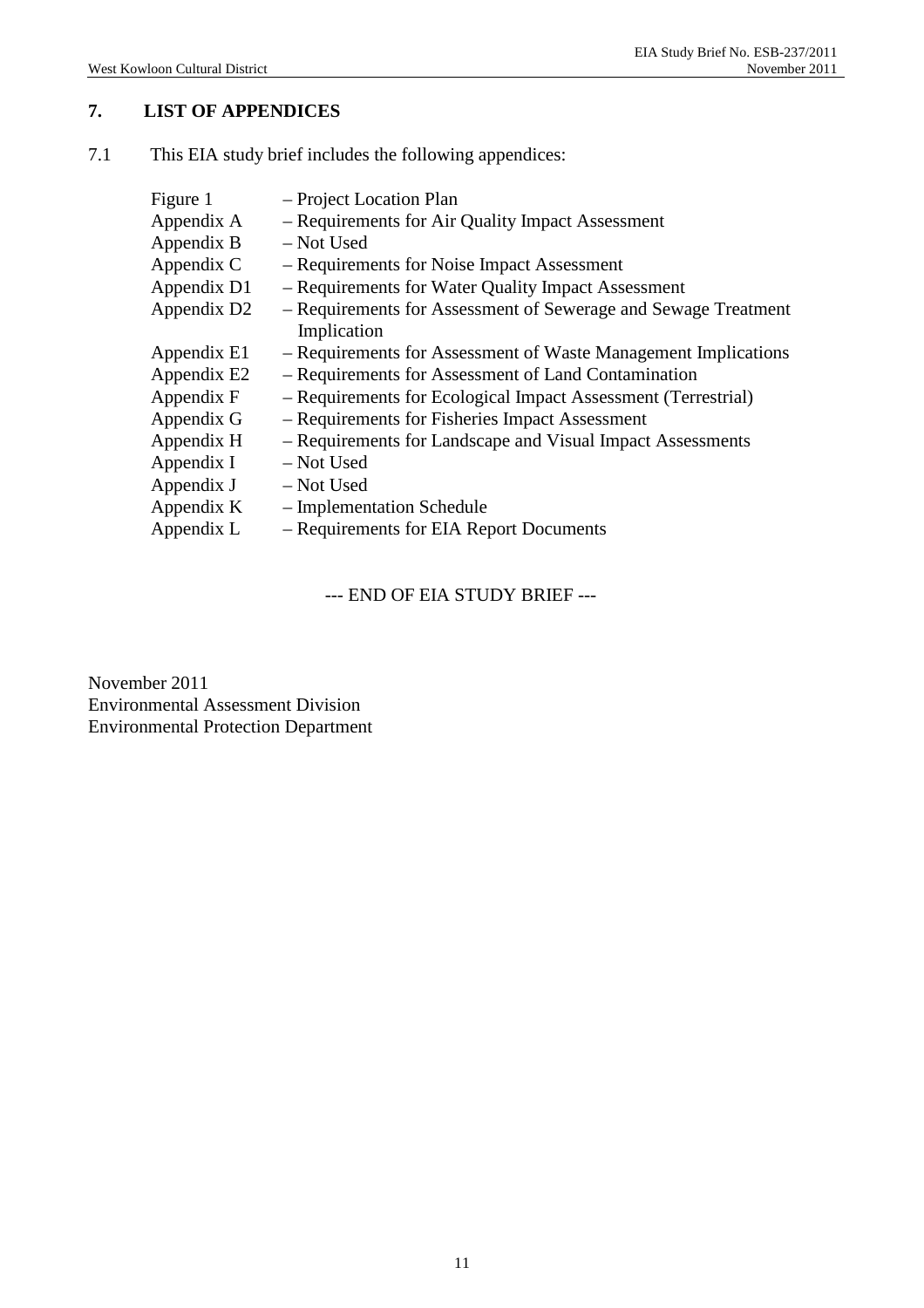## 7. LIST OF APPENDICES

7.1 This EIA study brief includes the following appendices:

| | |
|---|---|
| Figure 1 | – Project Location Plan |
| Appendix A | – Requirements for Air Quality Impact Assessment |
| Appendix B | – Not Used |
| Appendix C | – Requirements for Noise Impact Assessment |
| Appendix D1 | – Requirements for Water Quality Impact Assessment |
| Appendix D2 | – Requirements for Assessment of Sewerage and Sewage Treatment Implication |
| Appendix E1 | – Requirements for Assessment of Waste Management Implications |
| Appendix E2 | – Requirements for Assessment of Land Contamination |
| Appendix F | – Requirements for Ecological Impact Assessment (Terrestrial) |
| Appendix G | – Requirements for Fisheries Impact Assessment |
| Appendix H | – Requirements for Landscape and Visual Impact Assessments |
| Appendix I | – Not Used |
| Appendix J | – Not Used |
| Appendix K | – Implementation Schedule |
| Appendix L | – Requirements for EIA Report Documents |

--- END OF EIA STUDY BRIEF ---

November 2011
Environmental Assessment Division
Environmental Protection Department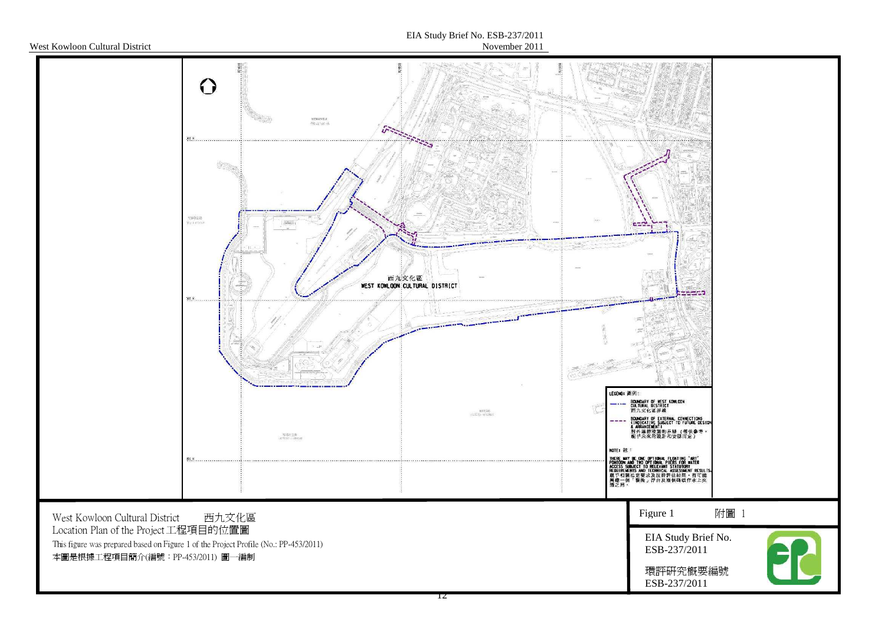西九文化區
WEST KOWLOON CULTURAL DISTRICT

LEGEND: 圖例:

BOUNDARY OF WEST KOWLOON CULTURAL DISTRICT
西九文化區界線

BOUNDARY OF EXTERNAL CONNECTIONS (INDICATIVE SUBJECT TO FUTURE DESIGN & ARRANGEMENT)
對外連接設施的界線 (僅供參考，視乎未來的設計和安排而定)

NOTE: 註:

THERE MAY BE ONE OPTIONAL FLOATING "ART" PONTOON AND TWO OPTIONAL PIERS FOR WATER ACCESS SUBJECT TO RELEVANT STATUTORY REQUIREMENTS AND TECHNICAL ASSESSMENT RESULTS.
視乎相關法定要求及技術評估結果，有可能興建一個「藝術」浮台及兩個碼頭作水上交通之用。

West Kowloon Cultural District 西九文化區
Location Plan of the Project 工程項目的位置圖
This figure was prepared based on Figure 1 of the Project Profile (No.: PP-453/2011)
本圖是根據工程項目簡介(編號：PP-453/2011) 圖一編制

Figure 1 附圖 1

EIA Study Brief No. ESB-237/2011
環評研究概要編號 ESB-237/2011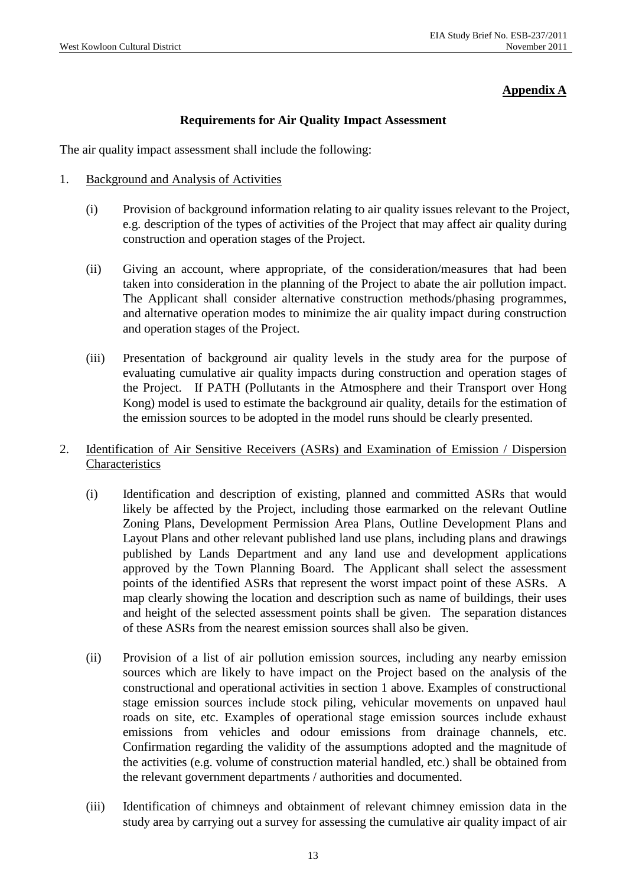**Appendix A**

**Requirements for Air Quality Impact Assessment**

The air quality impact assessment shall include the following:

1. Background and Analysis of Activities

   (i) Provision of background information relating to air quality issues relevant to the Project, e.g. description of the types of activities of the Project that may affect air quality during construction and operation stages of the Project.

   (ii) Giving an account, where appropriate, of the consideration/measures that had been taken into consideration in the planning of the Project to abate the air pollution impact. The Applicant shall consider alternative construction methods/phasing programmes, and alternative operation modes to minimize the air quality impact during construction and operation stages of the Project.

   (iii) Presentation of background air quality levels in the study area for the purpose of evaluating cumulative air quality impacts during construction and operation stages of the Project. If PATH (Pollutants in the Atmosphere and their Transport over Hong Kong) model is used to estimate the background air quality, details for the estimation of the emission sources to be adopted in the model runs should be clearly presented.

2. Identification of Air Sensitive Receivers (ASRs) and Examination of Emission / Dispersion Characteristics

   (i) Identification and description of existing, planned and committed ASRs that would likely be affected by the Project, including those earmarked on the relevant Outline Zoning Plans, Development Permission Area Plans, Outline Development Plans and Layout Plans and other relevant published land use plans, including plans and drawings published by Lands Department and any land use and development applications approved by the Town Planning Board. The Applicant shall select the assessment points of the identified ASRs that represent the worst impact point of these ASRs. A map clearly showing the location and description such as name of buildings, their uses and height of the selected assessment points shall be given. The separation distances of these ASRs from the nearest emission sources shall also be given.

   (ii) Provision of a list of air pollution emission sources, including any nearby emission sources which are likely to have impact on the Project based on the analysis of the constructional and operational activities in section 1 above. Examples of constructional stage emission sources include stock piling, vehicular movements on unpaved haul roads on site, etc. Examples of operational stage emission sources include exhaust emissions from vehicles and odour emissions from drainage channels, etc. Confirmation regarding the validity of the assumptions adopted and the magnitude of the activities (e.g. volume of construction material handled, etc.) shall be obtained from the relevant government departments / authorities and documented.

   (iii) Identification of chimneys and obtainment of relevant chimney emission data in the study area by carrying out a survey for assessing the cumulative air quality impact of air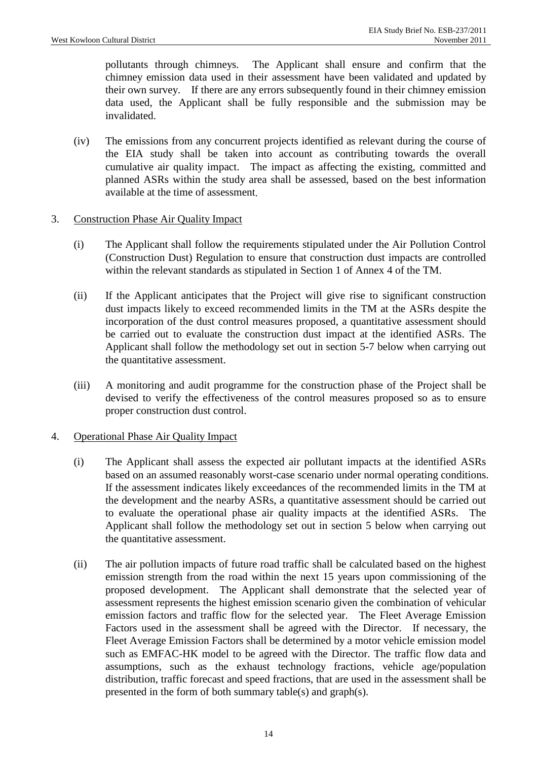pollutants through chimneys. The Applicant shall ensure and confirm that the chimney emission data used in their assessment have been validated and updated by their own survey. If there are any errors subsequently found in their chimney emission data used, the Applicant shall be fully responsible and the submission may be invalidated.

(iv) The emissions from any concurrent projects identified as relevant during the course of the EIA study shall be taken into account as contributing towards the overall cumulative air quality impact. The impact as affecting the existing, committed and planned ASRs within the study area shall be assessed, based on the best information available at the time of assessment.

3. Construction Phase Air Quality Impact

(i) The Applicant shall follow the requirements stipulated under the Air Pollution Control (Construction Dust) Regulation to ensure that construction dust impacts are controlled within the relevant standards as stipulated in Section 1 of Annex 4 of the TM.

(ii) If the Applicant anticipates that the Project will give rise to significant construction dust impacts likely to exceed recommended limits in the TM at the ASRs despite the incorporation of the dust control measures proposed, a quantitative assessment should be carried out to evaluate the construction dust impact at the identified ASRs. The Applicant shall follow the methodology set out in section 5-7 below when carrying out the quantitative assessment.

(iii) A monitoring and audit programme for the construction phase of the Project shall be devised to verify the effectiveness of the control measures proposed so as to ensure proper construction dust control.

4. Operational Phase Air Quality Impact

(i) The Applicant shall assess the expected air pollutant impacts at the identified ASRs based on an assumed reasonably worst-case scenario under normal operating conditions. If the assessment indicates likely exceedances of the recommended limits in the TM at the development and the nearby ASRs, a quantitative assessment should be carried out to evaluate the operational phase air quality impacts at the identified ASRs. The Applicant shall follow the methodology set out in section 5 below when carrying out the quantitative assessment.

(ii) The air pollution impacts of future road traffic shall be calculated based on the highest emission strength from the road within the next 15 years upon commissioning of the proposed development. The Applicant shall demonstrate that the selected year of assessment represents the highest emission scenario given the combination of vehicular emission factors and traffic flow for the selected year. The Fleet Average Emission Factors used in the assessment shall be agreed with the Director. If necessary, the Fleet Average Emission Factors shall be determined by a motor vehicle emission model such as EMFAC-HK model to be agreed with the Director. The traffic flow data and assumptions, such as the exhaust technology fractions, vehicle age/population distribution, traffic forecast and speed fractions, that are used in the assessment shall be presented in the form of both summary table(s) and graph(s).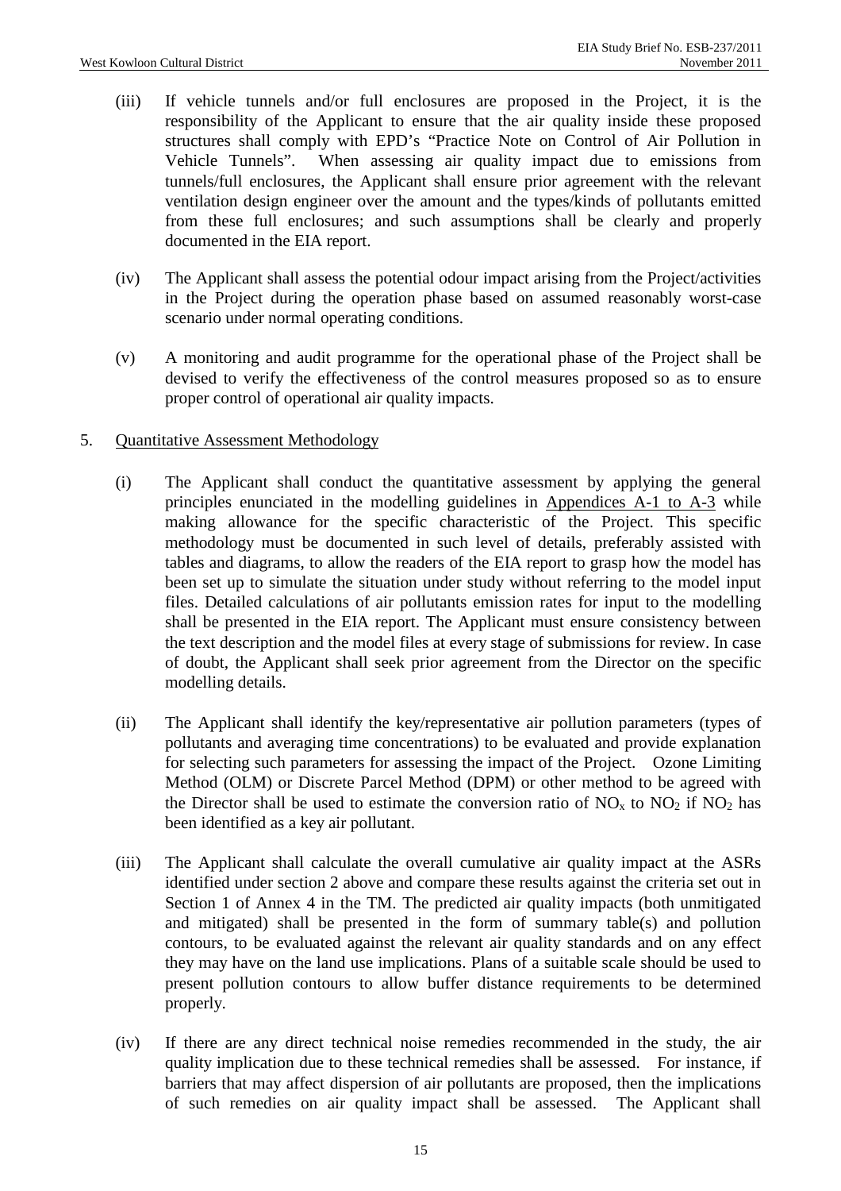(iii) If vehicle tunnels and/or full enclosures are proposed in the Project, it is the responsibility of the Applicant to ensure that the air quality inside these proposed structures shall comply with EPD's "Practice Note on Control of Air Pollution in Vehicle Tunnels". When assessing air quality impact due to emissions from tunnels/full enclosures, the Applicant shall ensure prior agreement with the relevant ventilation design engineer over the amount and the types/kinds of pollutants emitted from these full enclosures; and such assumptions shall be clearly and properly documented in the EIA report.

(iv) The Applicant shall assess the potential odour impact arising from the Project/activities in the Project during the operation phase based on assumed reasonably worst-case scenario under normal operating conditions.

(v) A monitoring and audit programme for the operational phase of the Project shall be devised to verify the effectiveness of the control measures proposed so as to ensure proper control of operational air quality impacts.

5. Quantitative Assessment Methodology

(i) The Applicant shall conduct the quantitative assessment by applying the general principles enunciated in the modelling guidelines in Appendices A-1 to A-3 while making allowance for the specific characteristic of the Project. This specific methodology must be documented in such level of details, preferably assisted with tables and diagrams, to allow the readers of the EIA report to grasp how the model has been set up to simulate the situation under study without referring to the model input files. Detailed calculations of air pollutants emission rates for input to the modelling shall be presented in the EIA report. The Applicant must ensure consistency between the text description and the model files at every stage of submissions for review. In case of doubt, the Applicant shall seek prior agreement from the Director on the specific modelling details.

(ii) The Applicant shall identify the key/representative air pollution parameters (types of pollutants and averaging time concentrations) to be evaluated and provide explanation for selecting such parameters for assessing the impact of the Project. Ozone Limiting Method (OLM) or Discrete Parcel Method (DPM) or other method to be agreed with the Director shall be used to estimate the conversion ratio of $NO_x$ to $NO_2$ if $NO_2$ has been identified as a key air pollutant.

(iii) The Applicant shall calculate the overall cumulative air quality impact at the ASRs identified under section 2 above and compare these results against the criteria set out in Section 1 of Annex 4 in the TM. The predicted air quality impacts (both unmitigated and mitigated) shall be presented in the form of summary table(s) and pollution contours, to be evaluated against the relevant air quality standards and on any effect they may have on the land use implications. Plans of a suitable scale should be used to present pollution contours to allow buffer distance requirements to be determined properly.

(iv) If there are any direct technical noise remedies recommended in the study, the air quality implication due to these technical remedies shall be assessed. For instance, if barriers that may affect dispersion of air pollutants are proposed, then the implications of such remedies on air quality impact shall be assessed. The Applicant shall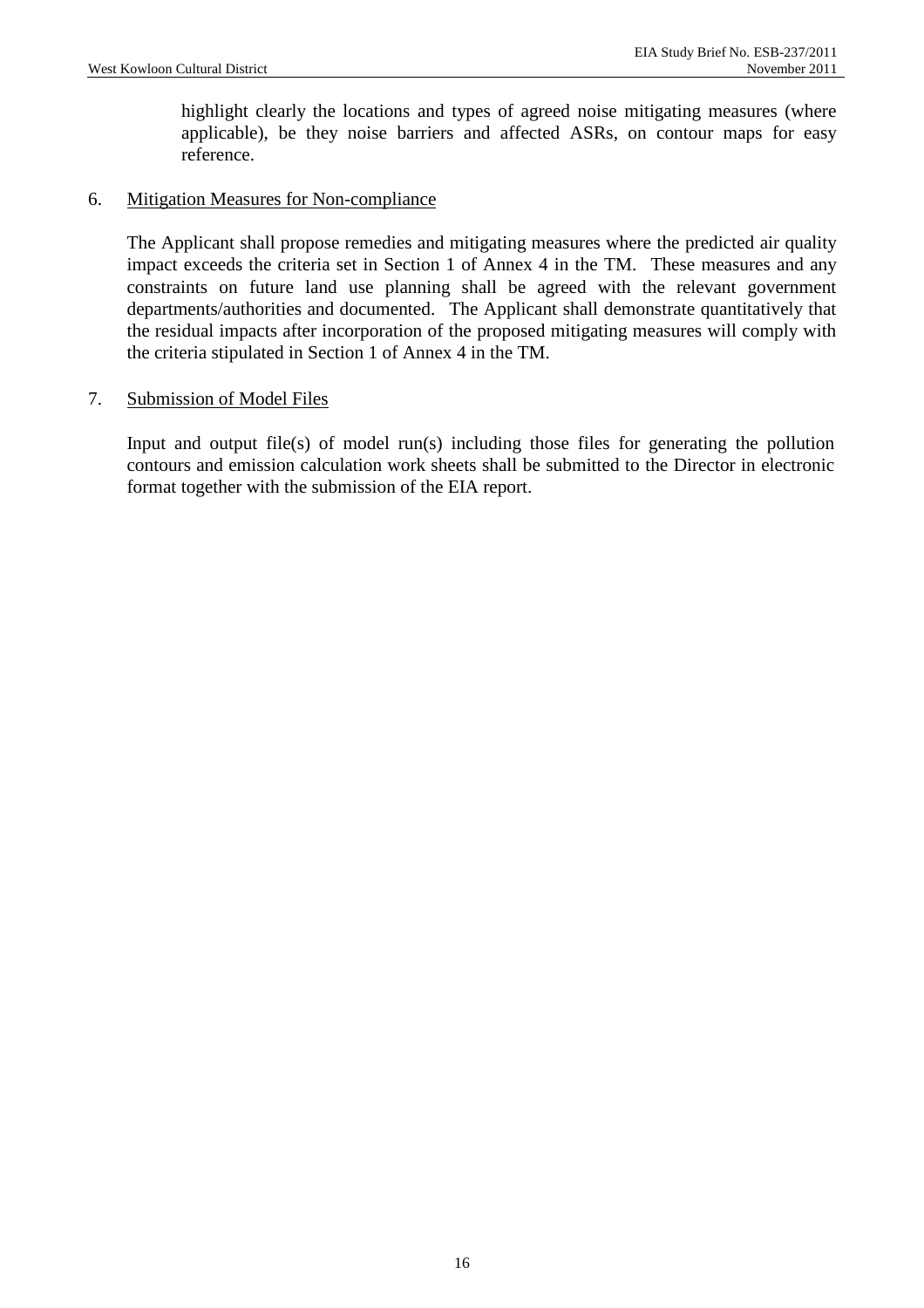highlight clearly the locations and types of agreed noise mitigating measures (where applicable), be they noise barriers and affected ASRs, on contour maps for easy reference.

6. Mitigation Measures for Non-compliance

   The Applicant shall propose remedies and mitigating measures where the predicted air quality impact exceeds the criteria set in Section 1 of Annex 4 in the TM. These measures and any constraints on future land use planning shall be agreed with the relevant government departments/authorities and documented. The Applicant shall demonstrate quantitatively that the residual impacts after incorporation of the proposed mitigating measures will comply with the criteria stipulated in Section 1 of Annex 4 in the TM.

7. Submission of Model Files

   Input and output file(s) of model run(s) including those files for generating the pollution contours and emission calculation work sheets shall be submitted to the Director in electronic format together with the submission of the EIA report.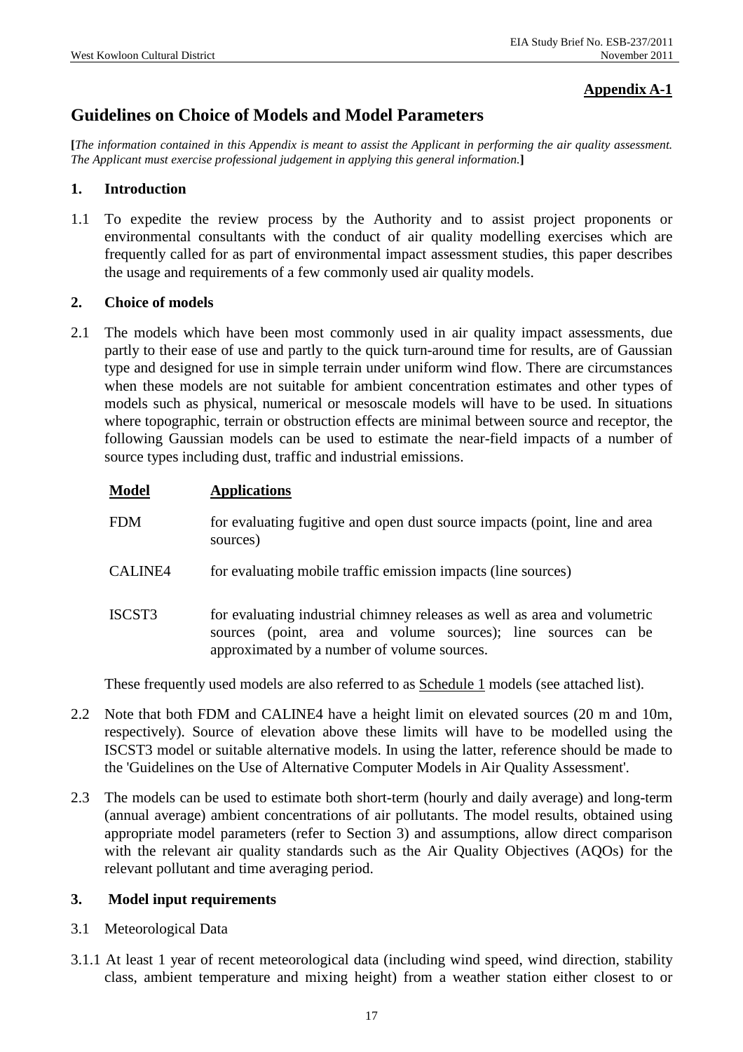**Appendix A-1**

# Guidelines on Choice of Models and Model Parameters

[*The information contained in this Appendix is meant to assist the Applicant in performing the air quality assessment. The Applicant must exercise professional judgement in applying this general information.*]

## 1. Introduction

1.1 To expedite the review process by the Authority and to assist project proponents or environmental consultants with the conduct of air quality modelling exercises which are frequently called for as part of environmental impact assessment studies, this paper describes the usage and requirements of a few commonly used air quality models.

## 2. Choice of models

2.1 The models which have been most commonly used in air quality impact assessments, due partly to their ease of use and partly to the quick turn-around time for results, are of Gaussian type and designed for use in simple terrain under uniform wind flow. There are circumstances when these models are not suitable for ambient concentration estimates and other types of models such as physical, numerical or mesoscale models will have to be used. In situations where topographic, terrain or obstruction effects are minimal between source and receptor, the following Gaussian models can be used to estimate the near-field impacts of a number of source types including dust, traffic and industrial emissions.

| Model | Applications |
| --- | --- |
| FDM | for evaluating fugitive and open dust source impacts (point, line and area sources) |
| CALINE4 | for evaluating mobile traffic emission impacts (line sources) |
| ISCST3 | for evaluating industrial chimney releases as well as area and volumetric sources (point, area and volume sources); line sources can be approximated by a number of volume sources. |

These frequently used models are also referred to as Schedule 1 models (see attached list).

2.2 Note that both FDM and CALINE4 have a height limit on elevated sources (20 m and 10m, respectively). Source of elevation above these limits will have to be modelled using the ISCST3 model or suitable alternative models. In using the latter, reference should be made to the 'Guidelines on the Use of Alternative Computer Models in Air Quality Assessment'.

2.3 The models can be used to estimate both short-term (hourly and daily average) and long-term (annual average) ambient concentrations of air pollutants. The model results, obtained using appropriate model parameters (refer to Section 3) and assumptions, allow direct comparison with the relevant air quality standards such as the Air Quality Objectives (AQOs) for the relevant pollutant and time averaging period.

## 3. Model input requirements

3.1 Meteorological Data

3.1.1 At least 1 year of recent meteorological data (including wind speed, wind direction, stability class, ambient temperature and mixing height) from a weather station either closest to or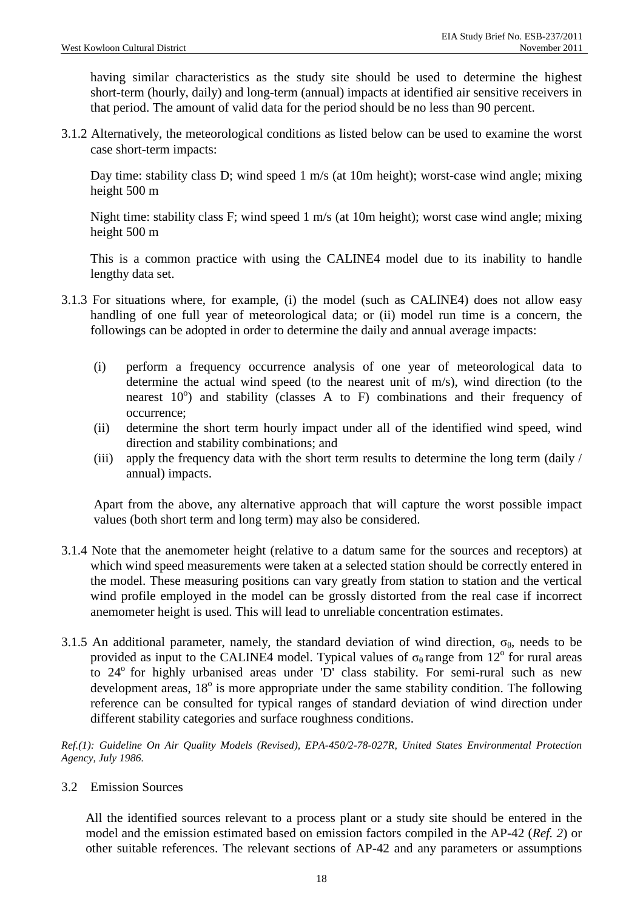having similar characteristics as the study site should be used to determine the highest short-term (hourly, daily) and long-term (annual) impacts at identified air sensitive receivers in that period. The amount of valid data for the period should be no less than 90 percent.

3.1.2 Alternatively, the meteorological conditions as listed below can be used to examine the worst case short-term impacts:

Day time: stability class D; wind speed 1 m/s (at 10m height); worst-case wind angle; mixing height 500 m

Night time: stability class F; wind speed 1 m/s (at 10m height); worst case wind angle; mixing height 500 m

This is a common practice with using the CALINE4 model due to its inability to handle lengthy data set.

3.1.3 For situations where, for example, (i) the model (such as CALINE4) does not allow easy handling of one full year of meteorological data; or (ii) model run time is a concern, the followings can be adopted in order to determine the daily and annual average impacts:

(i) perform a frequency occurrence analysis of one year of meteorological data to determine the actual wind speed (to the nearest unit of m/s), wind direction (to the nearest $10^{o}$) and stability (classes A to F) combinations and their frequency of occurrence;
(ii) determine the short term hourly impact under all of the identified wind speed, wind direction and stability combinations; and
(iii) apply the frequency data with the short term results to determine the long term (daily / annual) impacts.

Apart from the above, any alternative approach that will capture the worst possible impact values (both short term and long term) may also be considered.

3.1.4 Note that the anemometer height (relative to a datum same for the sources and receptors) at which wind speed measurements were taken at a selected station should be correctly entered in the model. These measuring positions can vary greatly from station to station and the vertical wind profile employed in the model can be grossly distorted from the real case if incorrect anemometer height is used. This will lead to unreliable concentration estimates.

3.1.5 An additional parameter, namely, the standard deviation of wind direction, $\sigma_{\theta}$, needs to be provided as input to the CALINE4 model. Typical values of $\sigma_{\theta}$ range from $12^{o}$ for rural areas to $24^{o}$ for highly urbanised areas under 'D' class stability. For semi-rural such as new development areas, $18^{o}$ is more appropriate under the same stability condition. The following reference can be consulted for typical ranges of standard deviation of wind direction under different stability categories and surface roughness conditions.

*Ref.(1): Guideline On Air Quality Models (Revised), EPA-450/2-78-027R, United States Environmental Protection Agency, July 1986.*

### 3.2 Emission Sources

All the identified sources relevant to a process plant or a study site should be entered in the model and the emission estimated based on emission factors compiled in the AP-42 (*Ref. 2*) or other suitable references. The relevant sections of AP-42 and any parameters or assumptions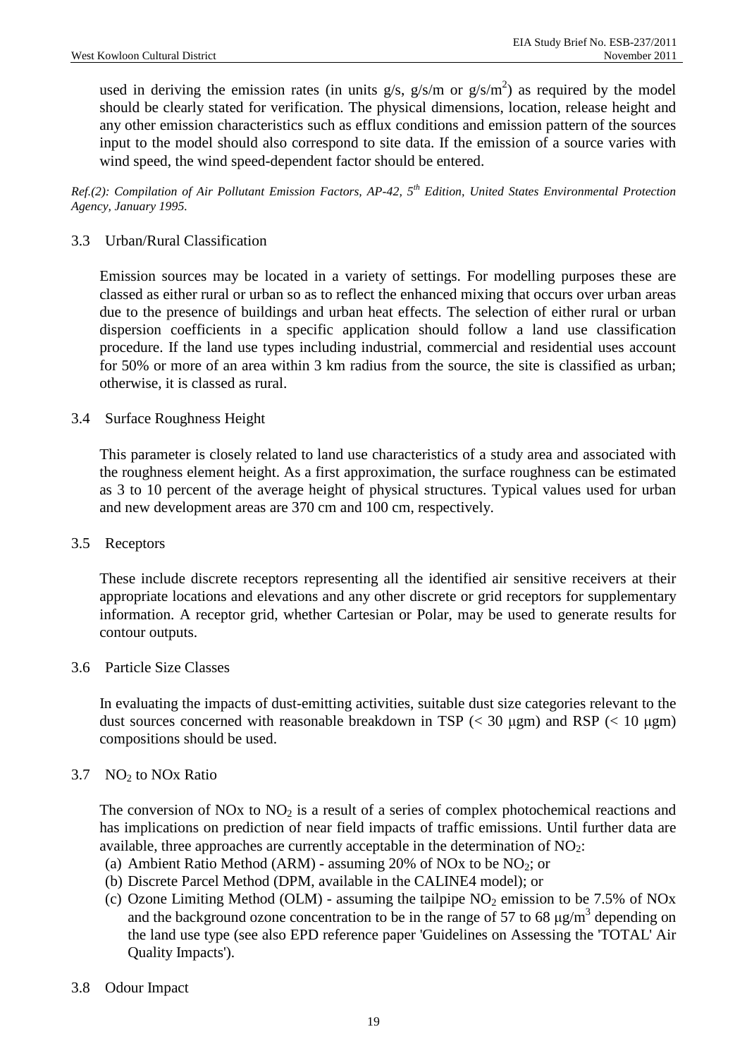used in deriving the emission rates (in units g/s, g/s/m or g/s/$m^2$) as required by the model should be clearly stated for verification. The physical dimensions, location, release height and any other emission characteristics such as efflux conditions and emission pattern of the sources input to the model should also correspond to site data. If the emission of a source varies with wind speed, the wind speed-dependent factor should be entered.

*Ref.(2): Compilation of Air Pollutant Emission Factors, AP-42, 5th Edition, United States Environmental Protection Agency, January 1995.*

3.3 Urban/Rural Classification

Emission sources may be located in a variety of settings. For modelling purposes these are classed as either rural or urban so as to reflect the enhanced mixing that occurs over urban areas due to the presence of buildings and urban heat effects. The selection of either rural or urban dispersion coefficients in a specific application should follow a land use classification procedure. If the land use types including industrial, commercial and residential uses account for 50% or more of an area within 3 km radius from the source, the site is classified as urban; otherwise, it is classed as rural.

3.4 Surface Roughness Height

This parameter is closely related to land use characteristics of a study area and associated with the roughness element height. As a first approximation, the surface roughness can be estimated as 3 to 10 percent of the average height of physical structures. Typical values used for urban and new development areas are 370 cm and 100 cm, respectively.

3.5 Receptors

These include discrete receptors representing all the identified air sensitive receivers at their appropriate locations and elevations and any other discrete or grid receptors for supplementary information. A receptor grid, whether Cartesian or Polar, may be used to generate results for contour outputs.

3.6 Particle Size Classes

In evaluating the impacts of dust-emitting activities, suitable dust size categories relevant to the dust sources concerned with reasonable breakdown in TSP (< 30 μgm) and RSP (< 10 μgm) compositions should be used.

3.7 $NO_2$ to NOx Ratio

The conversion of NOx to $NO_2$ is a result of a series of complex photochemical reactions and has implications on prediction of near field impacts of traffic emissions. Until further data are available, three approaches are currently acceptable in the determination of $NO_2$:

(a) Ambient Ratio Method (ARM) - assuming 20% of NOx to be $NO_2$; or
(b) Discrete Parcel Method (DPM, available in the CALINE4 model); or
(c) Ozone Limiting Method (OLM) - assuming the tailpipe $NO_2$ emission to be 7.5% of NOx and the background ozone concentration to be in the range of 57 to 68 μg/$m^3$ depending on the land use type (see also EPD reference paper 'Guidelines on Assessing the 'TOTAL' Air Quality Impacts').

3.8 Odour Impact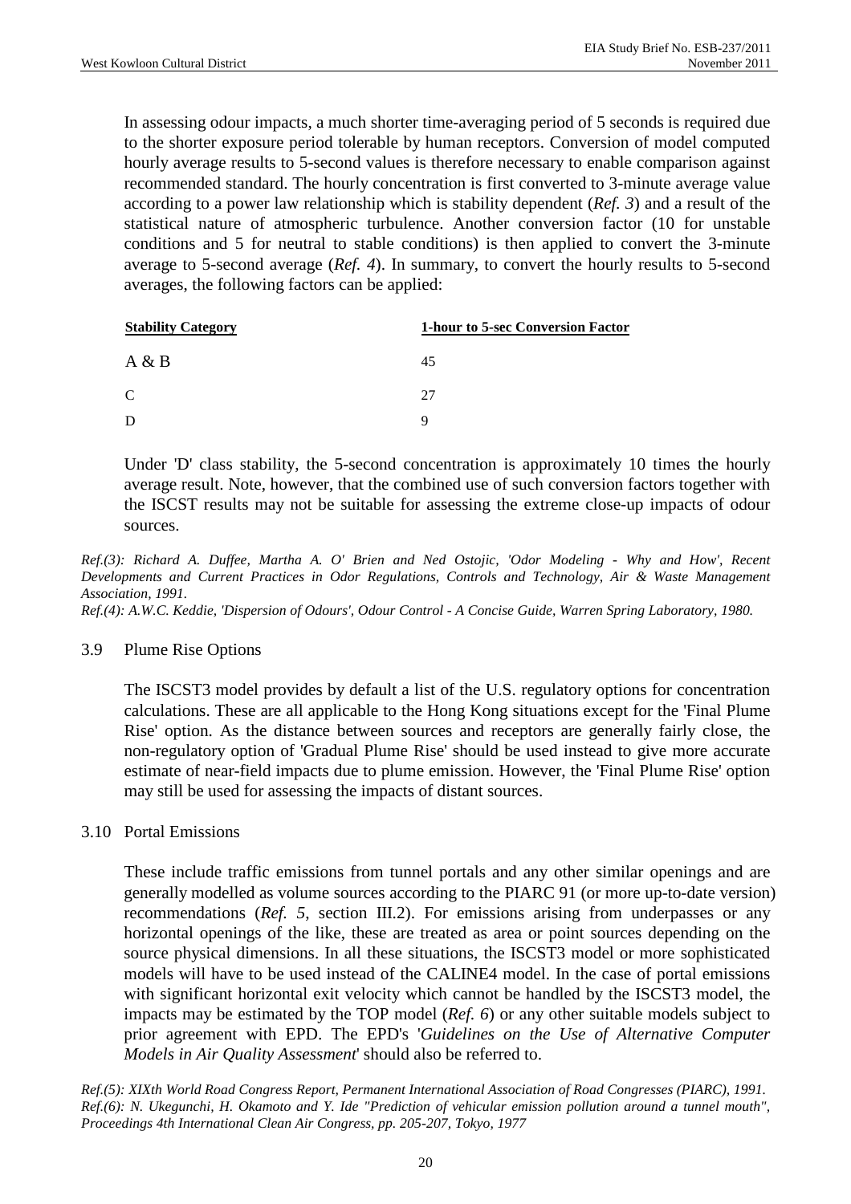In assessing odour impacts, a much shorter time-averaging period of 5 seconds is required due to the shorter exposure period tolerable by human receptors. Conversion of model computed hourly average results to 5-second values is therefore necessary to enable comparison against recommended standard. The hourly concentration is first converted to 3-minute average value according to a power law relationship which is stability dependent (*Ref. 3*) and a result of the statistical nature of atmospheric turbulence. Another conversion factor (10 for unstable conditions and 5 for neutral to stable conditions) is then applied to convert the 3-minute average to 5-second average (*Ref. 4*). In summary, to convert the hourly results to 5-second averages, the following factors can be applied:

| Stability Category | 1-hour to 5-sec Conversion Factor |
| --- | --- |
| A & B | 45 |
| C | 27 |
| D | 9 |

Under 'D' class stability, the 5-second concentration is approximately 10 times the hourly average result. Note, however, that the combined use of such conversion factors together with the ISCST results may not be suitable for assessing the extreme close-up impacts of odour sources.

*Ref.(3): Richard A. Duffee, Martha A. O' Brien and Ned Ostojic, 'Odor Modeling - Why and How', Recent Developments and Current Practices in Odor Regulations, Controls and Technology, Air & Waste Management Association, 1991.*

*Ref.(4): A.W.C. Keddie, 'Dispersion of Odours', Odour Control - A Concise Guide, Warren Spring Laboratory, 1980.*

## 3.9 Plume Rise Options

The ISCST3 model provides by default a list of the U.S. regulatory options for concentration calculations. These are all applicable to the Hong Kong situations except for the 'Final Plume Rise' option. As the distance between sources and receptors are generally fairly close, the non-regulatory option of 'Gradual Plume Rise' should be used instead to give more accurate estimate of near-field impacts due to plume emission. However, the 'Final Plume Rise' option may still be used for assessing the impacts of distant sources.

## 3.10 Portal Emissions

These include traffic emissions from tunnel portals and any other similar openings and are generally modelled as volume sources according to the PIARC 91 (or more up-to-date version) recommendations (*Ref. 5*, section III.2). For emissions arising from underpasses or any horizontal openings of the like, these are treated as area or point sources depending on the source physical dimensions. In all these situations, the ISCST3 model or more sophisticated models will have to be used instead of the CALINE4 model. In the case of portal emissions with significant horizontal exit velocity which cannot be handled by the ISCST3 model, the impacts may be estimated by the TOP model (*Ref. 6*) or any other suitable models subject to prior agreement with EPD. The EPD's '*Guidelines on the Use of Alternative Computer Models in Air Quality Assessment*' should also be referred to.

*Ref.(5): XIXth World Road Congress Report, Permanent International Association of Road Congresses (PIARC), 1991.*

*Ref.(6): N. Ukegunchi, H. Okamoto and Y. Ide "Prediction of vehicular emission pollution around a tunnel mouth", Proceedings 4th International Clean Air Congress, pp. 205-207, Tokyo, 1977*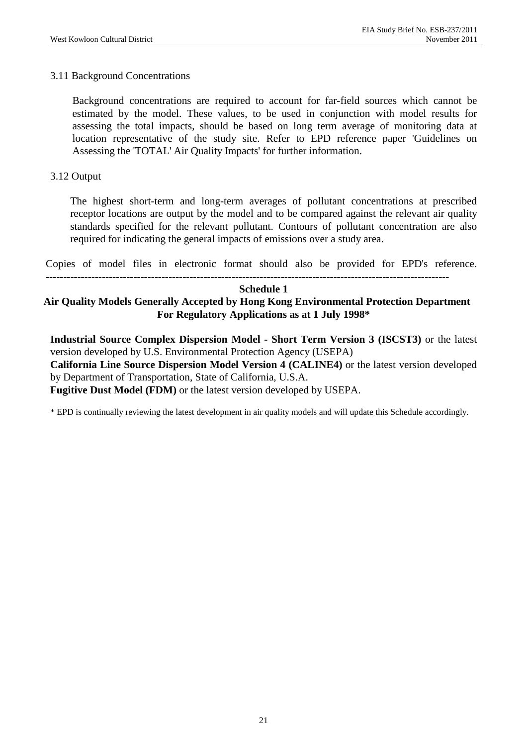3.11 Background Concentrations

Background concentrations are required to account for far-field sources which cannot be estimated by the model. These values, to be used in conjunction with model results for assessing the total impacts, should be based on long term average of monitoring data at location representative of the study site. Refer to EPD reference paper 'Guidelines on Assessing the 'TOTAL' Air Quality Impacts' for further information.

3.12 Output

The highest short-term and long-term averages of pollutant concentrations at prescribed receptor locations are output by the model and to be compared against the relevant air quality standards specified for the relevant pollutant. Contours of pollutant concentration are also required for indicating the general impacts of emissions over a study area.

Copies of model files in electronic format should also be provided for EPD's reference.

---

**Schedule 1**

**Air Quality Models Generally Accepted by Hong Kong Environmental Protection Department For Regulatory Applications as at 1 July 1998***

**Industrial Source Complex Dispersion Model - Short Term Version 3 (ISCST3)** or the latest version developed by U.S. Environmental Protection Agency (USEPA)

**California Line Source Dispersion Model Version 4 (CALINE4)** or the latest version developed by Department of Transportation, State of California, U.S.A.

**Fugitive Dust Model (FDM)** or the latest version developed by USEPA.

\* EPD is continually reviewing the latest development in air quality models and will update this Schedule accordingly.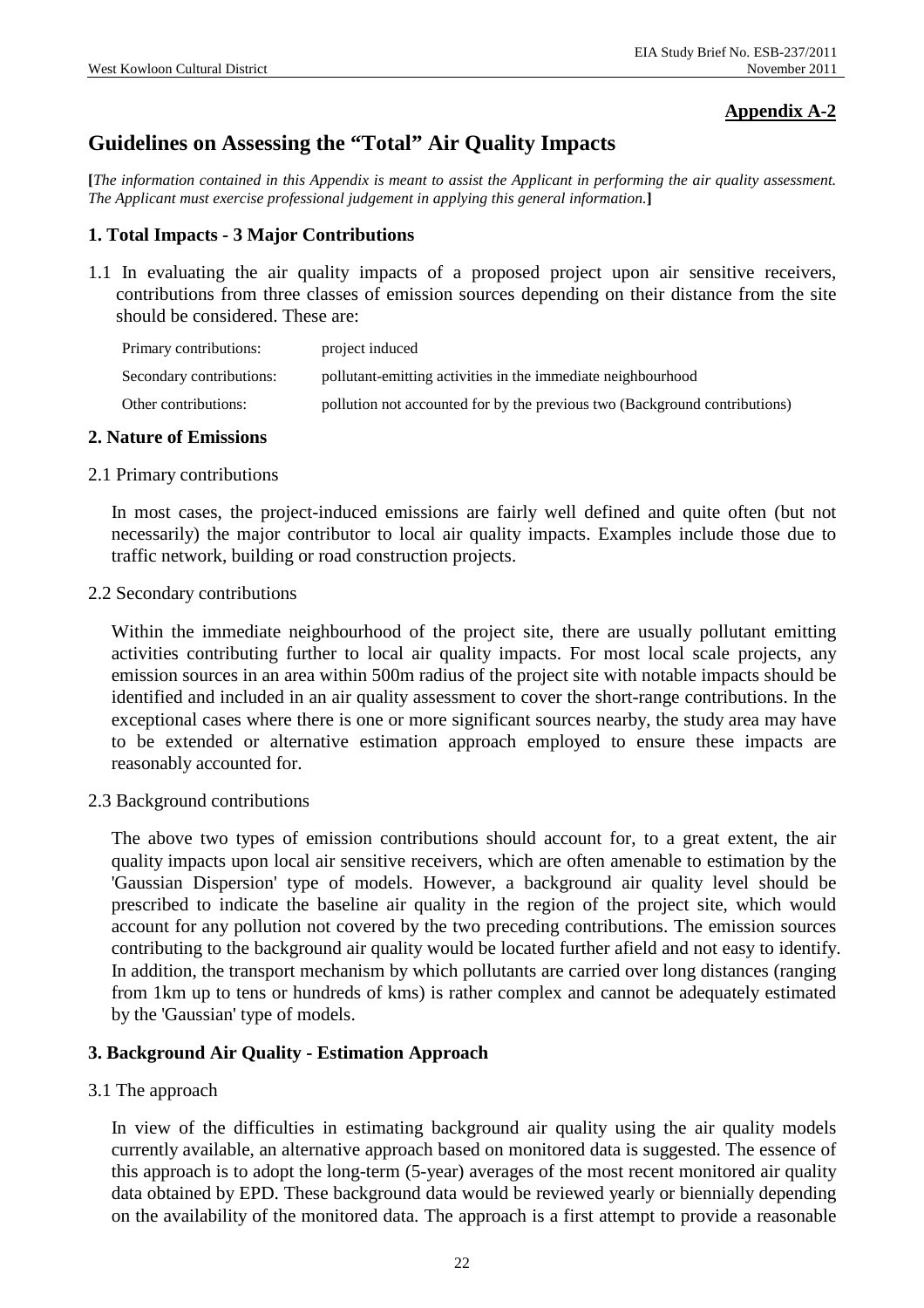**Appendix A-2**

# Guidelines on Assessing the "Total" Air Quality Impacts

**[***The information contained in this Appendix is meant to assist the Applicant in performing the air quality assessment. The Applicant must exercise professional judgement in applying this general information.***]**

## 1. Total Impacts - 3 Major Contributions

1.1 In evaluating the air quality impacts of a proposed project upon air sensitive receivers, contributions from three classes of emission sources depending on their distance from the site should be considered. These are:

| | |
|---|---|
| Primary contributions: | project induced |
| Secondary contributions: | pollutant-emitting activities in the immediate neighbourhood |
| Other contributions: | pollution not accounted for by the previous two (Background contributions) |

## 2. Nature of Emissions

2.1 Primary contributions

In most cases, the project-induced emissions are fairly well defined and quite often (but not necessarily) the major contributor to local air quality impacts. Examples include those due to traffic network, building or road construction projects.

2.2 Secondary contributions

Within the immediate neighbourhood of the project site, there are usually pollutant emitting activities contributing further to local air quality impacts. For most local scale projects, any emission sources in an area within 500m radius of the project site with notable impacts should be identified and included in an air quality assessment to cover the short-range contributions. In the exceptional cases where there is one or more significant sources nearby, the study area may have to be extended or alternative estimation approach employed to ensure these impacts are reasonably accounted for.

2.3 Background contributions

The above two types of emission contributions should account for, to a great extent, the air quality impacts upon local air sensitive receivers, which are often amenable to estimation by the 'Gaussian Dispersion' type of models. However, a background air quality level should be prescribed to indicate the baseline air quality in the region of the project site, which would account for any pollution not covered by the two preceding contributions. The emission sources contributing to the background air quality would be located further afield and not easy to identify. In addition, the transport mechanism by which pollutants are carried over long distances (ranging from 1km up to tens or hundreds of kms) is rather complex and cannot be adequately estimated by the 'Gaussian' type of models.

## 3. Background Air Quality - Estimation Approach

3.1 The approach

In view of the difficulties in estimating background air quality using the air quality models currently available, an alternative approach based on monitored data is suggested. The essence of this approach is to adopt the long-term (5-year) averages of the most recent monitored air quality data obtained by EPD. These background data would be reviewed yearly or biennially depending on the availability of the monitored data. The approach is a first attempt to provide a reasonable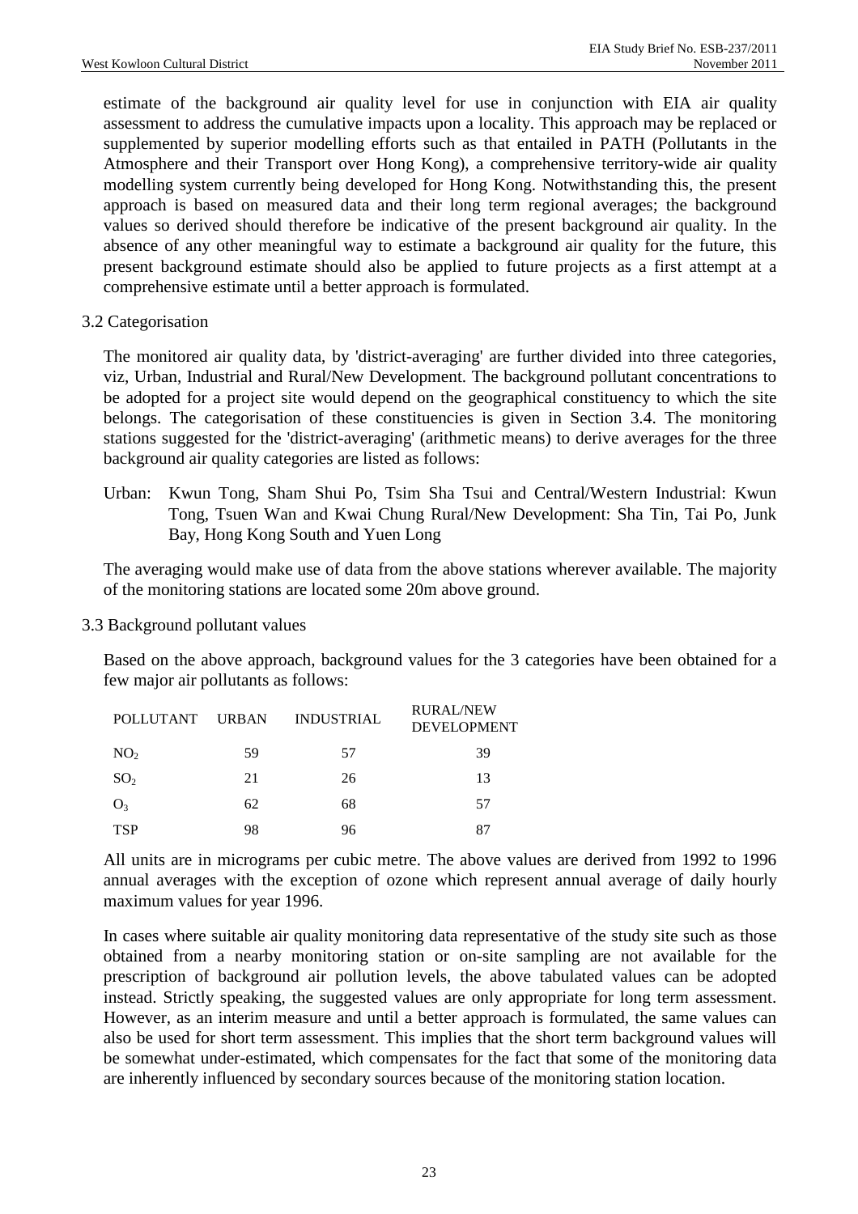estimate of the background air quality level for use in conjunction with EIA air quality assessment to address the cumulative impacts upon a locality. This approach may be replaced or supplemented by superior modelling efforts such as that entailed in PATH (Pollutants in the Atmosphere and their Transport over Hong Kong), a comprehensive territory-wide air quality modelling system currently being developed for Hong Kong. Notwithstanding this, the present approach is based on measured data and their long term regional averages; the background values so derived should therefore be indicative of the present background air quality. In the absence of any other meaningful way to estimate a background air quality for the future, this present background estimate should also be applied to future projects as a first attempt at a comprehensive estimate until a better approach is formulated.

3.2 Categorisation

The monitored air quality data, by 'district-averaging' are further divided into three categories, viz, Urban, Industrial and Rural/New Development. The background pollutant concentrations to be adopted for a project site would depend on the geographical constituency to which the site belongs. The categorisation of these constituencies is given in Section 3.4. The monitoring stations suggested for the 'district-averaging' (arithmetic means) to derive averages for the three background air quality categories are listed as follows:

Urban: Kwun Tong, Sham Shui Po, Tsim Sha Tsui and Central/Western Industrial: Kwun Tong, Tsuen Wan and Kwai Chung Rural/New Development: Sha Tin, Tai Po, Junk Bay, Hong Kong South and Yuen Long

The averaging would make use of data from the above stations wherever available. The majority of the monitoring stations are located some 20m above ground.

3.3 Background pollutant values

Based on the above approach, background values for the 3 categories have been obtained for a few major air pollutants as follows:

| POLLUTANT | URBAN | INDUSTRIAL | RURAL/NEW DEVELOPMENT |
|---|---|---|---|
| $NO_2$ | 59 | 57 | 39 |
| $SO_2$ | 21 | 26 | 13 |
| $O_3$ | 62 | 68 | 57 |
| TSP | 98 | 96 | 87 |

All units are in micrograms per cubic metre. The above values are derived from 1992 to 1996 annual averages with the exception of ozone which represent annual average of daily hourly maximum values for year 1996.

In cases where suitable air quality monitoring data representative of the study site such as those obtained from a nearby monitoring station or on-site sampling are not available for the prescription of background air pollution levels, the above tabulated values can be adopted instead. Strictly speaking, the suggested values are only appropriate for long term assessment. However, as an interim measure and until a better approach is formulated, the same values can also be used for short term assessment. This implies that the short term background values will be somewhat under-estimated, which compensates for the fact that some of the monitoring data are inherently influenced by secondary sources because of the monitoring station location.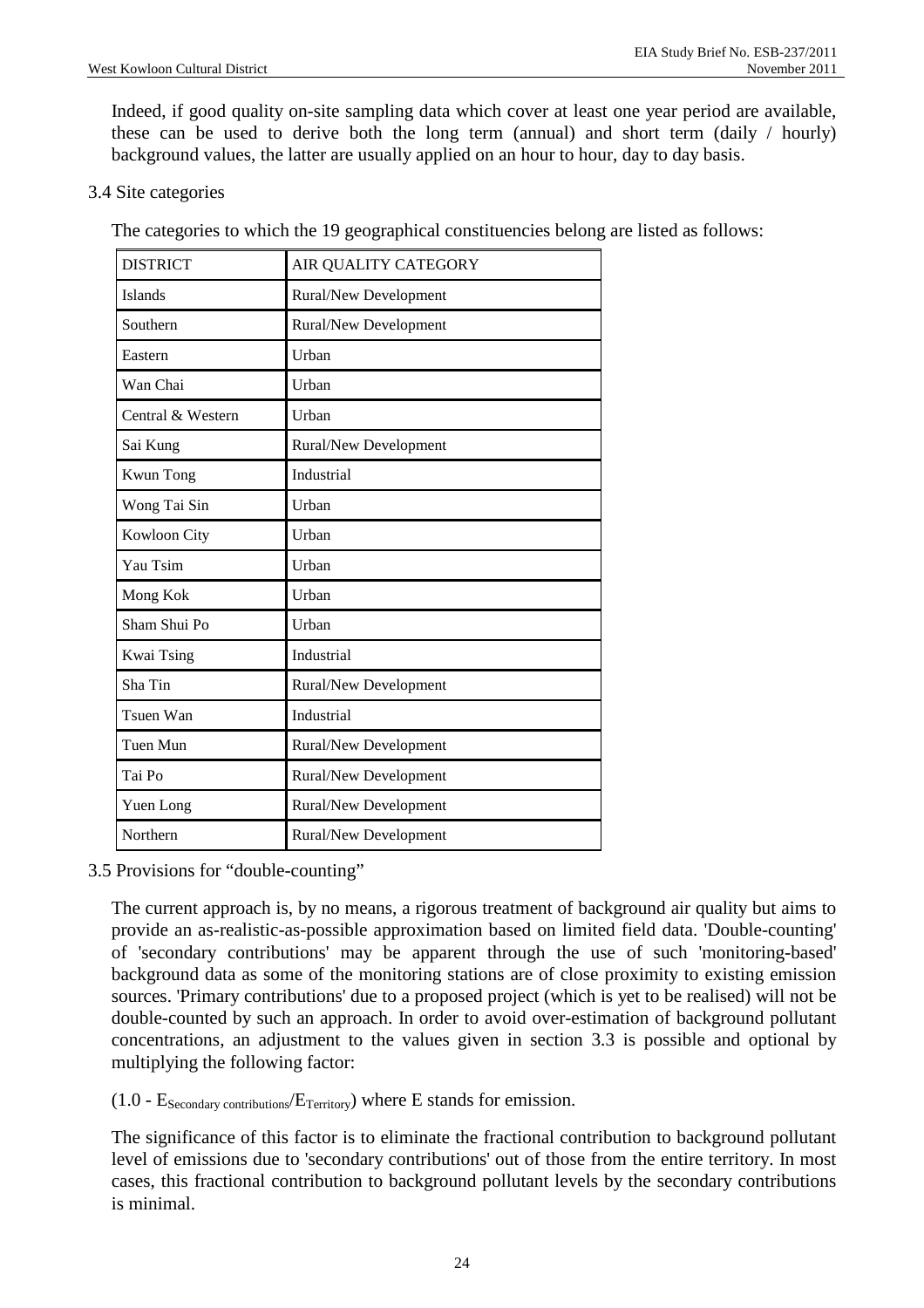Indeed, if good quality on-site sampling data which cover at least one year period are available, these can be used to derive both the long term (annual) and short term (daily / hourly) background values, the latter are usually applied on an hour to hour, day to day basis.

### 3.4 Site categories

The categories to which the 19 geographical constituencies belong are listed as follows:

| DISTRICT | AIR QUALITY CATEGORY |
|---|---|
| Islands | Rural/New Development |
| Southern | Rural/New Development |
| Eastern | Urban |
| Wan Chai | Urban |
| Central & Western | Urban |
| Sai Kung | Rural/New Development |
| Kwun Tong | Industrial |
| Wong Tai Sin | Urban |
| Kowloon City | Urban |
| Yau Tsim | Urban |
| Mong Kok | Urban |
| Sham Shui Po | Urban |
| Kwai Tsing | Industrial |
| Sha Tin | Rural/New Development |
| Tsuen Wan | Industrial |
| Tuen Mun | Rural/New Development |
| Tai Po | Rural/New Development |
| Yuen Long | Rural/New Development |
| Northern | Rural/New Development |

### 3.5 Provisions for "double-counting"

The current approach is, by no means, a rigorous treatment of background air quality but aims to provide an as-realistic-as-possible approximation based on limited field data. 'Double-counting' of 'secondary contributions' may be apparent through the use of such 'monitoring-based' background data as some of the monitoring stations are of close proximity to existing emission sources. 'Primary contributions' due to a proposed project (which is yet to be realised) will not be double-counted by such an approach. In order to avoid over-estimation of background pollutant concentrations, an adjustment to the values given in section 3.3 is possible and optional by multiplying the following factor:

$(1.0 - E_{\text{Secondary contributions}}/E_{\text{Territory}})$ where E stands for emission.

The significance of this factor is to eliminate the fractional contribution to background pollutant level of emissions due to 'secondary contributions' out of those from the entire territory. In most cases, this fractional contribution to background pollutant levels by the secondary contributions is minimal.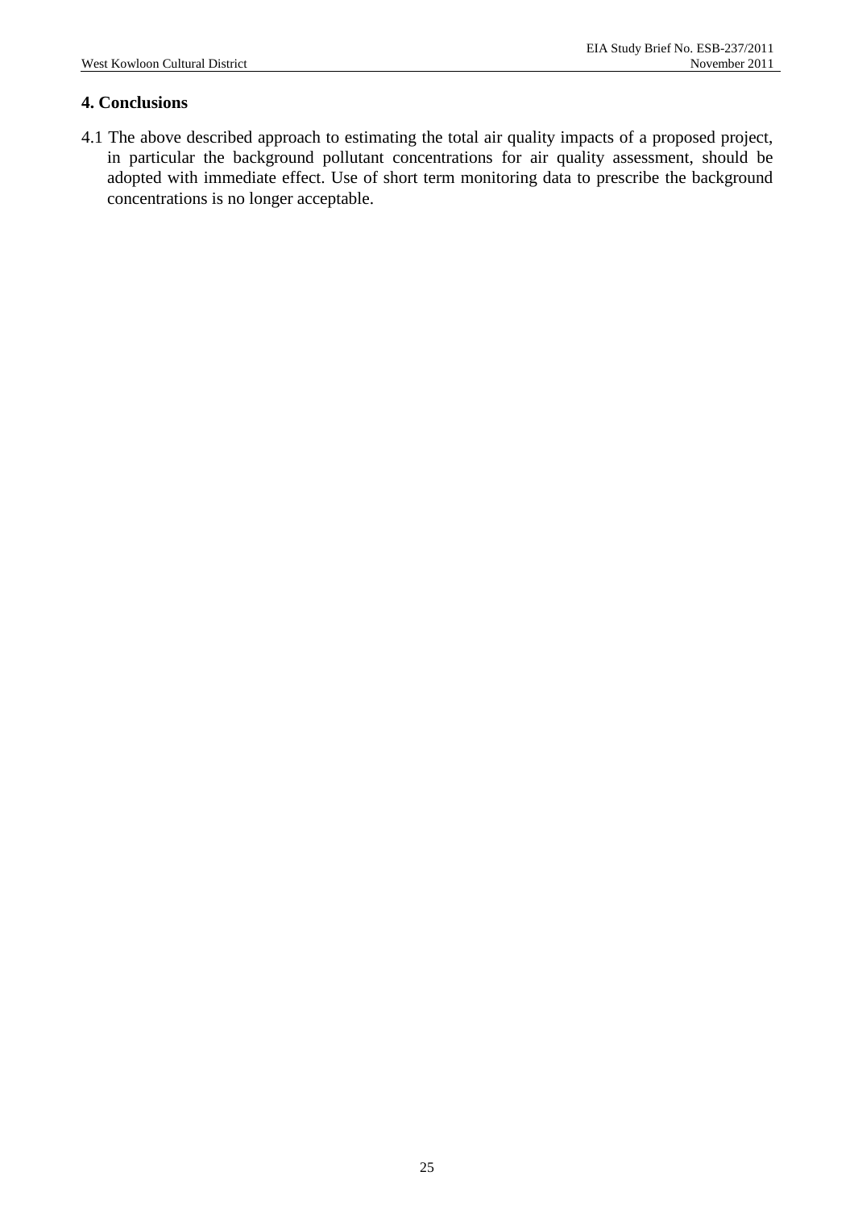## 4. Conclusions

4.1 The above described approach to estimating the total air quality impacts of a proposed project, in particular the background pollutant concentrations for air quality assessment, should be adopted with immediate effect. Use of short term monitoring data to prescribe the background concentrations is no longer acceptable.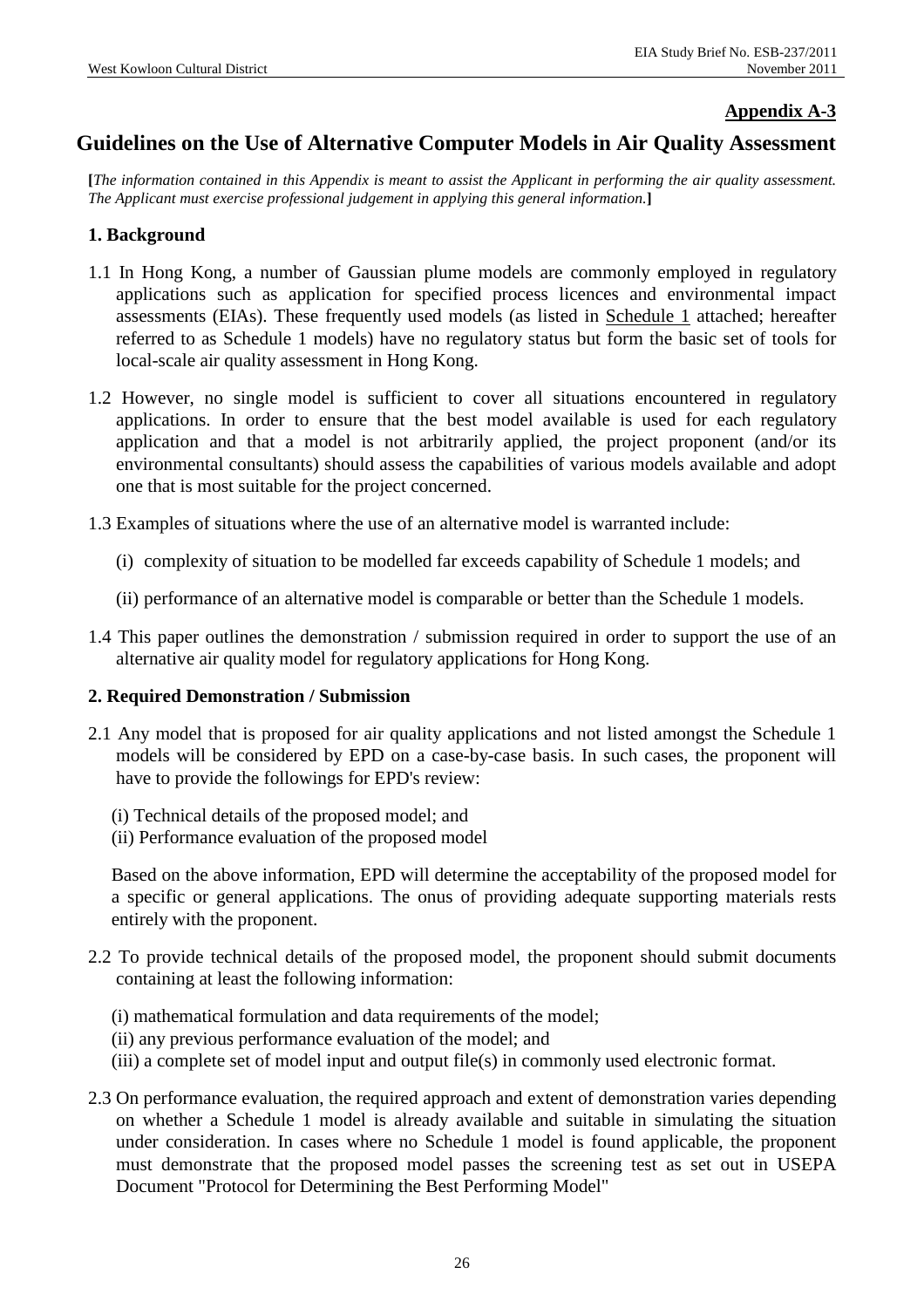**Appendix A-3**

# Guidelines on the Use of Alternative Computer Models in Air Quality Assessment

**[***The information contained in this Appendix is meant to assist the Applicant in performing the air quality assessment. The Applicant must exercise professional judgement in applying this general information.***]**

## 1. Background

1.1 In Hong Kong, a number of Gaussian plume models are commonly employed in regulatory applications such as application for specified process licences and environmental impact assessments (EIAs). These frequently used models (as listed in Schedule 1 attached; hereafter referred to as Schedule 1 models) have no regulatory status but form the basic set of tools for local-scale air quality assessment in Hong Kong.

1.2 However, no single model is sufficient to cover all situations encountered in regulatory applications. In order to ensure that the best model available is used for each regulatory application and that a model is not arbitrarily applied, the project proponent (and/or its environmental consultants) should assess the capabilities of various models available and adopt one that is most suitable for the project concerned.

1.3 Examples of situations where the use of an alternative model is warranted include:

(i) complexity of situation to be modelled far exceeds capability of Schedule 1 models; and

(ii) performance of an alternative model is comparable or better than the Schedule 1 models.

1.4 This paper outlines the demonstration / submission required in order to support the use of an alternative air quality model for regulatory applications for Hong Kong.

## 2. Required Demonstration / Submission

2.1 Any model that is proposed for air quality applications and not listed amongst the Schedule 1 models will be considered by EPD on a case-by-case basis. In such cases, the proponent will have to provide the followings for EPD's review:

(i) Technical details of the proposed model; and
(ii) Performance evaluation of the proposed model

Based on the above information, EPD will determine the acceptability of the proposed model for a specific or general applications. The onus of providing adequate supporting materials rests entirely with the proponent.

2.2 To provide technical details of the proposed model, the proponent should submit documents containing at least the following information:

(i) mathematical formulation and data requirements of the model;
(ii) any previous performance evaluation of the model; and
(iii) a complete set of model input and output file(s) in commonly used electronic format.

2.3 On performance evaluation, the required approach and extent of demonstration varies depending on whether a Schedule 1 model is already available and suitable in simulating the situation under consideration. In cases where no Schedule 1 model is found applicable, the proponent must demonstrate that the proposed model passes the screening test as set out in USEPA Document "Protocol for Determining the Best Performing Model"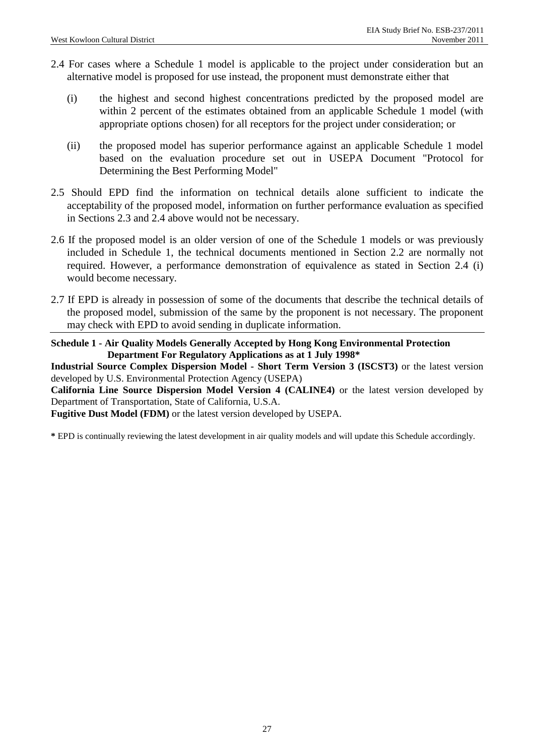2.4 For cases where a Schedule 1 model is applicable to the project under consideration but an alternative model is proposed for use instead, the proponent must demonstrate either that

(i) the highest and second highest concentrations predicted by the proposed model are within 2 percent of the estimates obtained from an applicable Schedule 1 model (with appropriate options chosen) for all receptors for the project under consideration; or

(ii) the proposed model has superior performance against an applicable Schedule 1 model based on the evaluation procedure set out in USEPA Document "Protocol for Determining the Best Performing Model"

2.5 Should EPD find the information on technical details alone sufficient to indicate the acceptability of the proposed model, information on further performance evaluation as specified in Sections 2.3 and 2.4 above would not be necessary.

2.6 If the proposed model is an older version of one of the Schedule 1 models or was previously included in Schedule 1, the technical documents mentioned in Section 2.2 are normally not required. However, a performance demonstration of equivalence as stated in Section 2.4 (i) would become necessary.

2.7 If EPD is already in possession of some of the documents that describe the technical details of the proposed model, submission of the same by the proponent is not necessary. The proponent may check with EPD to avoid sending in duplicate information.

---

**Schedule 1 - Air Quality Models Generally Accepted by Hong Kong Environmental Protection Department For Regulatory Applications as at 1 July 1998***

**Industrial Source Complex Dispersion Model - Short Term Version 3 (ISCST3)** or the latest version developed by U.S. Environmental Protection Agency (USEPA)

**California Line Source Dispersion Model Version 4 (CALINE4)** or the latest version developed by Department of Transportation, State of California, U.S.A.

**Fugitive Dust Model (FDM)** or the latest version developed by USEPA.

**\*** EPD is continually reviewing the latest development in air quality models and will update this Schedule accordingly.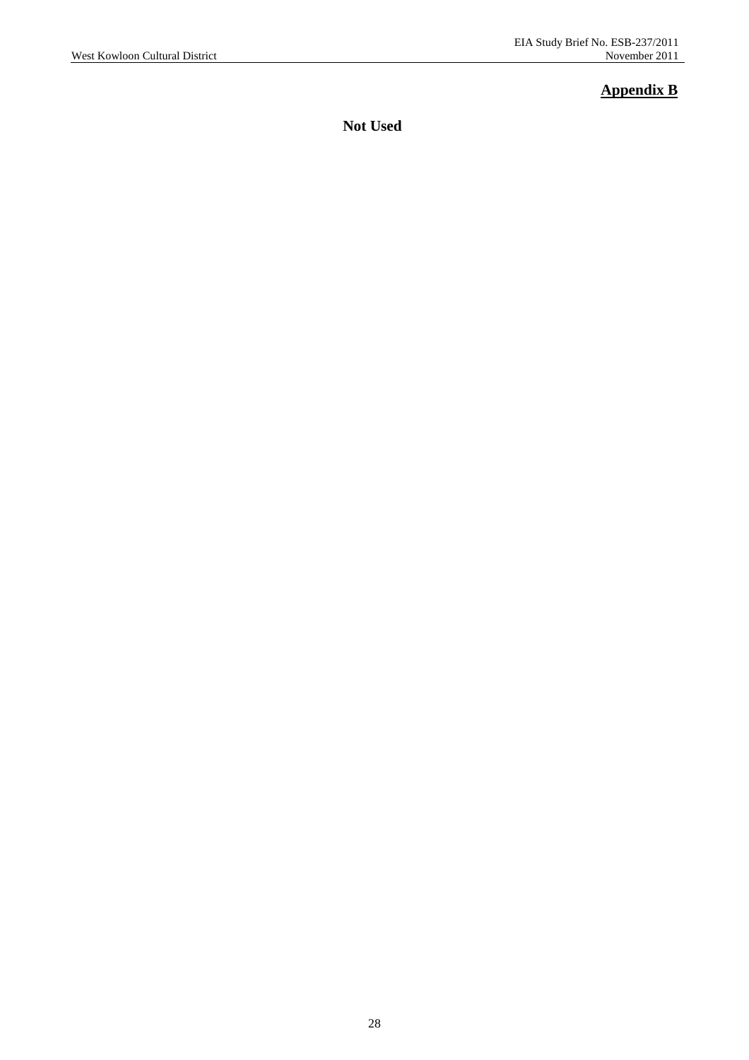**Appendix B**

**Not Used**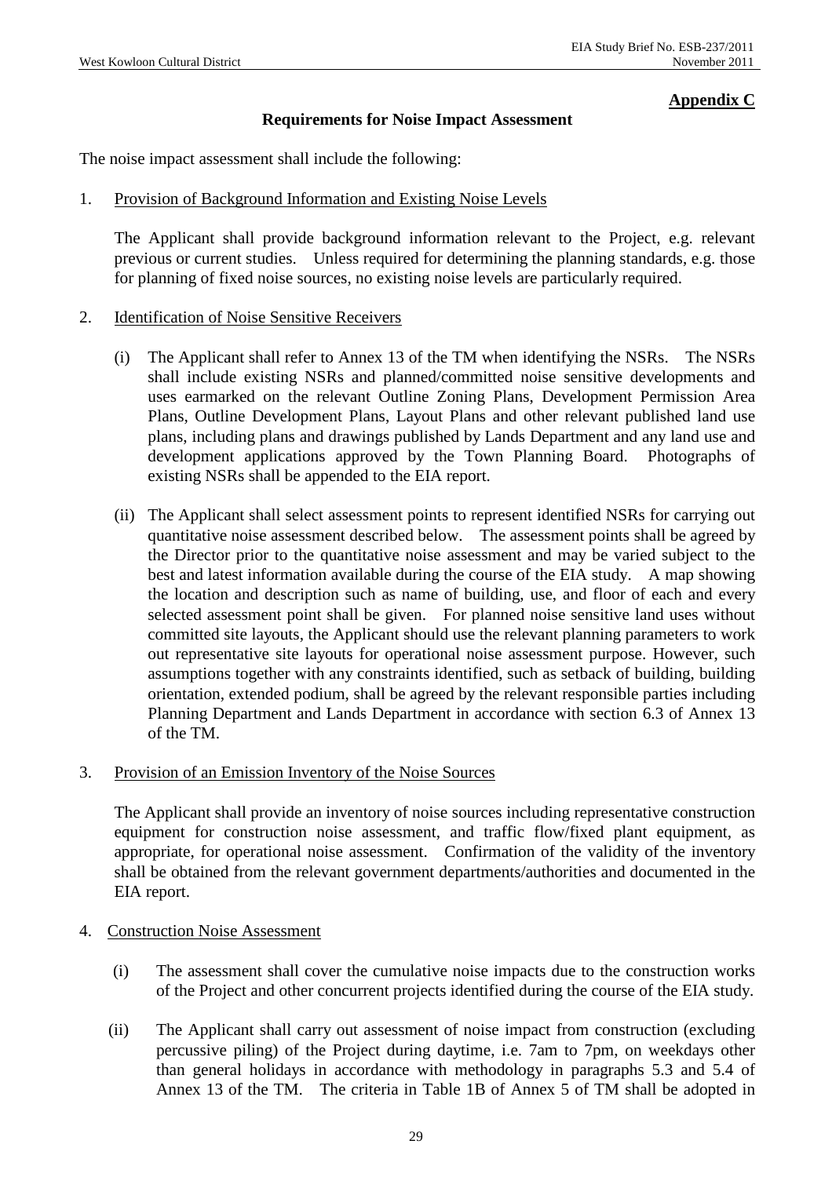**Appendix C**

## Requirements for Noise Impact Assessment

The noise impact assessment shall include the following:

1. Provision of Background Information and Existing Noise Levels

   The Applicant shall provide background information relevant to the Project, e.g. relevant previous or current studies. Unless required for determining the planning standards, e.g. those for planning of fixed noise sources, no existing noise levels are particularly required.

2. Identification of Noise Sensitive Receivers

   (i) The Applicant shall refer to Annex 13 of the TM when identifying the NSRs. The NSRs shall include existing NSRs and planned/committed noise sensitive developments and uses earmarked on the relevant Outline Zoning Plans, Development Permission Area Plans, Outline Development Plans, Layout Plans and other relevant published land use plans, including plans and drawings published by Lands Department and any land use and development applications approved by the Town Planning Board. Photographs of existing NSRs shall be appended to the EIA report.

   (ii) The Applicant shall select assessment points to represent identified NSRs for carrying out quantitative noise assessment described below. The assessment points shall be agreed by the Director prior to the quantitative noise assessment and may be varied subject to the best and latest information available during the course of the EIA study. A map showing the location and description such as name of building, use, and floor of each and every selected assessment point shall be given. For planned noise sensitive land uses without committed site layouts, the Applicant should use the relevant planning parameters to work out representative site layouts for operational noise assessment purpose. However, such assumptions together with any constraints identified, such as setback of building, building orientation, extended podium, shall be agreed by the relevant responsible parties including Planning Department and Lands Department in accordance with section 6.3 of Annex 13 of the TM.

3. Provision of an Emission Inventory of the Noise Sources

   The Applicant shall provide an inventory of noise sources including representative construction equipment for construction noise assessment, and traffic flow/fixed plant equipment, as appropriate, for operational noise assessment. Confirmation of the validity of the inventory shall be obtained from the relevant government departments/authorities and documented in the EIA report.

4. Construction Noise Assessment

   (i) The assessment shall cover the cumulative noise impacts due to the construction works of the Project and other concurrent projects identified during the course of the EIA study.

   (ii) The Applicant shall carry out assessment of noise impact from construction (excluding percussive piling) of the Project during daytime, i.e. 7am to 7pm, on weekdays other than general holidays in accordance with methodology in paragraphs 5.3 and 5.4 of Annex 13 of the TM. The criteria in Table 1B of Annex 5 of TM shall be adopted in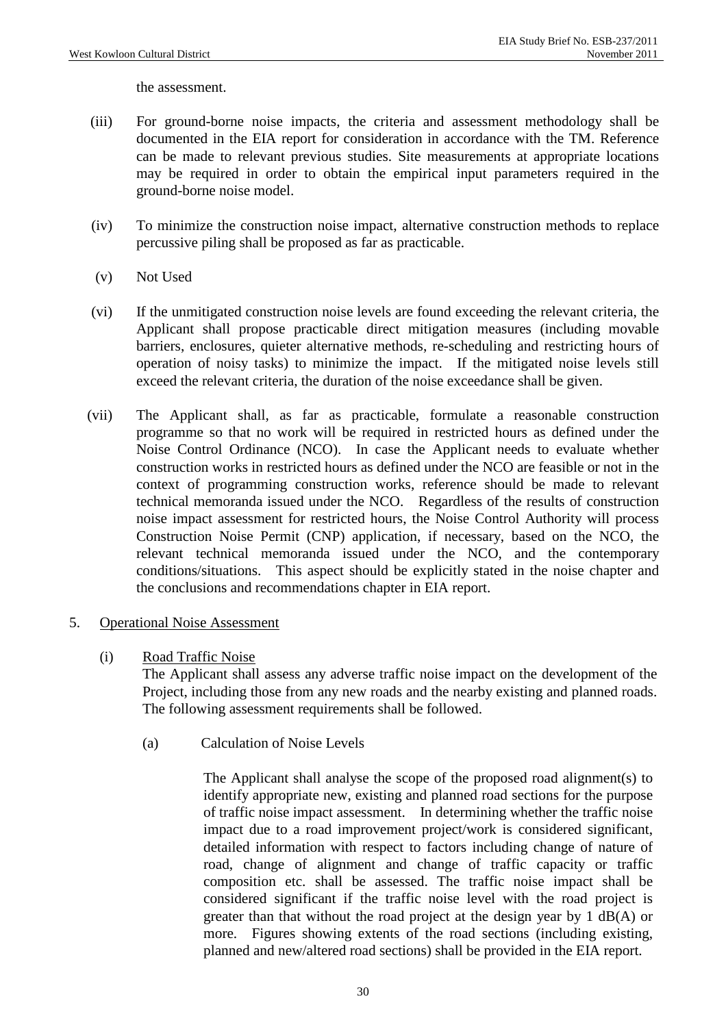the assessment.

(iii) For ground-borne noise impacts, the criteria and assessment methodology shall be documented in the EIA report for consideration in accordance with the TM. Reference can be made to relevant previous studies. Site measurements at appropriate locations may be required in order to obtain the empirical input parameters required in the ground-borne noise model.

(iv) To minimize the construction noise impact, alternative construction methods to replace percussive piling shall be proposed as far as practicable.

(v) Not Used

(vi) If the unmitigated construction noise levels are found exceeding the relevant criteria, the Applicant shall propose practicable direct mitigation measures (including movable barriers, enclosures, quieter alternative methods, re-scheduling and restricting hours of operation of noisy tasks) to minimize the impact. If the mitigated noise levels still exceed the relevant criteria, the duration of the noise exceedance shall be given.

(vii) The Applicant shall, as far as practicable, formulate a reasonable construction programme so that no work will be required in restricted hours as defined under the Noise Control Ordinance (NCO). In case the Applicant needs to evaluate whether construction works in restricted hours as defined under the NCO are feasible or not in the context of programming construction works, reference should be made to relevant technical memoranda issued under the NCO. Regardless of the results of construction noise impact assessment for restricted hours, the Noise Control Authority will process Construction Noise Permit (CNP) application, if necessary, based on the NCO, the relevant technical memoranda issued under the NCO, and the contemporary conditions/situations. This aspect should be explicitly stated in the noise chapter and the conclusions and recommendations chapter in EIA report.

5. <u>Operational Noise Assessment</u>

(i) <u>Road Traffic Noise</u>

The Applicant shall assess any adverse traffic noise impact on the development of the Project, including those from any new roads and the nearby existing and planned roads. The following assessment requirements shall be followed.

(a) Calculation of Noise Levels

The Applicant shall analyse the scope of the proposed road alignment(s) to identify appropriate new, existing and planned road sections for the purpose of traffic noise impact assessment. In determining whether the traffic noise impact due to a road improvement project/work is considered significant, detailed information with respect to factors including change of nature of road, change of alignment and change of traffic capacity or traffic composition etc. shall be assessed. The traffic noise impact shall be considered significant if the traffic noise level with the road project is greater than that without the road project at the design year by 1 dB(A) or more. Figures showing extents of the road sections (including existing, planned and new/altered road sections) shall be provided in the EIA report.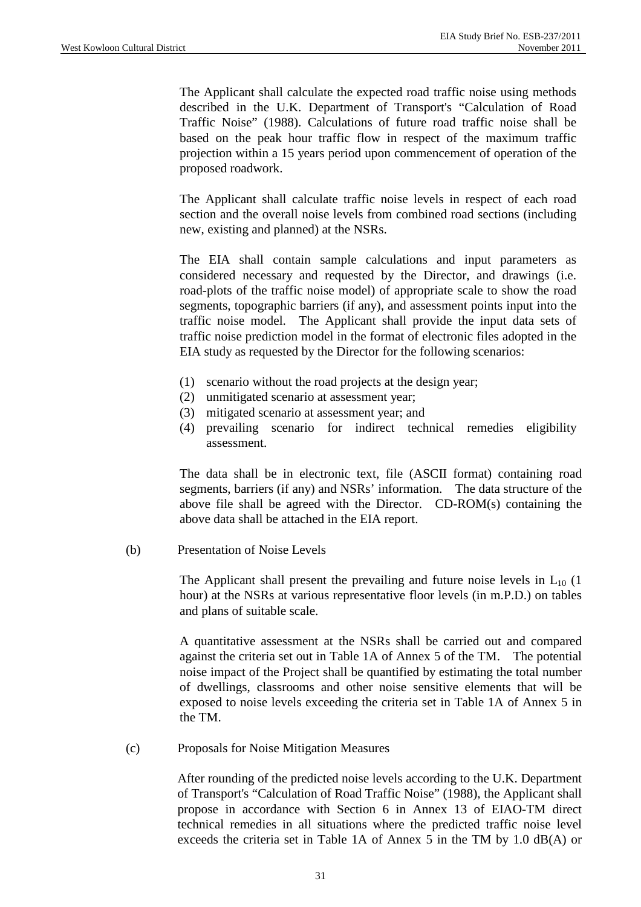The Applicant shall calculate the expected road traffic noise using methods described in the U.K. Department of Transport's "Calculation of Road Traffic Noise" (1988). Calculations of future road traffic noise shall be based on the peak hour traffic flow in respect of the maximum traffic projection within a 15 years period upon commencement of operation of the proposed roadwork.

The Applicant shall calculate traffic noise levels in respect of each road section and the overall noise levels from combined road sections (including new, existing and planned) at the NSRs.

The EIA shall contain sample calculations and input parameters as considered necessary and requested by the Director, and drawings (i.e. road-plots of the traffic noise model) of appropriate scale to show the road segments, topographic barriers (if any), and assessment points input into the traffic noise model. The Applicant shall provide the input data sets of traffic noise prediction model in the format of electronic files adopted in the EIA study as requested by the Director for the following scenarios:

(1) scenario without the road projects at the design year;
(2) unmitigated scenario at assessment year;
(3) mitigated scenario at assessment year; and
(4) prevailing scenario for indirect technical remedies eligibility assessment.

The data shall be in electronic text, file (ASCII format) containing road segments, barriers (if any) and NSRs' information. The data structure of the above file shall be agreed with the Director. CD-ROM(s) containing the above data shall be attached in the EIA report.

(b) Presentation of Noise Levels

The Applicant shall present the prevailing and future noise levels in $L_{10}$ (1 hour) at the NSRs at various representative floor levels (in m.P.D.) on tables and plans of suitable scale.

A quantitative assessment at the NSRs shall be carried out and compared against the criteria set out in Table 1A of Annex 5 of the TM. The potential noise impact of the Project shall be quantified by estimating the total number of dwellings, classrooms and other noise sensitive elements that will be exposed to noise levels exceeding the criteria set in Table 1A of Annex 5 in the TM.

(c) Proposals for Noise Mitigation Measures

After rounding of the predicted noise levels according to the U.K. Department of Transport's "Calculation of Road Traffic Noise" (1988), the Applicant shall propose in accordance with Section 6 in Annex 13 of EIAO-TM direct technical remedies in all situations where the predicted traffic noise level exceeds the criteria set in Table 1A of Annex 5 in the TM by 1.0 dB(A) or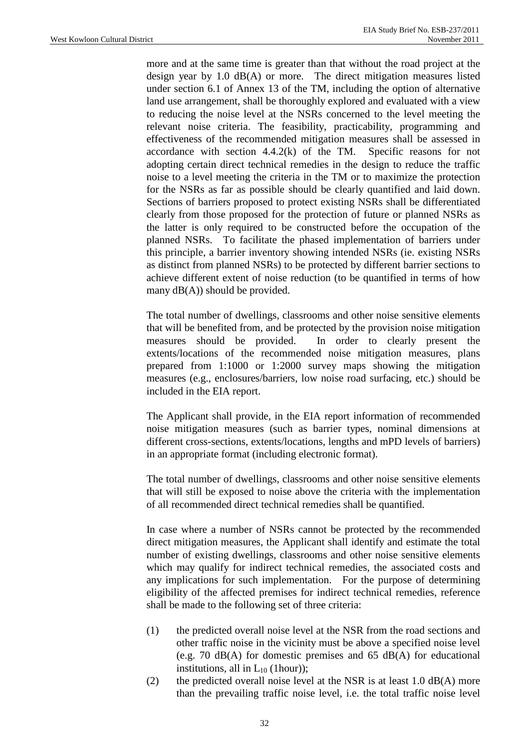more and at the same time is greater than that without the road project at the design year by 1.0 dB(A) or more. The direct mitigation measures listed under section 6.1 of Annex 13 of the TM, including the option of alternative land use arrangement, shall be thoroughly explored and evaluated with a view to reducing the noise level at the NSRs concerned to the level meeting the relevant noise criteria. The feasibility, practicability, programming and effectiveness of the recommended mitigation measures shall be assessed in accordance with section 4.4.2(k) of the TM. Specific reasons for not adopting certain direct technical remedies in the design to reduce the traffic noise to a level meeting the criteria in the TM or to maximize the protection for the NSRs as far as possible should be clearly quantified and laid down. Sections of barriers proposed to protect existing NSRs shall be differentiated clearly from those proposed for the protection of future or planned NSRs as the latter is only required to be constructed before the occupation of the planned NSRs. To facilitate the phased implementation of barriers under this principle, a barrier inventory showing intended NSRs (ie. existing NSRs as distinct from planned NSRs) to be protected by different barrier sections to achieve different extent of noise reduction (to be quantified in terms of how many dB(A)) should be provided.

The total number of dwellings, classrooms and other noise sensitive elements that will be benefited from, and be protected by the provision noise mitigation measures should be provided. In order to clearly present the extents/locations of the recommended noise mitigation measures, plans prepared from 1:1000 or 1:2000 survey maps showing the mitigation measures (e.g., enclosures/barriers, low noise road surfacing, etc.) should be included in the EIA report.

The Applicant shall provide, in the EIA report information of recommended noise mitigation measures (such as barrier types, nominal dimensions at different cross-sections, extents/locations, lengths and mPD levels of barriers) in an appropriate format (including electronic format).

The total number of dwellings, classrooms and other noise sensitive elements that will still be exposed to noise above the criteria with the implementation of all recommended direct technical remedies shall be quantified.

In case where a number of NSRs cannot be protected by the recommended direct mitigation measures, the Applicant shall identify and estimate the total number of existing dwellings, classrooms and other noise sensitive elements which may qualify for indirect technical remedies, the associated costs and any implications for such implementation. For the purpose of determining eligibility of the affected premises for indirect technical remedies, reference shall be made to the following set of three criteria:

(1) the predicted overall noise level at the NSR from the road sections and other traffic noise in the vicinity must be above a specified noise level (e.g. 70 dB(A) for domestic premises and 65 dB(A) for educational institutions, all in $L_{10}$ (1hour));

(2) the predicted overall noise level at the NSR is at least 1.0 dB(A) more than the prevailing traffic noise level, i.e. the total traffic noise level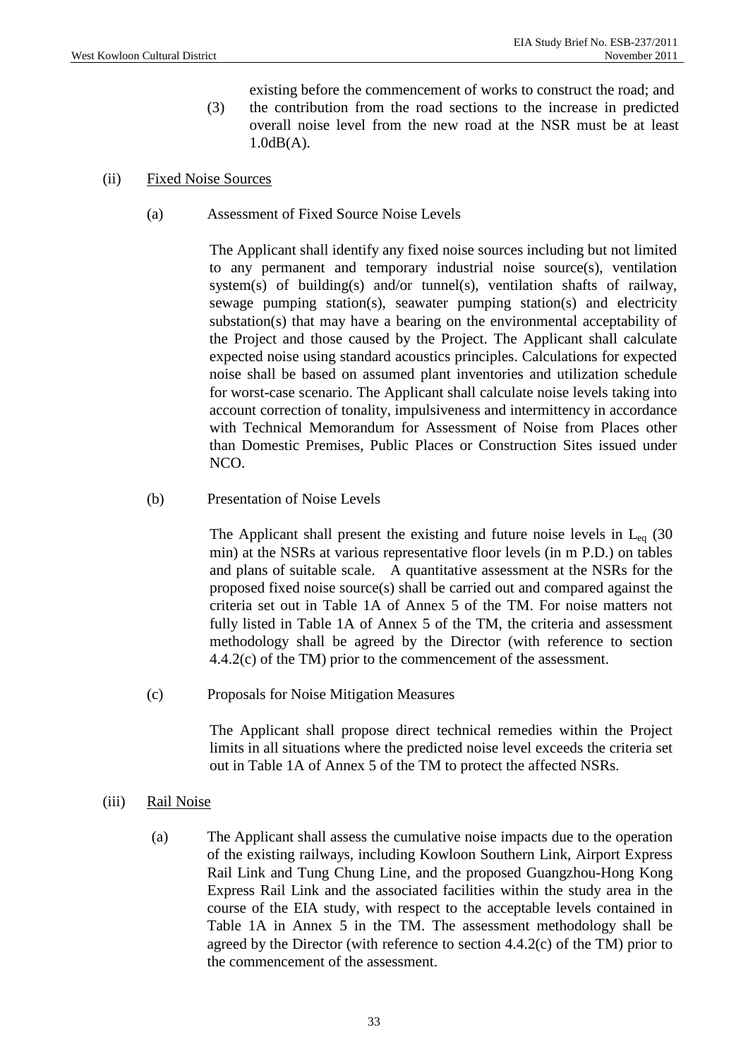existing before the commencement of works to construct the road; and

(3) the contribution from the road sections to the increase in predicted overall noise level from the new road at the NSR must be at least 1.0dB(A).

(ii) Fixed Noise Sources

(a) Assessment of Fixed Source Noise Levels

The Applicant shall identify any fixed noise sources including but not limited to any permanent and temporary industrial noise source(s), ventilation system(s) of building(s) and/or tunnel(s), ventilation shafts of railway, sewage pumping station(s), seawater pumping station(s) and electricity substation(s) that may have a bearing on the environmental acceptability of the Project and those caused by the Project. The Applicant shall calculate expected noise using standard acoustics principles. Calculations for expected noise shall be based on assumed plant inventories and utilization schedule for worst-case scenario. The Applicant shall calculate noise levels taking into account correction of tonality, impulsiveness and intermittency in accordance with Technical Memorandum for Assessment of Noise from Places other than Domestic Premises, Public Places or Construction Sites issued under NCO.

(b) Presentation of Noise Levels

The Applicant shall present the existing and future noise levels in $L_{eq}$ (30 min) at the NSRs at various representative floor levels (in m P.D.) on tables and plans of suitable scale. A quantitative assessment at the NSRs for the proposed fixed noise source(s) shall be carried out and compared against the criteria set out in Table 1A of Annex 5 of the TM. For noise matters not fully listed in Table 1A of Annex 5 of the TM, the criteria and assessment methodology shall be agreed by the Director (with reference to section 4.4.2(c) of the TM) prior to the commencement of the assessment.

(c) Proposals for Noise Mitigation Measures

The Applicant shall propose direct technical remedies within the Project limits in all situations where the predicted noise level exceeds the criteria set out in Table 1A of Annex 5 of the TM to protect the affected NSRs.

(iii) Rail Noise

(a) The Applicant shall assess the cumulative noise impacts due to the operation of the existing railways, including Kowloon Southern Link, Airport Express Rail Link and Tung Chung Line, and the proposed Guangzhou-Hong Kong Express Rail Link and the associated facilities within the study area in the course of the EIA study, with respect to the acceptable levels contained in Table 1A in Annex 5 in the TM. The assessment methodology shall be agreed by the Director (with reference to section 4.4.2(c) of the TM) prior to the commencement of the assessment.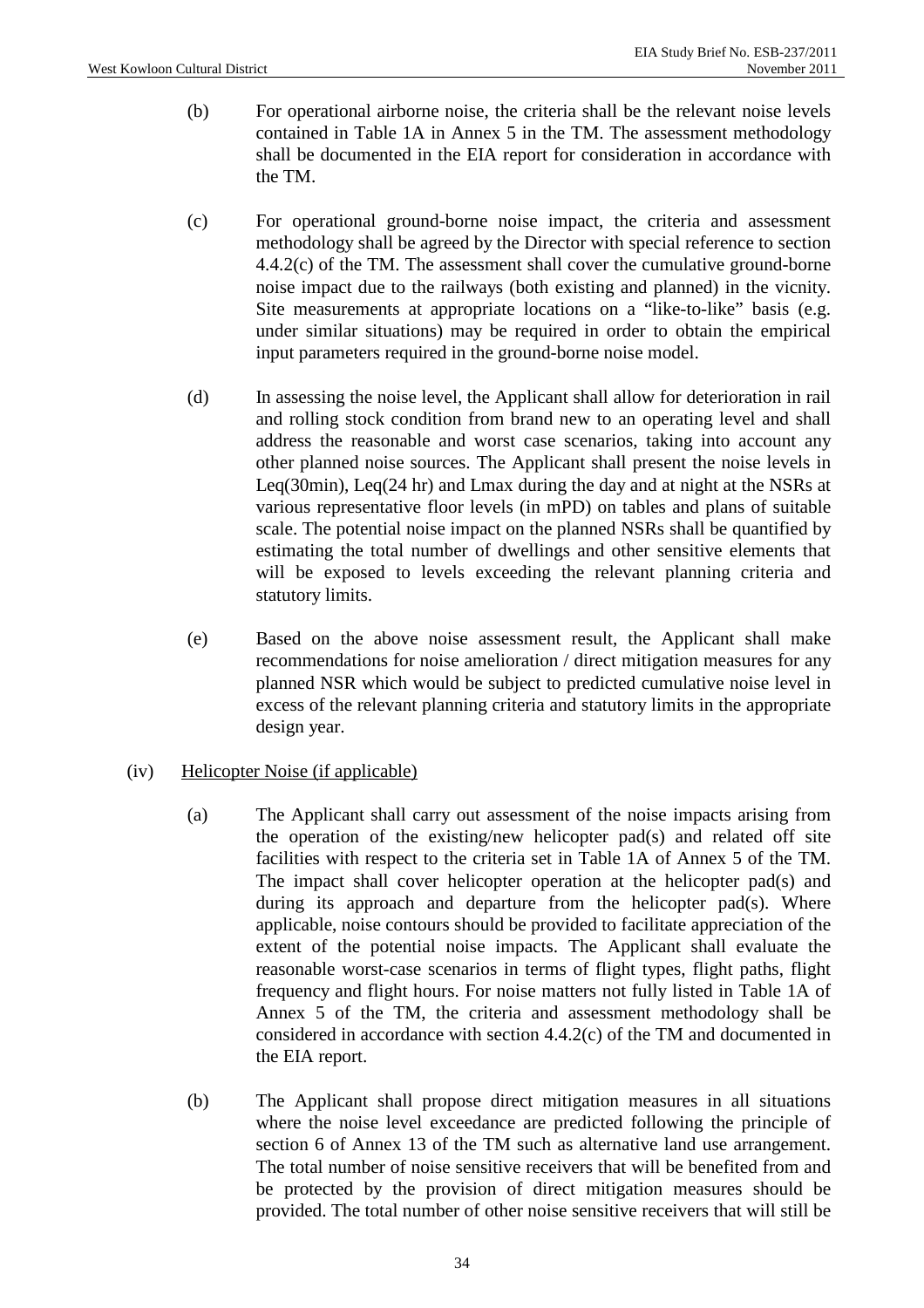(b) For operational airborne noise, the criteria shall be the relevant noise levels contained in Table 1A in Annex 5 in the TM. The assessment methodology shall be documented in the EIA report for consideration in accordance with the TM.

(c) For operational ground-borne noise impact, the criteria and assessment methodology shall be agreed by the Director with special reference to section 4.4.2(c) of the TM. The assessment shall cover the cumulative ground-borne noise impact due to the railways (both existing and planned) in the vicnity. Site measurements at appropriate locations on a "like-to-like" basis (e.g. under similar situations) may be required in order to obtain the empirical input parameters required in the ground-borne noise model.

(d) In assessing the noise level, the Applicant shall allow for deterioration in rail and rolling stock condition from brand new to an operating level and shall address the reasonable and worst case scenarios, taking into account any other planned noise sources. The Applicant shall present the noise levels in Leq(30min), Leq(24 hr) and Lmax during the day and at night at the NSRs at various representative floor levels (in mPD) on tables and plans of suitable scale. The potential noise impact on the planned NSRs shall be quantified by estimating the total number of dwellings and other sensitive elements that will be exposed to levels exceeding the relevant planning criteria and statutory limits.

(e) Based on the above noise assessment result, the Applicant shall make recommendations for noise amelioration / direct mitigation measures for any planned NSR which would be subject to predicted cumulative noise level in excess of the relevant planning criteria and statutory limits in the appropriate design year.

(iv) <u>Helicopter Noise (if applicable)</u>

(a) The Applicant shall carry out assessment of the noise impacts arising from the operation of the existing/new helicopter pad(s) and related off site facilities with respect to the criteria set in Table 1A of Annex 5 of the TM. The impact shall cover helicopter operation at the helicopter pad(s) and during its approach and departure from the helicopter pad(s). Where applicable, noise contours should be provided to facilitate appreciation of the extent of the potential noise impacts. The Applicant shall evaluate the reasonable worst-case scenarios in terms of flight types, flight paths, flight frequency and flight hours. For noise matters not fully listed in Table 1A of Annex 5 of the TM, the criteria and assessment methodology shall be considered in accordance with section 4.4.2(c) of the TM and documented in the EIA report.

(b) The Applicant shall propose direct mitigation measures in all situations where the noise level exceedance are predicted following the principle of section 6 of Annex 13 of the TM such as alternative land use arrangement. The total number of noise sensitive receivers that will be benefited from and be protected by the provision of direct mitigation measures should be provided. The total number of other noise sensitive receivers that will still be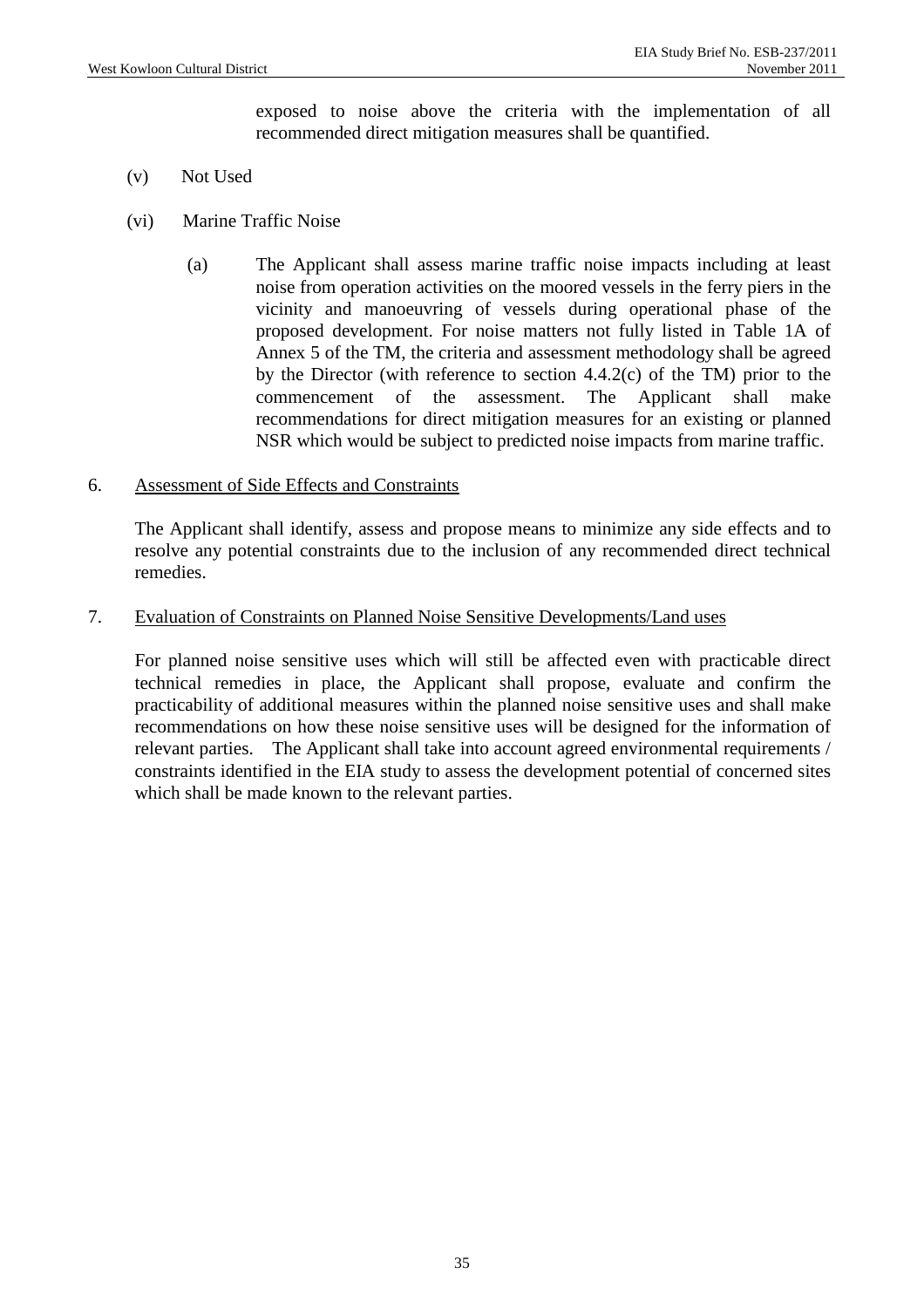exposed to noise above the criteria with the implementation of all recommended direct mitigation measures shall be quantified.

(v) Not Used

(vi) Marine Traffic Noise

(a) The Applicant shall assess marine traffic noise impacts including at least noise from operation activities on the moored vessels in the ferry piers in the vicinity and manoeuvring of vessels during operational phase of the proposed development. For noise matters not fully listed in Table 1A of Annex 5 of the TM, the criteria and assessment methodology shall be agreed by the Director (with reference to section 4.4.2(c) of the TM) prior to the commencement of the assessment. The Applicant shall make recommendations for direct mitigation measures for an existing or planned NSR which would be subject to predicted noise impacts from marine traffic.

6. <u>Assessment of Side Effects and Constraints</u>

The Applicant shall identify, assess and propose means to minimize any side effects and to resolve any potential constraints due to the inclusion of any recommended direct technical remedies.

7. <u>Evaluation of Constraints on Planned Noise Sensitive Developments/Land uses</u>

For planned noise sensitive uses which will still be affected even with practicable direct technical remedies in place, the Applicant shall propose, evaluate and confirm the practicability of additional measures within the planned noise sensitive uses and shall make recommendations on how these noise sensitive uses will be designed for the information of relevant parties. The Applicant shall take into account agreed environmental requirements / constraints identified in the EIA study to assess the development potential of concerned sites which shall be made known to the relevant parties.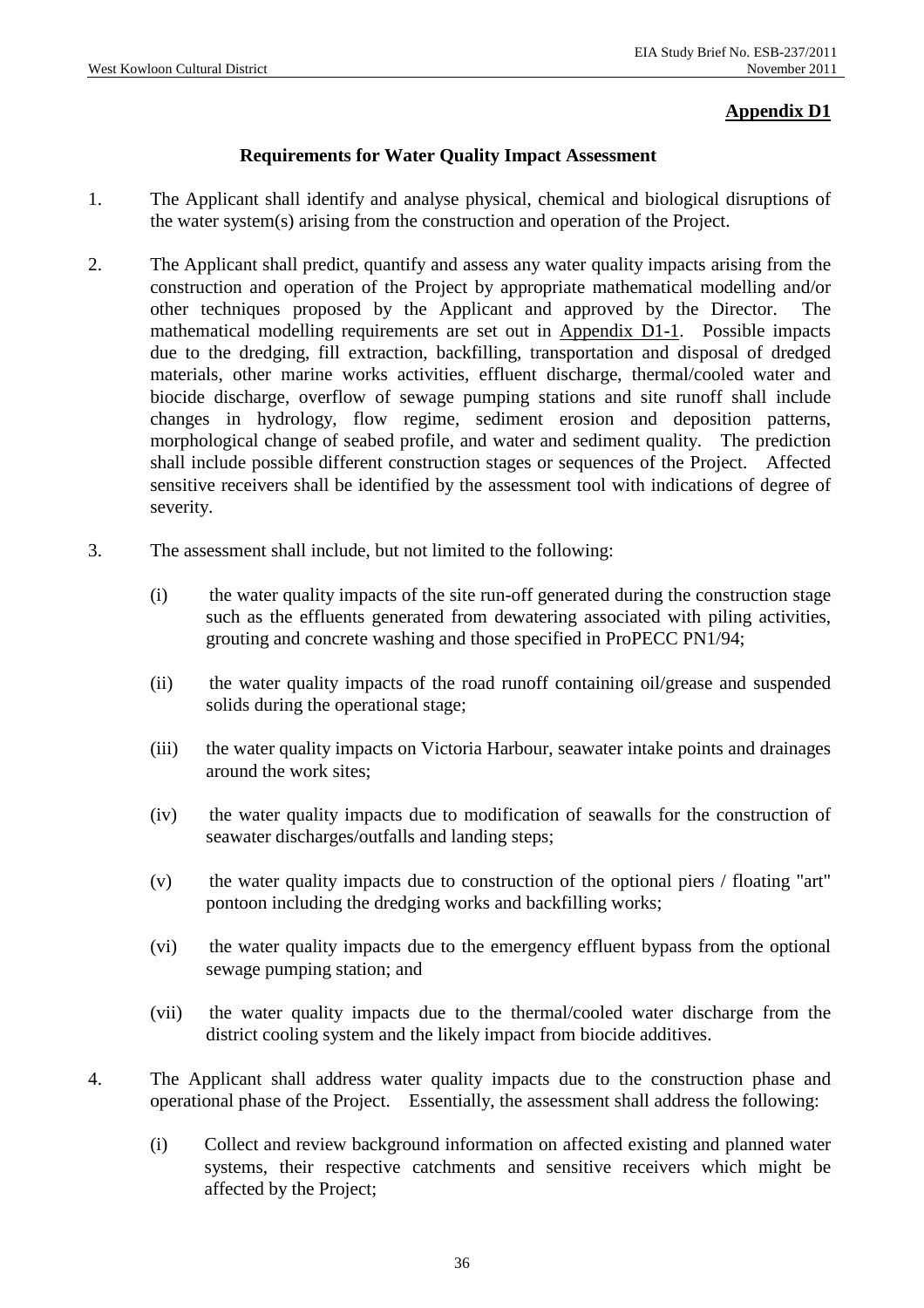**Appendix D1**

## Requirements for Water Quality Impact Assessment

1. The Applicant shall identify and analyse physical, chemical and biological disruptions of the water system(s) arising from the construction and operation of the Project.

2. The Applicant shall predict, quantify and assess any water quality impacts arising from the construction and operation of the Project by appropriate mathematical modelling and/or other techniques proposed by the Applicant and approved by the Director. The mathematical modelling requirements are set out in Appendix D1-1. Possible impacts due to the dredging, fill extraction, backfilling, transportation and disposal of dredged materials, other marine works activities, effluent discharge, thermal/cooled water and biocide discharge, overflow of sewage pumping stations and site runoff shall include changes in hydrology, flow regime, sediment erosion and deposition patterns, morphological change of seabed profile, and water and sediment quality. The prediction shall include possible different construction stages or sequences of the Project. Affected sensitive receivers shall be identified by the assessment tool with indications of degree of severity.

3. The assessment shall include, but not limited to the following:

   (i) the water quality impacts of the site run-off generated during the construction stage such as the effluents generated from dewatering associated with piling activities, grouting and concrete washing and those specified in ProPECC PN1/94;

   (ii) the water quality impacts of the road runoff containing oil/grease and suspended solids during the operational stage;

   (iii) the water quality impacts on Victoria Harbour, seawater intake points and drainages around the work sites;

   (iv) the water quality impacts due to modification of seawalls for the construction of seawater discharges/outfalls and landing steps;

   (v) the water quality impacts due to construction of the optional piers / floating "art" pontoon including the dredging works and backfilling works;

   (vi) the water quality impacts due to the emergency effluent bypass from the optional sewage pumping station; and

   (vii) the water quality impacts due to the thermal/cooled water discharge from the district cooling system and the likely impact from biocide additives.

4. The Applicant shall address water quality impacts due to the construction phase and operational phase of the Project. Essentially, the assessment shall address the following:

   (i) Collect and review background information on affected existing and planned water systems, their respective catchments and sensitive receivers which might be affected by the Project;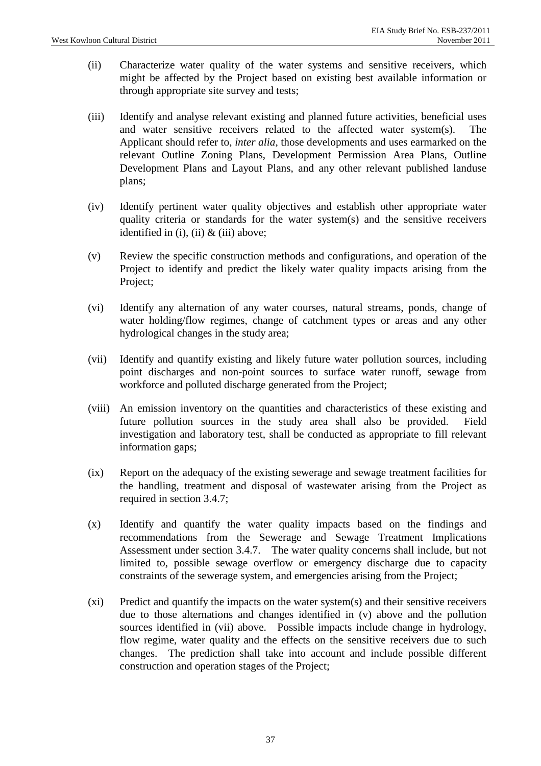(ii) Characterize water quality of the water systems and sensitive receivers, which might be affected by the Project based on existing best available information or through appropriate site survey and tests;

(iii) Identify and analyse relevant existing and planned future activities, beneficial uses and water sensitive receivers related to the affected water system(s). The Applicant should refer to, *inter alia*, those developments and uses earmarked on the relevant Outline Zoning Plans, Development Permission Area Plans, Outline Development Plans and Layout Plans, and any other relevant published landuse plans;

(iv) Identify pertinent water quality objectives and establish other appropriate water quality criteria or standards for the water system(s) and the sensitive receivers identified in (i), (ii) & (iii) above;

(v) Review the specific construction methods and configurations, and operation of the Project to identify and predict the likely water quality impacts arising from the Project;

(vi) Identify any alternation of any water courses, natural streams, ponds, change of water holding/flow regimes, change of catchment types or areas and any other hydrological changes in the study area;

(vii) Identify and quantify existing and likely future water pollution sources, including point discharges and non-point sources to surface water runoff, sewage from workforce and polluted discharge generated from the Project;

(viii) An emission inventory on the quantities and characteristics of these existing and future pollution sources in the study area shall also be provided. Field investigation and laboratory test, shall be conducted as appropriate to fill relevant information gaps;

(ix) Report on the adequacy of the existing sewerage and sewage treatment facilities for the handling, treatment and disposal of wastewater arising from the Project as required in section 3.4.7;

(x) Identify and quantify the water quality impacts based on the findings and recommendations from the Sewerage and Sewage Treatment Implications Assessment under section 3.4.7. The water quality concerns shall include, but not limited to, possible sewage overflow or emergency discharge due to capacity constraints of the sewerage system, and emergencies arising from the Project;

(xi) Predict and quantify the impacts on the water system(s) and their sensitive receivers due to those alternations and changes identified in (v) above and the pollution sources identified in (vii) above. Possible impacts include change in hydrology, flow regime, water quality and the effects on the sensitive receivers due to such changes. The prediction shall take into account and include possible different construction and operation stages of the Project;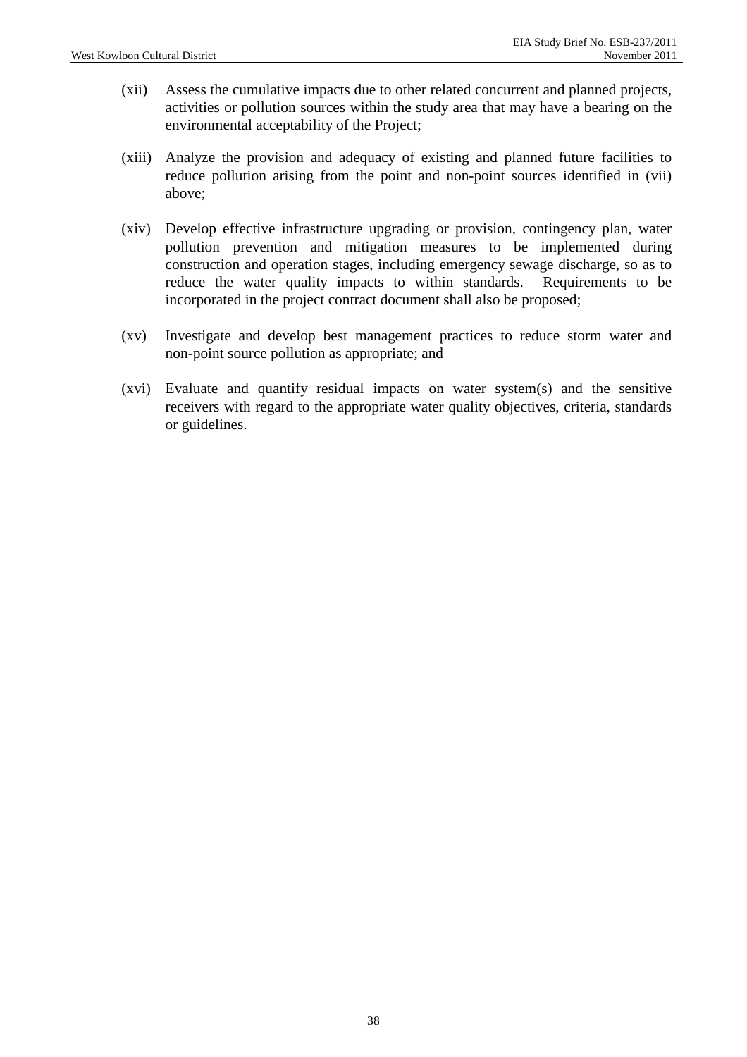(xii) Assess the cumulative impacts due to other related concurrent and planned projects, activities or pollution sources within the study area that may have a bearing on the environmental acceptability of the Project;

(xiii) Analyze the provision and adequacy of existing and planned future facilities to reduce pollution arising from the point and non-point sources identified in (vii) above;

(xiv) Develop effective infrastructure upgrading or provision, contingency plan, water pollution prevention and mitigation measures to be implemented during construction and operation stages, including emergency sewage discharge, so as to reduce the water quality impacts to within standards. Requirements to be incorporated in the project contract document shall also be proposed;

(xv) Investigate and develop best management practices to reduce storm water and non-point source pollution as appropriate; and

(xvi) Evaluate and quantify residual impacts on water system(s) and the sensitive receivers with regard to the appropriate water quality objectives, criteria, standards or guidelines.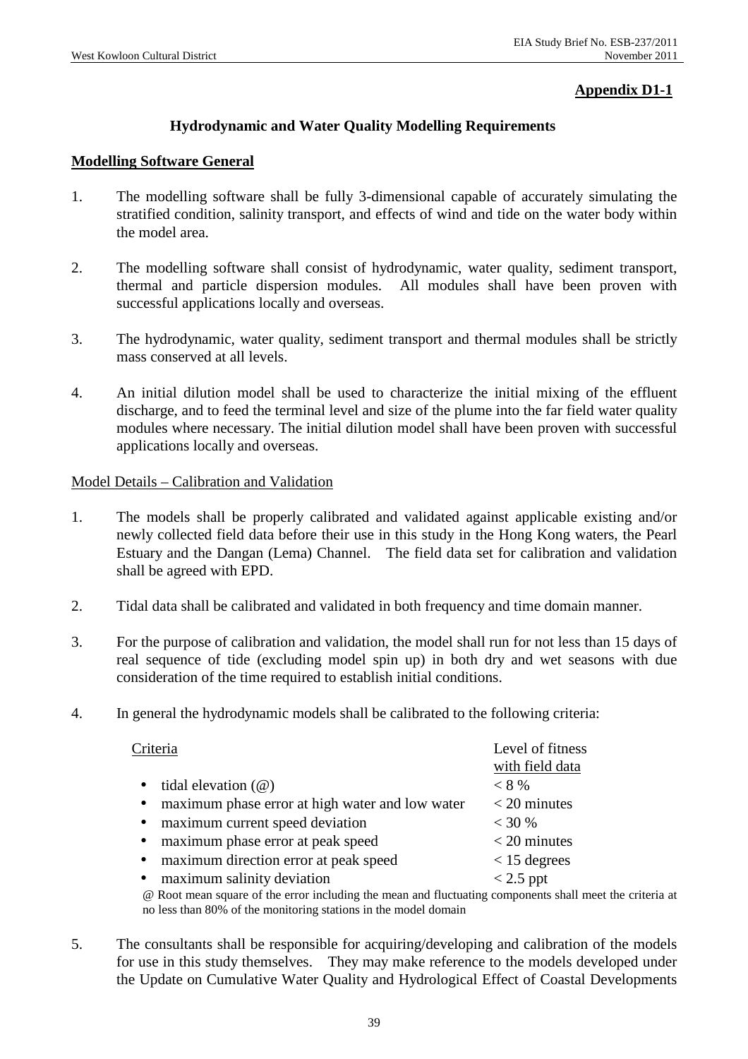**Appendix D1-1**

## Hydrodynamic and Water Quality Modelling Requirements

### Modelling Software General

1. The modelling software shall be fully 3-dimensional capable of accurately simulating the stratified condition, salinity transport, and effects of wind and tide on the water body within the model area.

2. The modelling software shall consist of hydrodynamic, water quality, sediment transport, thermal and particle dispersion modules. All modules shall have been proven with successful applications locally and overseas.

3. The hydrodynamic, water quality, sediment transport and thermal modules shall be strictly mass conserved at all levels.

4. An initial dilution model shall be used to characterize the initial mixing of the effluent discharge, and to feed the terminal level and size of the plume into the far field water quality modules where necessary. The initial dilution model shall have been proven with successful applications locally and overseas.

Model Details – Calibration and Validation

1. The models shall be properly calibrated and validated against applicable existing and/or newly collected field data before their use in this study in the Hong Kong waters, the Pearl Estuary and the Dangan (Lema) Channel. The field data set for calibration and validation shall be agreed with EPD.

2. Tidal data shall be calibrated and validated in both frequency and time domain manner.

3. For the purpose of calibration and validation, the model shall run for not less than 15 days of real sequence of tide (excluding model spin up) in both dry and wet seasons with due consideration of the time required to establish initial conditions.

4. In general the hydrodynamic models shall be calibrated to the following criteria:

| Criteria | Level of fitness with field data |
|---|---|
| • tidal elevation (@) | < 8 % |
| • maximum phase error at high water and low water | < 20 minutes |
| • maximum current speed deviation | < 30 % |
| • maximum phase error at peak speed | < 20 minutes |
| • maximum direction error at peak speed | < 15 degrees |
| • maximum salinity deviation | < 2.5 ppt |

@ Root mean square of the error including the mean and fluctuating components shall meet the criteria at no less than 80% of the monitoring stations in the model domain

5. The consultants shall be responsible for acquiring/developing and calibration of the models for use in this study themselves. They may make reference to the models developed under the Update on Cumulative Water Quality and Hydrological Effect of Coastal Developments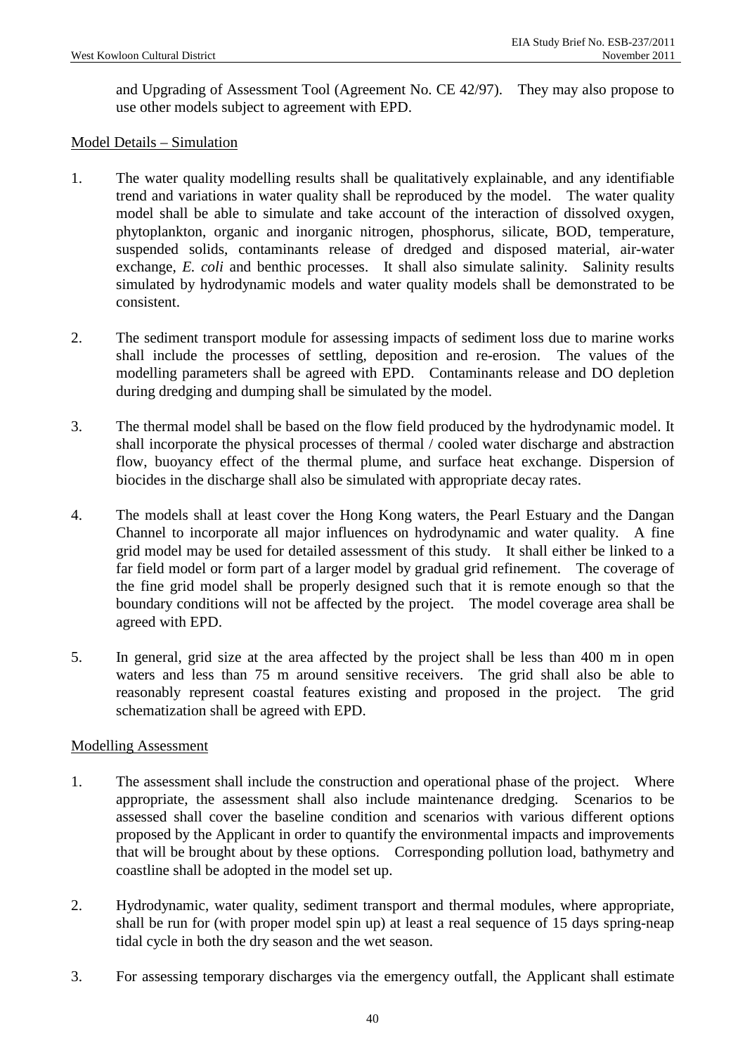and Upgrading of Assessment Tool (Agreement No. CE 42/97). They may also propose to use other models subject to agreement with EPD.

Model Details – Simulation

1. The water quality modelling results shall be qualitatively explainable, and any identifiable trend and variations in water quality shall be reproduced by the model. The water quality model shall be able to simulate and take account of the interaction of dissolved oxygen, phytoplankton, organic and inorganic nitrogen, phosphorus, silicate, BOD, temperature, suspended solids, contaminants release of dredged and disposed material, air-water exchange, *E. coli* and benthic processes. It shall also simulate salinity. Salinity results simulated by hydrodynamic models and water quality models shall be demonstrated to be consistent.

2. The sediment transport module for assessing impacts of sediment loss due to marine works shall include the processes of settling, deposition and re-erosion. The values of the modelling parameters shall be agreed with EPD. Contaminants release and DO depletion during dredging and dumping shall be simulated by the model.

3. The thermal model shall be based on the flow field produced by the hydrodynamic model. It shall incorporate the physical processes of thermal / cooled water discharge and abstraction flow, buoyancy effect of the thermal plume, and surface heat exchange. Dispersion of biocides in the discharge shall also be simulated with appropriate decay rates.

4. The models shall at least cover the Hong Kong waters, the Pearl Estuary and the Dangan Channel to incorporate all major influences on hydrodynamic and water quality. A fine grid model may be used for detailed assessment of this study. It shall either be linked to a far field model or form part of a larger model by gradual grid refinement. The coverage of the fine grid model shall be properly designed such that it is remote enough so that the boundary conditions will not be affected by the project. The model coverage area shall be agreed with EPD.

5. In general, grid size at the area affected by the project shall be less than 400 m in open waters and less than 75 m around sensitive receivers. The grid shall also be able to reasonably represent coastal features existing and proposed in the project. The grid schematization shall be agreed with EPD.

Modelling Assessment

1. The assessment shall include the construction and operational phase of the project. Where appropriate, the assessment shall also include maintenance dredging. Scenarios to be assessed shall cover the baseline condition and scenarios with various different options proposed by the Applicant in order to quantify the environmental impacts and improvements that will be brought about by these options. Corresponding pollution load, bathymetry and coastline shall be adopted in the model set up.

2. Hydrodynamic, water quality, sediment transport and thermal modules, where appropriate, shall be run for (with proper model spin up) at least a real sequence of 15 days spring-neap tidal cycle in both the dry season and the wet season.

3. For assessing temporary discharges via the emergency outfall, the Applicant shall estimate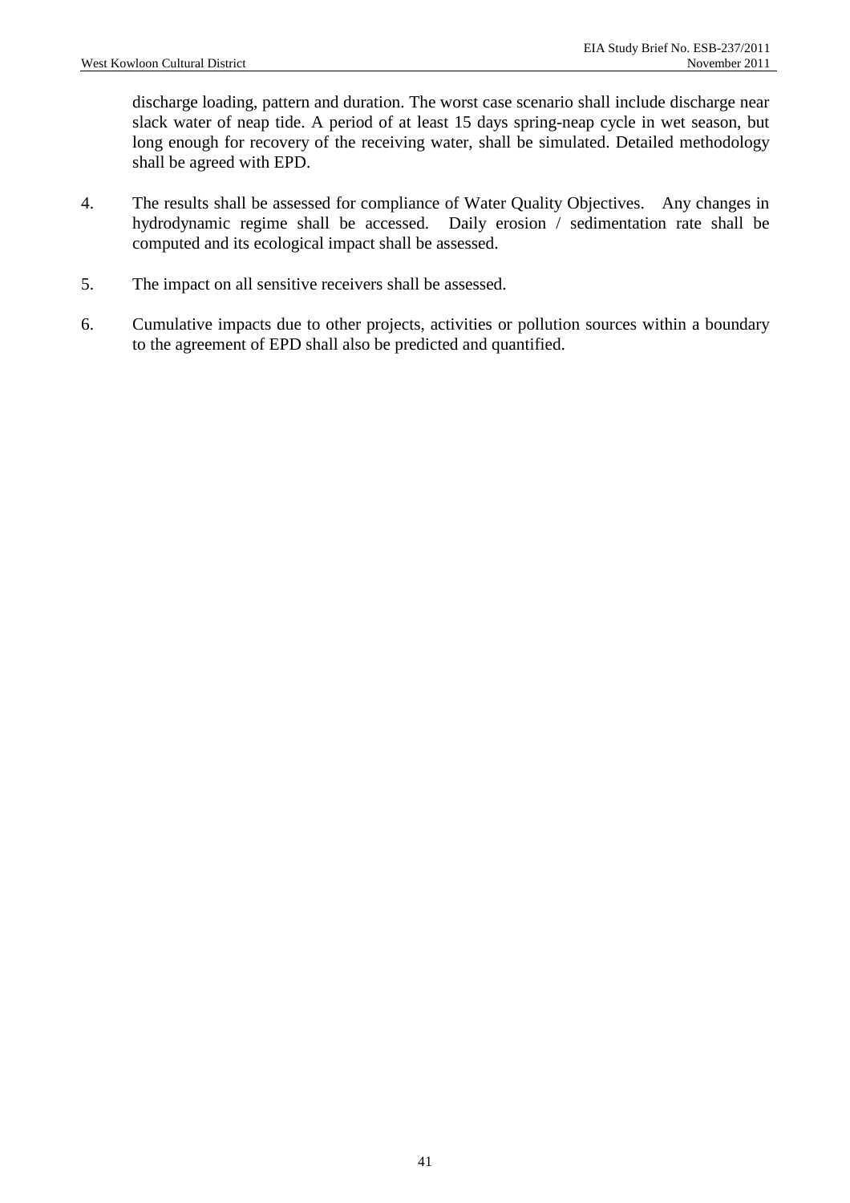discharge loading, pattern and duration. The worst case scenario shall include discharge near slack water of neap tide. A period of at least 15 days spring-neap cycle in wet season, but long enough for recovery of the receiving water, shall be simulated. Detailed methodology shall be agreed with EPD.

4. The results shall be assessed for compliance of Water Quality Objectives. Any changes in hydrodynamic regime shall be accessed. Daily erosion / sedimentation rate shall be computed and its ecological impact shall be assessed.

5. The impact on all sensitive receivers shall be assessed.

6. Cumulative impacts due to other projects, activities or pollution sources within a boundary to the agreement of EPD shall also be predicted and quantified.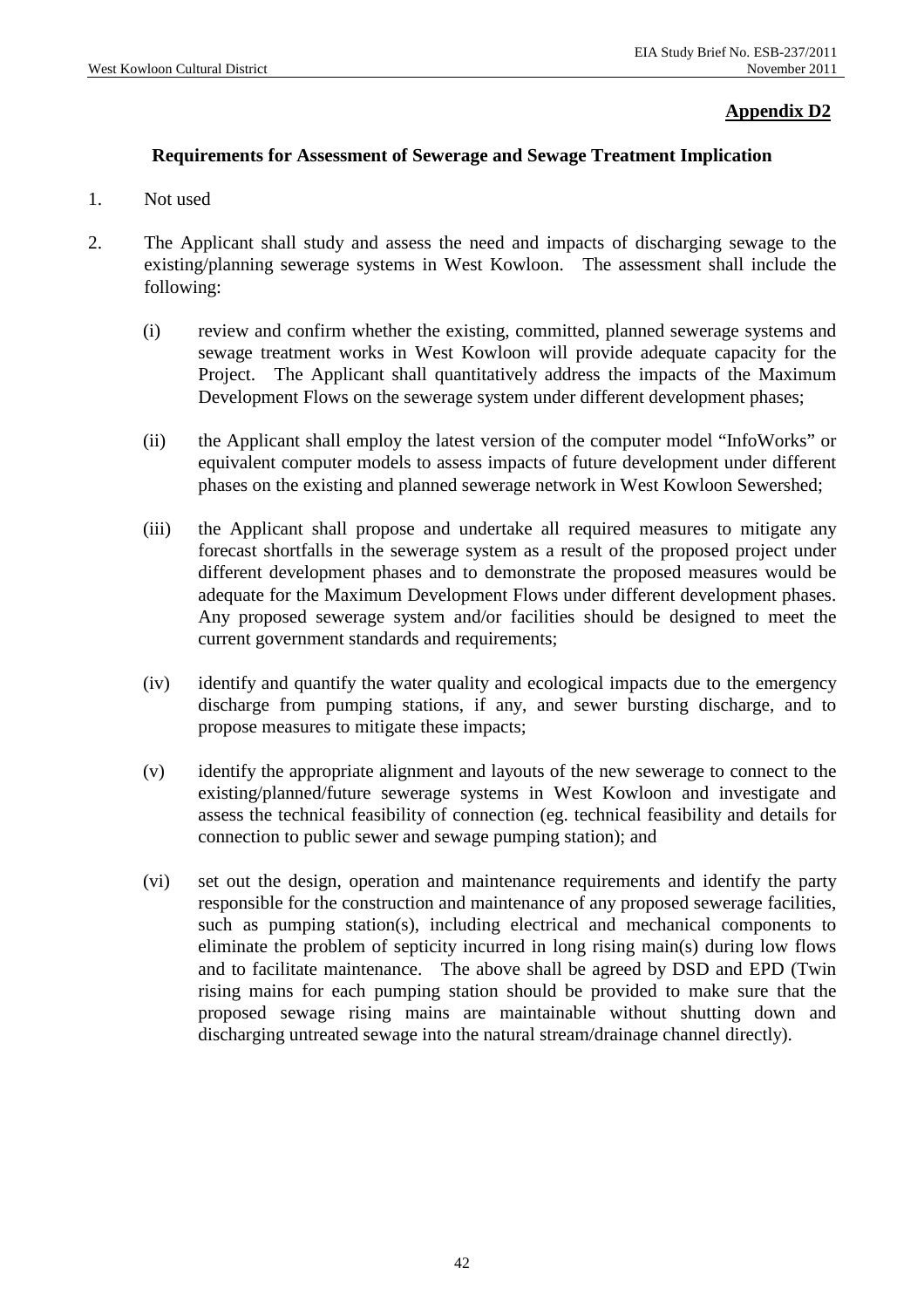**Appendix D2**

**Requirements for Assessment of Sewerage and Sewage Treatment Implication**

1. Not used

2. The Applicant shall study and assess the need and impacts of discharging sewage to the existing/planning sewerage systems in West Kowloon. The assessment shall include the following:

   (i) review and confirm whether the existing, committed, planned sewerage systems and sewage treatment works in West Kowloon will provide adequate capacity for the Project. The Applicant shall quantitatively address the impacts of the Maximum Development Flows on the sewerage system under different development phases;

   (ii) the Applicant shall employ the latest version of the computer model "InfoWorks" or equivalent computer models to assess impacts of future development under different phases on the existing and planned sewerage network in West Kowloon Sewershed;

   (iii) the Applicant shall propose and undertake all required measures to mitigate any forecast shortfalls in the sewerage system as a result of the proposed project under different development phases and to demonstrate the proposed measures would be adequate for the Maximum Development Flows under different development phases. Any proposed sewerage system and/or facilities should be designed to meet the current government standards and requirements;

   (iv) identify and quantify the water quality and ecological impacts due to the emergency discharge from pumping stations, if any, and sewer bursting discharge, and to propose measures to mitigate these impacts;

   (v) identify the appropriate alignment and layouts of the new sewerage to connect to the existing/planned/future sewerage systems in West Kowloon and investigate and assess the technical feasibility of connection (eg. technical feasibility and details for connection to public sewer and sewage pumping station); and

   (vi) set out the design, operation and maintenance requirements and identify the party responsible for the construction and maintenance of any proposed sewerage facilities, such as pumping station(s), including electrical and mechanical components to eliminate the problem of septicity incurred in long rising main(s) during low flows and to facilitate maintenance. The above shall be agreed by DSD and EPD (Twin rising mains for each pumping station should be provided to make sure that the proposed sewage rising mains are maintainable without shutting down and discharging untreated sewage into the natural stream/drainage channel directly).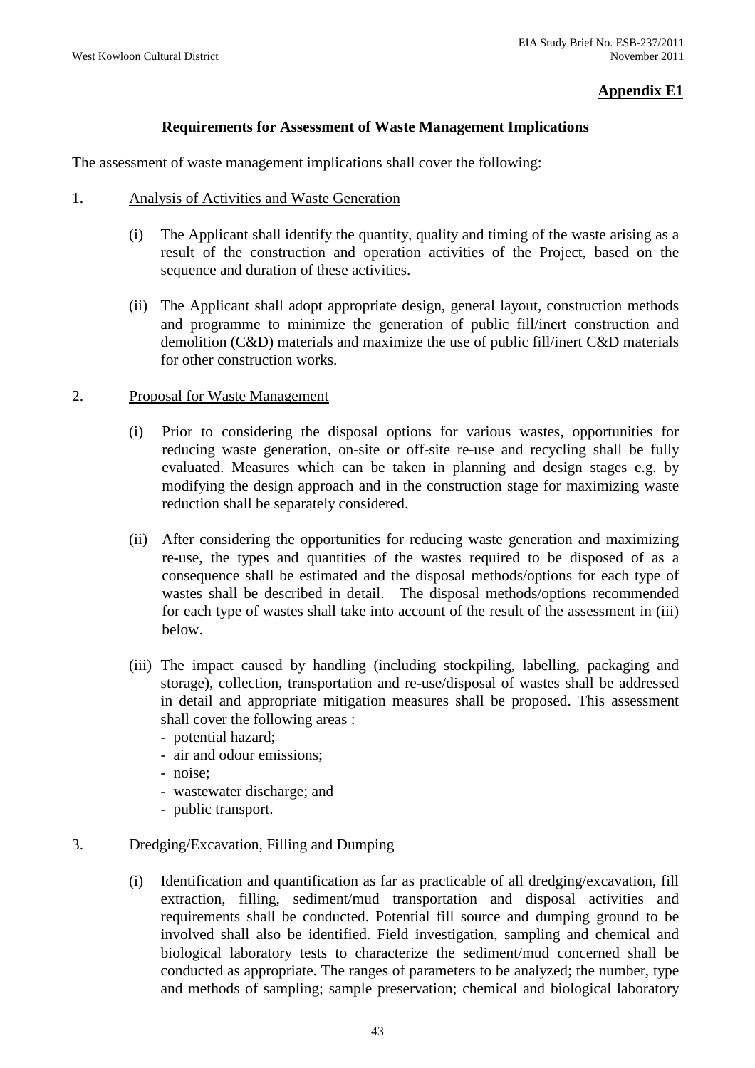**Appendix E1**

**Requirements for Assessment of Waste Management Implications**

The assessment of waste management implications shall cover the following:

1. Analysis of Activities and Waste Generation

   (i) The Applicant shall identify the quantity, quality and timing of the waste arising as a result of the construction and operation activities of the Project, based on the sequence and duration of these activities.

   (ii) The Applicant shall adopt appropriate design, general layout, construction methods and programme to minimize the generation of public fill/inert construction and demolition (C&D) materials and maximize the use of public fill/inert C&D materials for other construction works.

2. Proposal for Waste Management

   (i) Prior to considering the disposal options for various wastes, opportunities for reducing waste generation, on-site or off-site re-use and recycling shall be fully evaluated. Measures which can be taken in planning and design stages e.g. by modifying the design approach and in the construction stage for maximizing waste reduction shall be separately considered.

   (ii) After considering the opportunities for reducing waste generation and maximizing re-use, the types and quantities of the wastes required to be disposed of as a consequence shall be estimated and the disposal methods/options for each type of wastes shall be described in detail. The disposal methods/options recommended for each type of wastes shall take into account of the result of the assessment in (iii) below.

   (iii) The impact caused by handling (including stockpiling, labelling, packaging and storage), collection, transportation and re-use/disposal of wastes shall be addressed in detail and appropriate mitigation measures shall be proposed. This assessment shall cover the following areas :
   - potential hazard;
   - air and odour emissions;
   - noise;
   - wastewater discharge; and
   - public transport.

3. Dredging/Excavation, Filling and Dumping

   (i) Identification and quantification as far as practicable of all dredging/excavation, fill extraction, filling, sediment/mud transportation and disposal activities and requirements shall be conducted. Potential fill source and dumping ground to be involved shall also be identified. Field investigation, sampling and chemical and biological laboratory tests to characterize the sediment/mud concerned shall be conducted as appropriate. The ranges of parameters to be analyzed; the number, type and methods of sampling; sample preservation; chemical and biological laboratory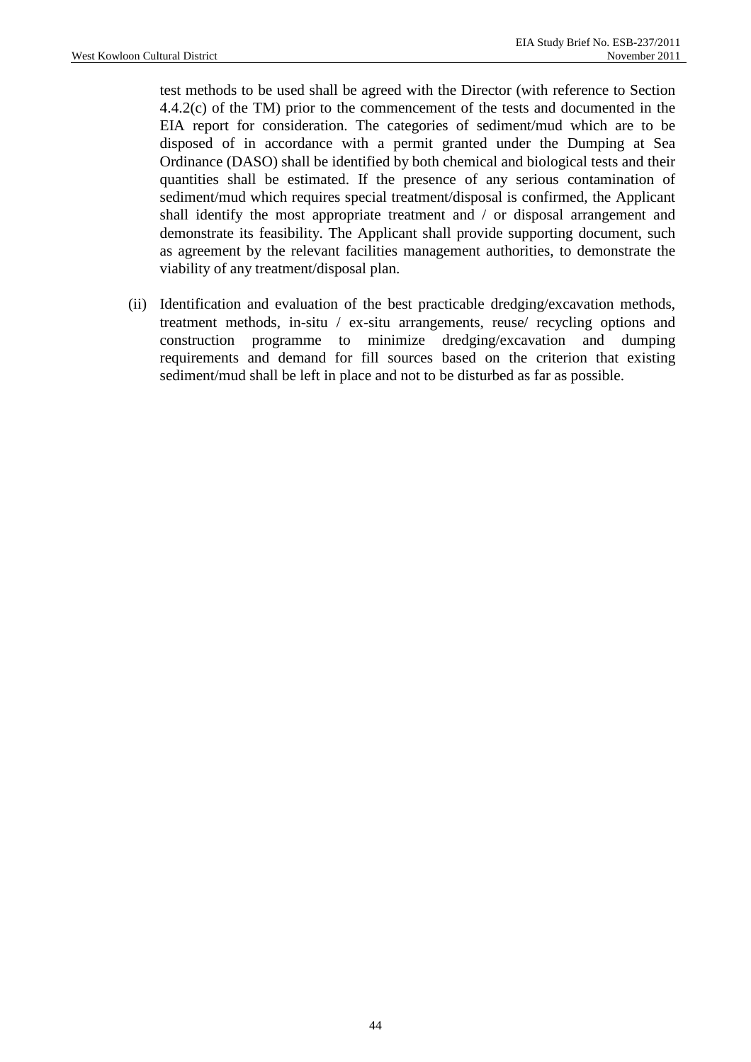test methods to be used shall be agreed with the Director (with reference to Section 4.4.2(c) of the TM) prior to the commencement of the tests and documented in the EIA report for consideration. The categories of sediment/mud which are to be disposed of in accordance with a permit granted under the Dumping at Sea Ordinance (DASO) shall be identified by both chemical and biological tests and their quantities shall be estimated. If the presence of any serious contamination of sediment/mud which requires special treatment/disposal is confirmed, the Applicant shall identify the most appropriate treatment and / or disposal arrangement and demonstrate its feasibility. The Applicant shall provide supporting document, such as agreement by the relevant facilities management authorities, to demonstrate the viability of any treatment/disposal plan.

(ii) Identification and evaluation of the best practicable dredging/excavation methods, treatment methods, in-situ / ex-situ arrangements, reuse/ recycling options and construction programme to minimize dredging/excavation and dumping requirements and demand for fill sources based on the criterion that existing sediment/mud shall be left in place and not to be disturbed as far as possible.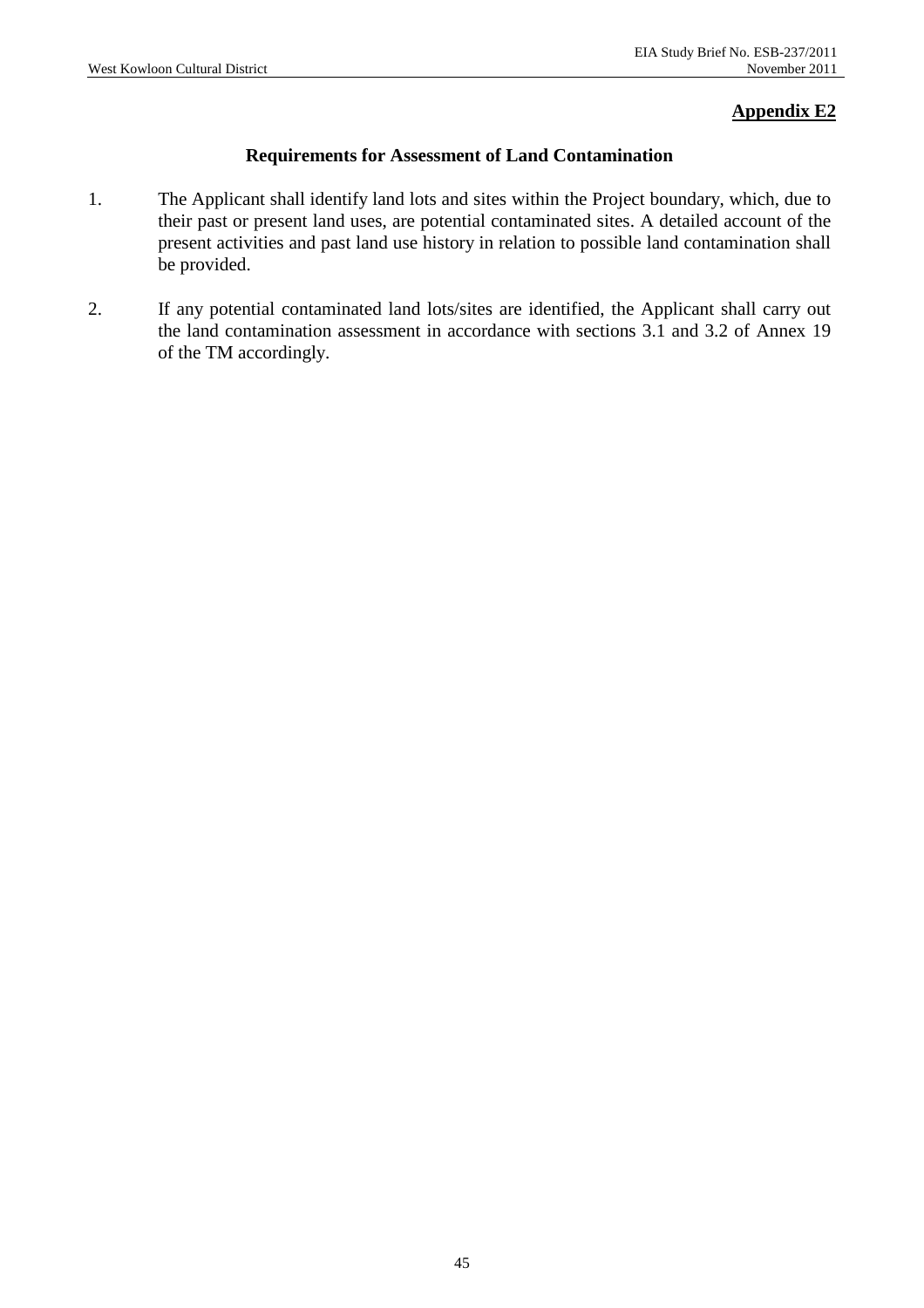**Appendix E2**

## Requirements for Assessment of Land Contamination

1. The Applicant shall identify land lots and sites within the Project boundary, which, due to their past or present land uses, are potential contaminated sites. A detailed account of the present activities and past land use history in relation to possible land contamination shall be provided.

2. If any potential contaminated land lots/sites are identified, the Applicant shall carry out the land contamination assessment in accordance with sections 3.1 and 3.2 of Annex 19 of the TM accordingly.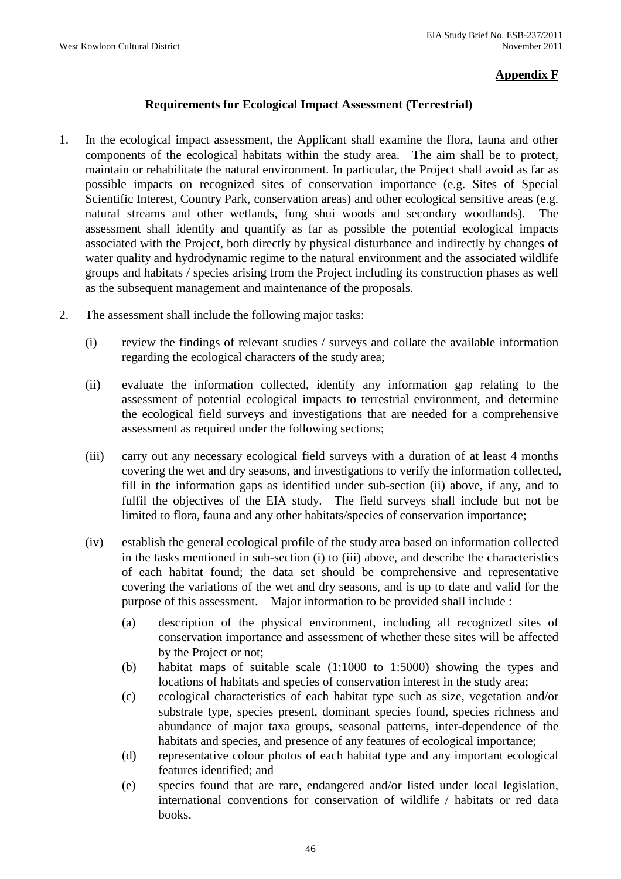**Appendix F**

**Requirements for Ecological Impact Assessment (Terrestrial)**

1. In the ecological impact assessment, the Applicant shall examine the flora, fauna and other components of the ecological habitats within the study area. The aim shall be to protect, maintain or rehabilitate the natural environment. In particular, the Project shall avoid as far as possible impacts on recognized sites of conservation importance (e.g. Sites of Special Scientific Interest, Country Park, conservation areas) and other ecological sensitive areas (e.g. natural streams and other wetlands, fung shui woods and secondary woodlands). The assessment shall identify and quantify as far as possible the potential ecological impacts associated with the Project, both directly by physical disturbance and indirectly by changes of water quality and hydrodynamic regime to the natural environment and the associated wildlife groups and habitats / species arising from the Project including its construction phases as well as the subsequent management and maintenance of the proposals.

2. The assessment shall include the following major tasks:

   (i) review the findings of relevant studies / surveys and collate the available information regarding the ecological characters of the study area;

   (ii) evaluate the information collected, identify any information gap relating to the assessment of potential ecological impacts to terrestrial environment, and determine the ecological field surveys and investigations that are needed for a comprehensive assessment as required under the following sections;

   (iii) carry out any necessary ecological field surveys with a duration of at least 4 months covering the wet and dry seasons, and investigations to verify the information collected, fill in the information gaps as identified under sub-section (ii) above, if any, and to fulfil the objectives of the EIA study. The field surveys shall include but not be limited to flora, fauna and any other habitats/species of conservation importance;

   (iv) establish the general ecological profile of the study area based on information collected in the tasks mentioned in sub-section (i) to (iii) above, and describe the characteristics of each habitat found; the data set should be comprehensive and representative covering the variations of the wet and dry seasons, and is up to date and valid for the purpose of this assessment. Major information to be provided shall include :

      (a) description of the physical environment, including all recognized sites of conservation importance and assessment of whether these sites will be affected by the Project or not;
      (b) habitat maps of suitable scale (1:1000 to 1:5000) showing the types and locations of habitats and species of conservation interest in the study area;
      (c) ecological characteristics of each habitat type such as size, vegetation and/or substrate type, species present, dominant species found, species richness and abundance of major taxa groups, seasonal patterns, inter-dependence of the habitats and species, and presence of any features of ecological importance;
      (d) representative colour photos of each habitat type and any important ecological features identified; and
      (e) species found that are rare, endangered and/or listed under local legislation, international conventions for conservation of wildlife / habitats or red data books.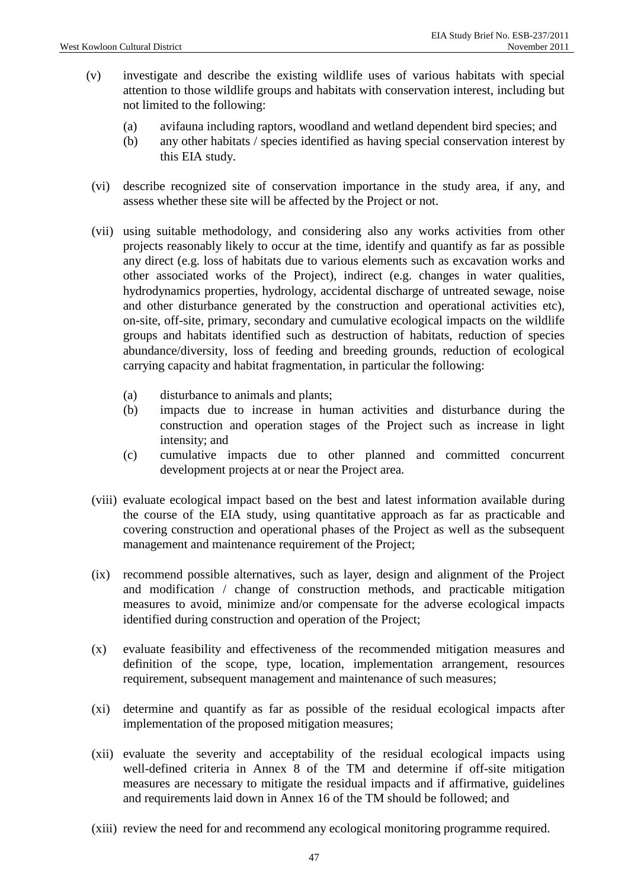(v) investigate and describe the existing wildlife uses of various habitats with special attention to those wildlife groups and habitats with conservation interest, including but not limited to the following:

   (a) avifauna including raptors, woodland and wetland dependent bird species; and
   (b) any other habitats / species identified as having special conservation interest by this EIA study.

(vi) describe recognized site of conservation importance in the study area, if any, and assess whether these site will be affected by the Project or not.

(vii) using suitable methodology, and considering also any works activities from other projects reasonably likely to occur at the time, identify and quantify as far as possible any direct (e.g. loss of habitats due to various elements such as excavation works and other associated works of the Project), indirect (e.g. changes in water qualities, hydrodynamics properties, hydrology, accidental discharge of untreated sewage, noise and other disturbance generated by the construction and operational activities etc), on-site, off-site, primary, secondary and cumulative ecological impacts on the wildlife groups and habitats identified such as destruction of habitats, reduction of species abundance/diversity, loss of feeding and breeding grounds, reduction of ecological carrying capacity and habitat fragmentation, in particular the following:

   (a) disturbance to animals and plants;
   (b) impacts due to increase in human activities and disturbance during the construction and operation stages of the Project such as increase in light intensity; and
   (c) cumulative impacts due to other planned and committed concurrent development projects at or near the Project area.

(viii) evaluate ecological impact based on the best and latest information available during the course of the EIA study, using quantitative approach as far as practicable and covering construction and operational phases of the Project as well as the subsequent management and maintenance requirement of the Project;

(ix) recommend possible alternatives, such as layer, design and alignment of the Project and modification / change of construction methods, and practicable mitigation measures to avoid, minimize and/or compensate for the adverse ecological impacts identified during construction and operation of the Project;

(x) evaluate feasibility and effectiveness of the recommended mitigation measures and definition of the scope, type, location, implementation arrangement, resources requirement, subsequent management and maintenance of such measures;

(xi) determine and quantify as far as possible of the residual ecological impacts after implementation of the proposed mitigation measures;

(xii) evaluate the severity and acceptability of the residual ecological impacts using well-defined criteria in Annex 8 of the TM and determine if off-site mitigation measures are necessary to mitigate the residual impacts and if affirmative, guidelines and requirements laid down in Annex 16 of the TM should be followed; and

(xiii) review the need for and recommend any ecological monitoring programme required.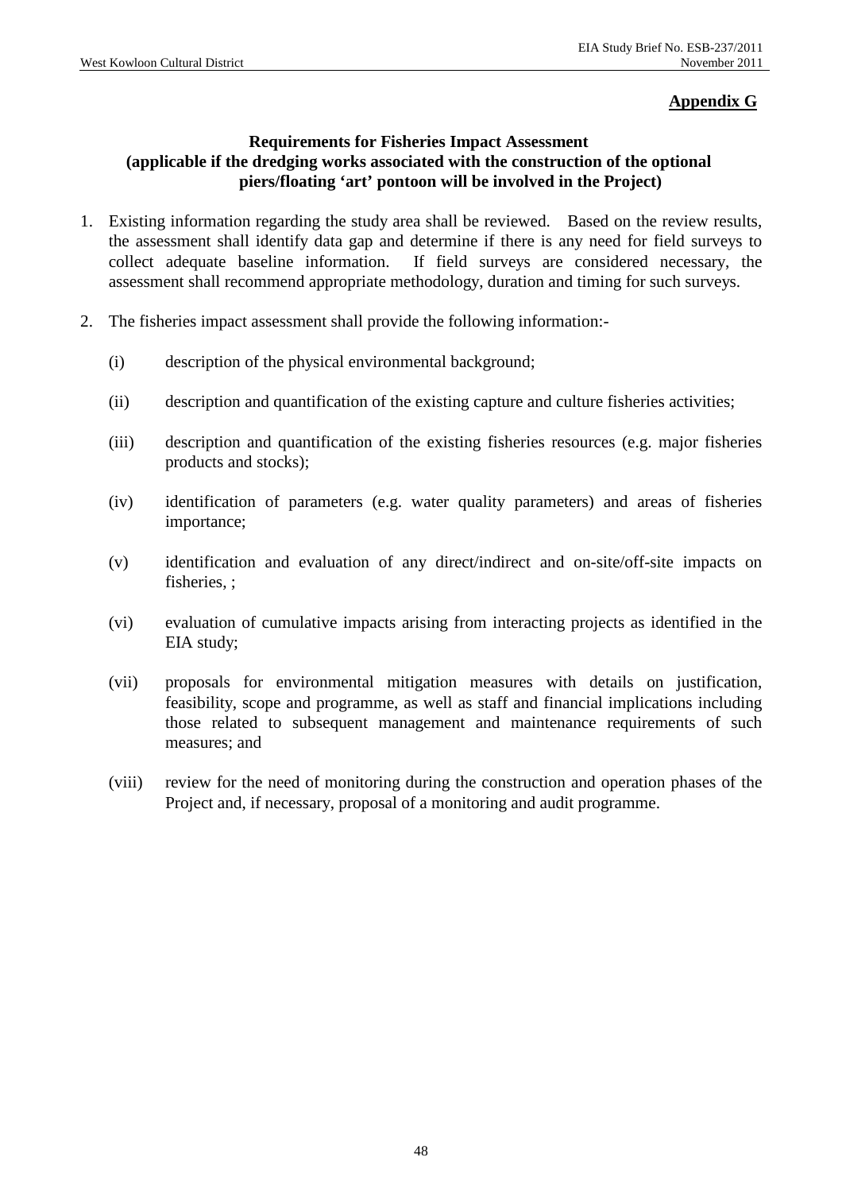**Appendix G**

**Requirements for Fisheries Impact Assessment (applicable if the dredging works associated with the construction of the optional piers/floating 'art' pontoon will be involved in the Project)**

1. Existing information regarding the study area shall be reviewed. Based on the review results, the assessment shall identify data gap and determine if there is any need for field surveys to collect adequate baseline information. If field surveys are considered necessary, the assessment shall recommend appropriate methodology, duration and timing for such surveys.

2. The fisheries impact assessment shall provide the following information:-

   (i) description of the physical environmental background;

   (ii) description and quantification of the existing capture and culture fisheries activities;

   (iii) description and quantification of the existing fisheries resources (e.g. major fisheries products and stocks);

   (iv) identification of parameters (e.g. water quality parameters) and areas of fisheries importance;

   (v) identification and evaluation of any direct/indirect and on-site/off-site impacts on fisheries, ;

   (vi) evaluation of cumulative impacts arising from interacting projects as identified in the EIA study;

   (vii) proposals for environmental mitigation measures with details on justification, feasibility, scope and programme, as well as staff and financial implications including those related to subsequent management and maintenance requirements of such measures; and

   (viii) review for the need of monitoring during the construction and operation phases of the Project and, if necessary, proposal of a monitoring and audit programme.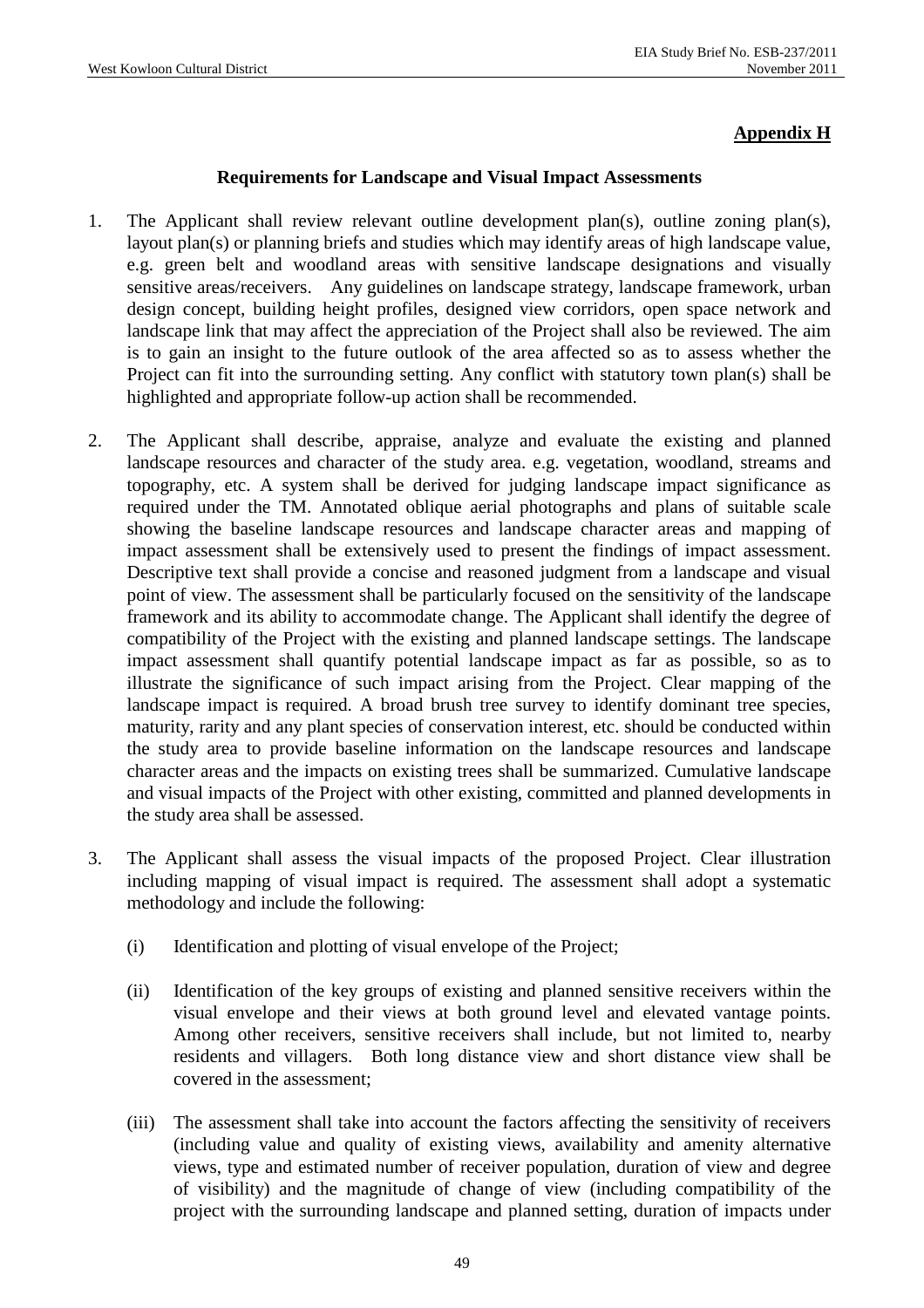**Appendix H**

**Requirements for Landscape and Visual Impact Assessments**

1. The Applicant shall review relevant outline development plan(s), outline zoning plan(s), layout plan(s) or planning briefs and studies which may identify areas of high landscape value, e.g. green belt and woodland areas with sensitive landscape designations and visually sensitive areas/receivers. Any guidelines on landscape strategy, landscape framework, urban design concept, building height profiles, designed view corridors, open space network and landscape link that may affect the appreciation of the Project shall also be reviewed. The aim is to gain an insight to the future outlook of the area affected so as to assess whether the Project can fit into the surrounding setting. Any conflict with statutory town plan(s) shall be highlighted and appropriate follow-up action shall be recommended.

2. The Applicant shall describe, appraise, analyze and evaluate the existing and planned landscape resources and character of the study area. e.g. vegetation, woodland, streams and topography, etc. A system shall be derived for judging landscape impact significance as required under the TM. Annotated oblique aerial photographs and plans of suitable scale showing the baseline landscape resources and landscape character areas and mapping of impact assessment shall be extensively used to present the findings of impact assessment. Descriptive text shall provide a concise and reasoned judgment from a landscape and visual point of view. The assessment shall be particularly focused on the sensitivity of the landscape framework and its ability to accommodate change. The Applicant shall identify the degree of compatibility of the Project with the existing and planned landscape settings. The landscape impact assessment shall quantify potential landscape impact as far as possible, so as to illustrate the significance of such impact arising from the Project. Clear mapping of the landscape impact is required. A broad brush tree survey to identify dominant tree species, maturity, rarity and any plant species of conservation interest, etc. should be conducted within the study area to provide baseline information on the landscape resources and landscape character areas and the impacts on existing trees shall be summarized. Cumulative landscape and visual impacts of the Project with other existing, committed and planned developments in the study area shall be assessed.

3. The Applicant shall assess the visual impacts of the proposed Project. Clear illustration including mapping of visual impact is required. The assessment shall adopt a systematic methodology and include the following:

   (i) Identification and plotting of visual envelope of the Project;

   (ii) Identification of the key groups of existing and planned sensitive receivers within the visual envelope and their views at both ground level and elevated vantage points. Among other receivers, sensitive receivers shall include, but not limited to, nearby residents and villagers. Both long distance view and short distance view shall be covered in the assessment;

   (iii) The assessment shall take into account the factors affecting the sensitivity of receivers (including value and quality of existing views, availability and amenity alternative views, type and estimated number of receiver population, duration of view and degree of visibility) and the magnitude of change of view (including compatibility of the project with the surrounding landscape and planned setting, duration of impacts under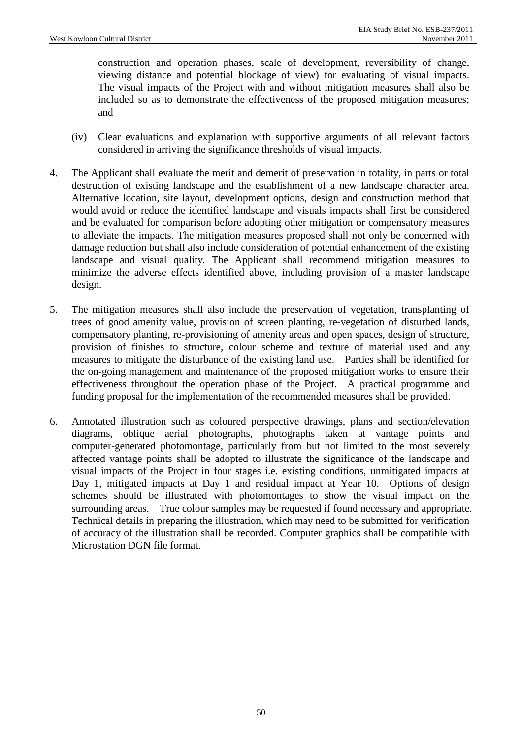construction and operation phases, scale of development, reversibility of change, viewing distance and potential blockage of view) for evaluating of visual impacts. The visual impacts of the Project with and without mitigation measures shall also be included so as to demonstrate the effectiveness of the proposed mitigation measures; and

(iv) Clear evaluations and explanation with supportive arguments of all relevant factors considered in arriving the significance thresholds of visual impacts.

4. The Applicant shall evaluate the merit and demerit of preservation in totality, in parts or total destruction of existing landscape and the establishment of a new landscape character area. Alternative location, site layout, development options, design and construction method that would avoid or reduce the identified landscape and visuals impacts shall first be considered and be evaluated for comparison before adopting other mitigation or compensatory measures to alleviate the impacts. The mitigation measures proposed shall not only be concerned with damage reduction but shall also include consideration of potential enhancement of the existing landscape and visual quality. The Applicant shall recommend mitigation measures to minimize the adverse effects identified above, including provision of a master landscape design.

5. The mitigation measures shall also include the preservation of vegetation, transplanting of trees of good amenity value, provision of screen planting, re-vegetation of disturbed lands, compensatory planting, re-provisioning of amenity areas and open spaces, design of structure, provision of finishes to structure, colour scheme and texture of material used and any measures to mitigate the disturbance of the existing land use. Parties shall be identified for the on-going management and maintenance of the proposed mitigation works to ensure their effectiveness throughout the operation phase of the Project. A practical programme and funding proposal for the implementation of the recommended measures shall be provided.

6. Annotated illustration such as coloured perspective drawings, plans and section/elevation diagrams, oblique aerial photographs, photographs taken at vantage points and computer-generated photomontage, particularly from but not limited to the most severely affected vantage points shall be adopted to illustrate the significance of the landscape and visual impacts of the Project in four stages i.e. existing conditions, unmitigated impacts at Day 1, mitigated impacts at Day 1 and residual impact at Year 10. Options of design schemes should be illustrated with photomontages to show the visual impact on the surrounding areas. True colour samples may be requested if found necessary and appropriate. Technical details in preparing the illustration, which may need to be submitted for verification of accuracy of the illustration shall be recorded. Computer graphics shall be compatible with Microstation DGN file format.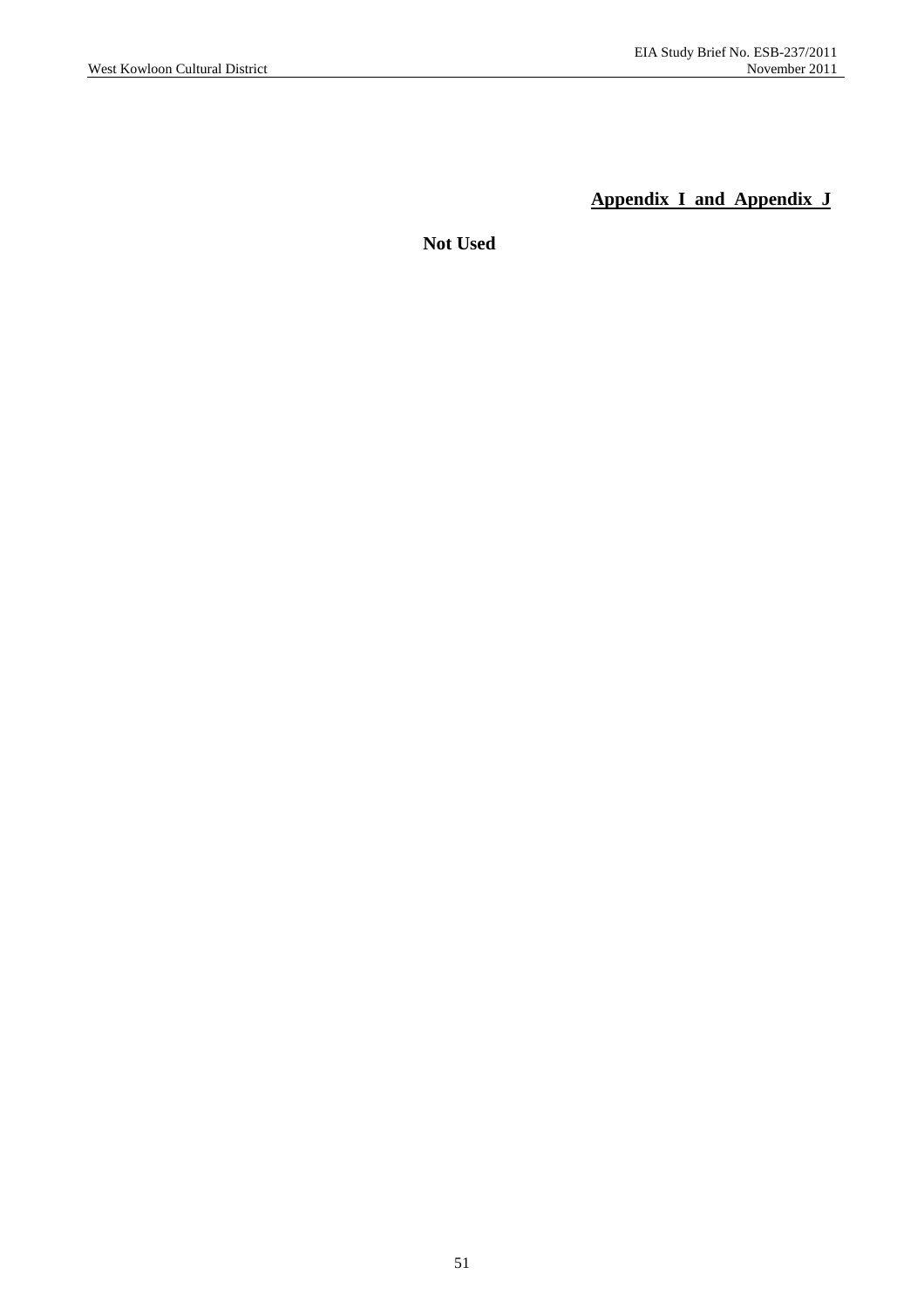**Appendix I and Appendix J**

**Not Used**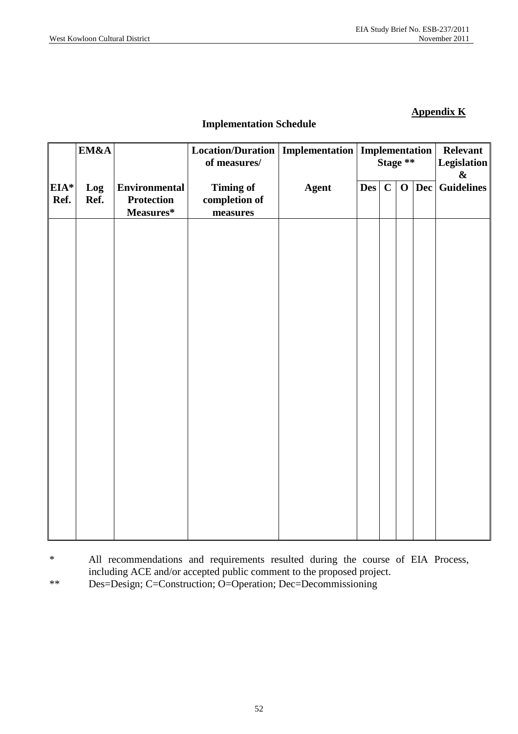**Appendix K**

## Implementation Schedule

| EIA* Ref. | EM&A Log Ref. | Environmental Protection Measures* | Location/Duration of measures/ Timing of completion of measures | Implementation Agent | Implementation Stage ** | | | | Relevant Legislation & Guidelines |
|---|---|---|---|---|---|---|---|---|---|
| | | | | | Des | C | O | Dec | |
| | | | | | | | | | |

\* All recommendations and requirements resulted during the course of EIA Process, including ACE and/or accepted public comment to the proposed project.

\*\* Des=Design; C=Construction; O=Operation; Dec=Decommissioning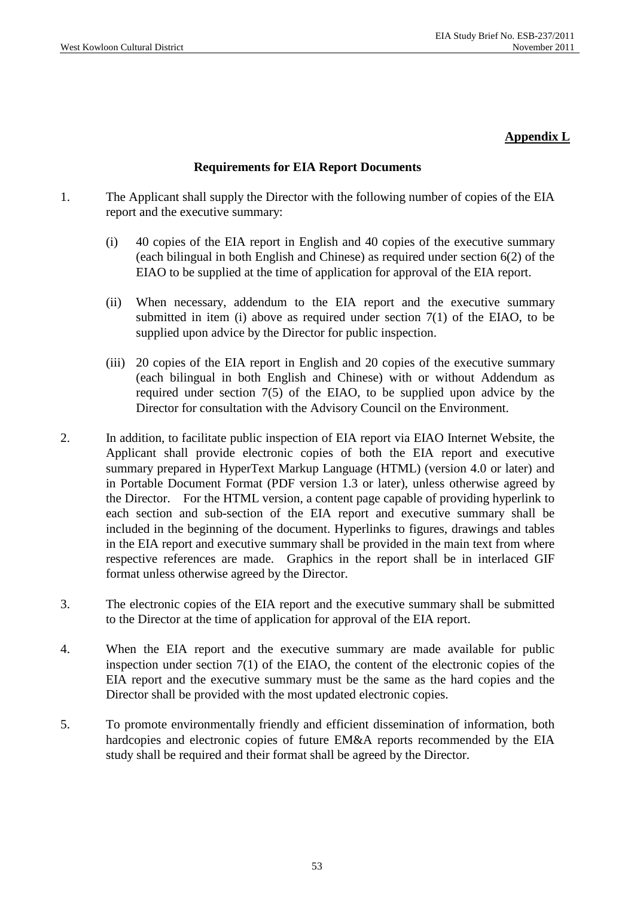**Appendix L**

## Requirements for EIA Report Documents

1. The Applicant shall supply the Director with the following number of copies of the EIA report and the executive summary:

   (i) 40 copies of the EIA report in English and 40 copies of the executive summary (each bilingual in both English and Chinese) as required under section 6(2) of the EIAO to be supplied at the time of application for approval of the EIA report.

   (ii) When necessary, addendum to the EIA report and the executive summary submitted in item (i) above as required under section 7(1) of the EIAO, to be supplied upon advice by the Director for public inspection.

   (iii) 20 copies of the EIA report in English and 20 copies of the executive summary (each bilingual in both English and Chinese) with or without Addendum as required under section 7(5) of the EIAO, to be supplied upon advice by the Director for consultation with the Advisory Council on the Environment.

2. In addition, to facilitate public inspection of EIA report via EIAO Internet Website, the Applicant shall provide electronic copies of both the EIA report and executive summary prepared in HyperText Markup Language (HTML) (version 4.0 or later) and in Portable Document Format (PDF version 1.3 or later), unless otherwise agreed by the Director. For the HTML version, a content page capable of providing hyperlink to each section and sub-section of the EIA report and executive summary shall be included in the beginning of the document. Hyperlinks to figures, drawings and tables in the EIA report and executive summary shall be provided in the main text from where respective references are made. Graphics in the report shall be in interlaced GIF format unless otherwise agreed by the Director.

3. The electronic copies of the EIA report and the executive summary shall be submitted to the Director at the time of application for approval of the EIA report.

4. When the EIA report and the executive summary are made available for public inspection under section 7(1) of the EIAO, the content of the electronic copies of the EIA report and the executive summary must be the same as the hard copies and the Director shall be provided with the most updated electronic copies.

5. To promote environmentally friendly and efficient dissemination of information, both hardcopies and electronic copies of future EM&A reports recommended by the EIA study shall be required and their format shall be agreed by the Director.